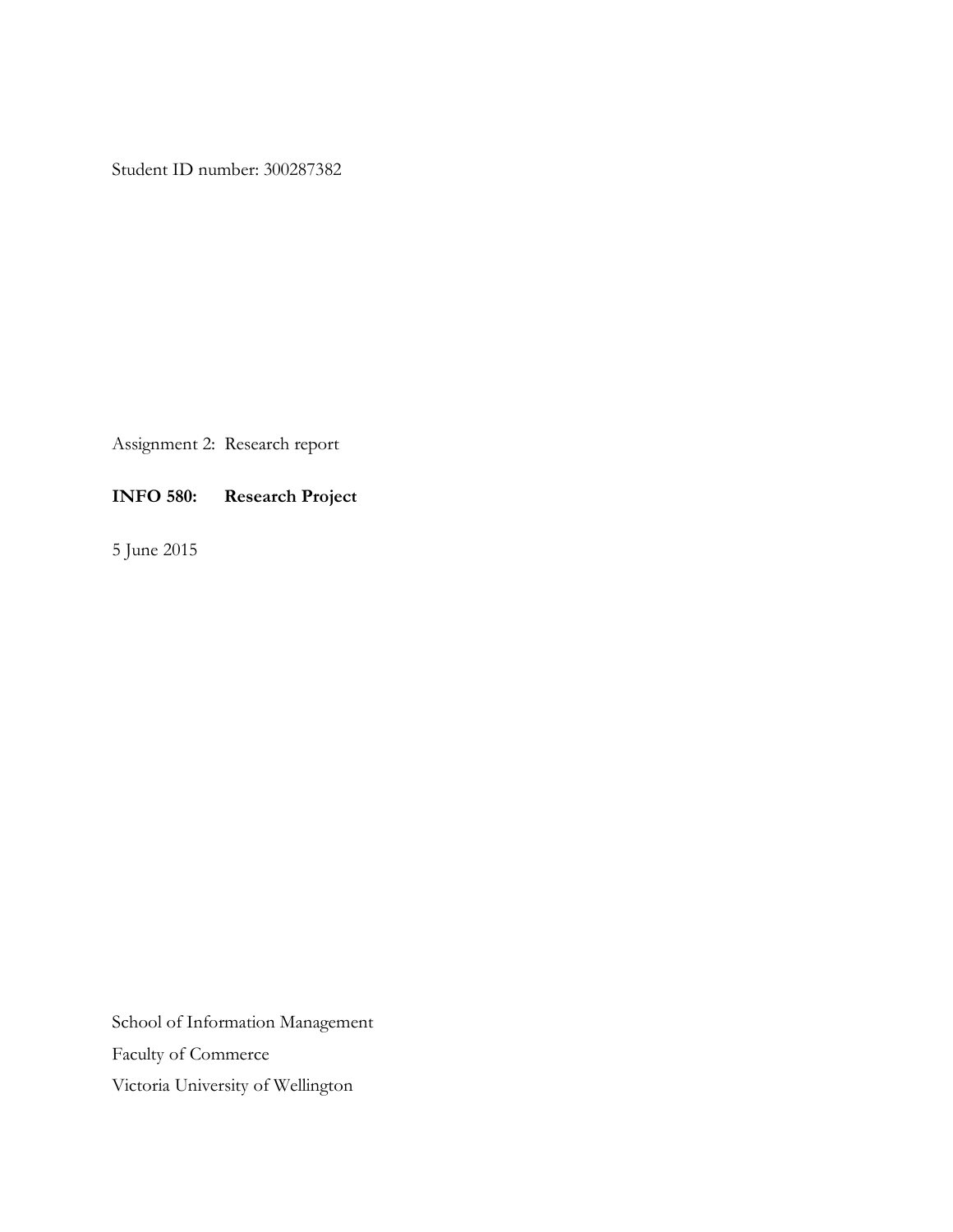Student ID number: 300287382

Assignment 2: Research report

**INFO 580: Research Project**

5 June 2015

School of Information Management

Faculty of Commerce

Victoria University of Wellington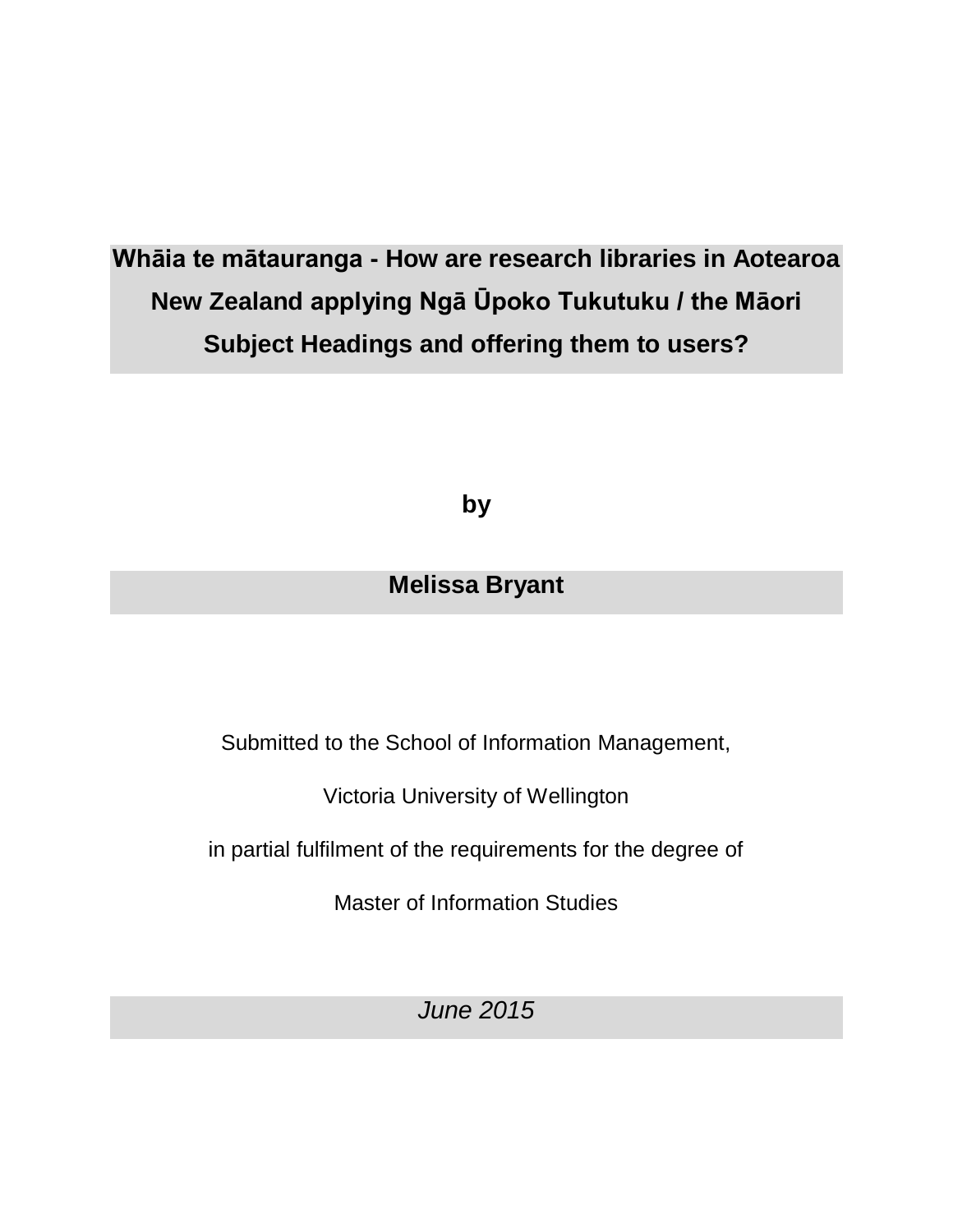# Whāia te mātauranga - How are research libraries in Aotearoa New Zealand applying Ngā Ūpoko Tukutuku / the Māori Subject Headings and offering them to users?

**by**

**Melissa Bryant**

Submitted to the School of Information Management,

Victoria University of Wellington

in partial fulfilment of the requirements for the degree of

Master of Information Studies

*June 2015*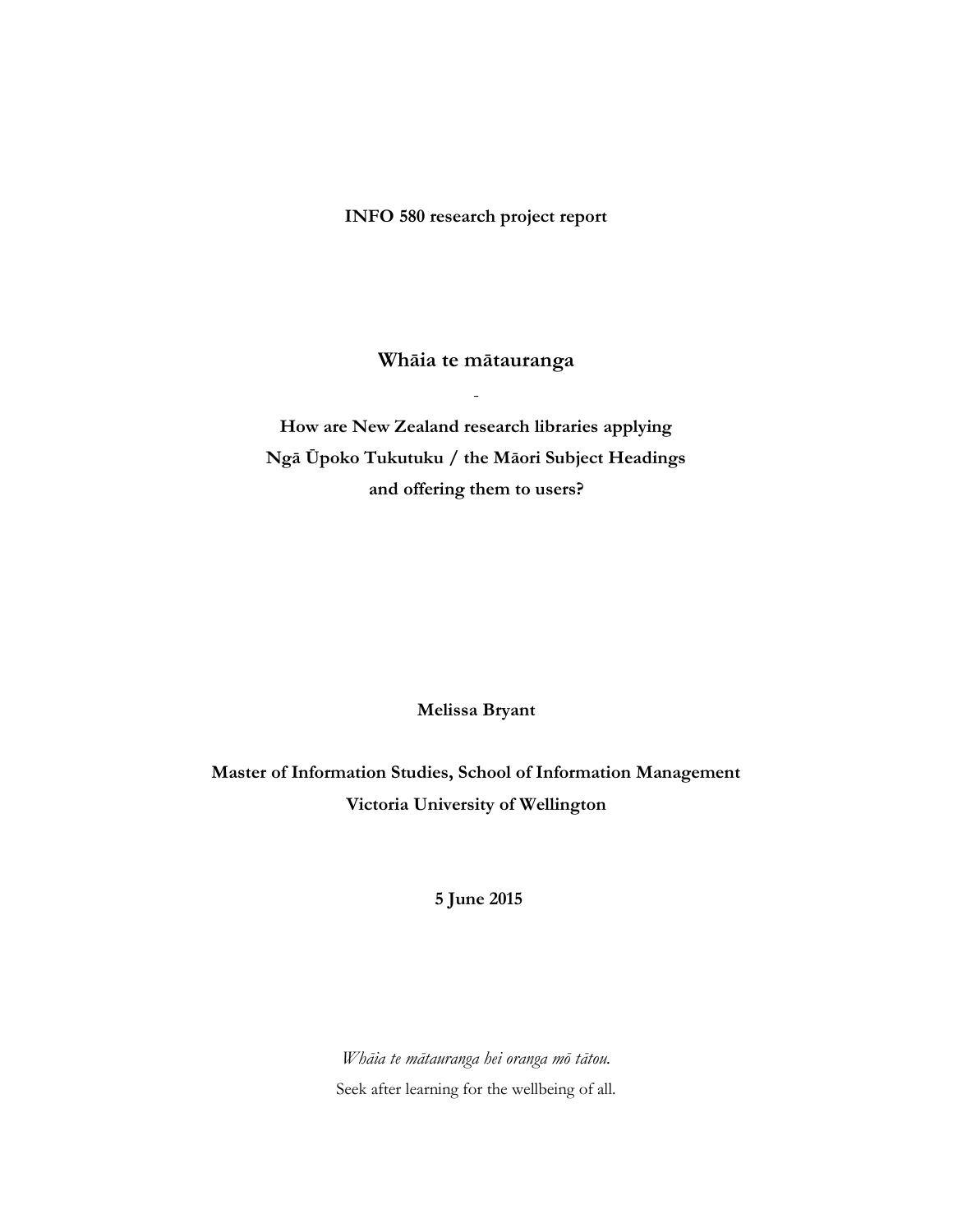**INFO 580 research project report**

# Whāia te mātauranga

-

## How are New Zealand research libraries applying Ngā Ūpoko Tukutuku / the Māori Subject Headings and offering them to users?

**Melissa Bryant**

**Master of Information Studies, School of Information Management**
**Victoria University of Wellington**

**5 June 2015**

*Whāia te mātauranga hei oranga mō tātou.*
Seek after learning for the wellbeing of all.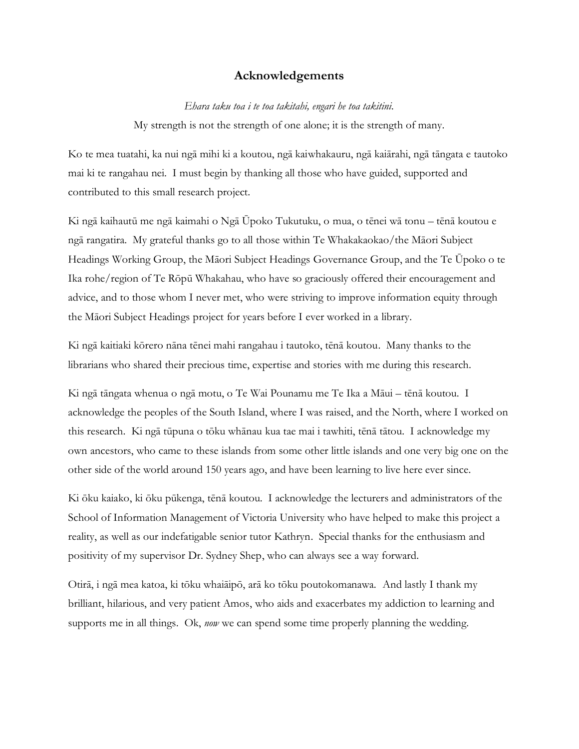# Acknowledgements

*Ehara taku toa i te toa takitahi, engari he toa takitini.*
My strength is not the strength of one alone; it is the strength of many.

Ko te mea tuatahi, ka nui ngā mihi ki a koutou, ngā kaiwhakauru, ngā kaiārahi, ngā tāngata e tautoko mai ki te rangahau nei. I must begin by thanking all those who have guided, supported and contributed to this small research project.

Ki ngā kaihautū me ngā kaimahi o Ngā Ūpoko Tukutuku, o mua, o tēnei wā tonu – tēnā koutou e ngā rangatira. My grateful thanks go to all those within Te Whakakaokao/the Māori Subject Headings Working Group, the Māori Subject Headings Governance Group, and the Te Ūpoko o te Ika rohe/region of Te Rōpū Whakahau, who have so graciously offered their encouragement and advice, and to those whom I never met, who were striving to improve information equity through the Māori Subject Headings project for years before I ever worked in a library.

Ki ngā kaitiaki kōrero nāna tēnei mahi rangahau i tautoko, tēnā koutou. Many thanks to the librarians who shared their precious time, expertise and stories with me during this research.

Ki ngā tāngata whenua o ngā motu, o Te Wai Pounamu me Te Ika a Māui – tēnā koutou. I acknowledge the peoples of the South Island, where I was raised, and the North, where I worked on this research. Ki ngā tūpuna o tōku whānau kua tae mai i tawhiti, tēnā tātou. I acknowledge my own ancestors, who came to these islands from some other little islands and one very big one on the other side of the world around 150 years ago, and have been learning to live here ever since.

Ki ōku kaiako, ki ōku pūkenga, tēnā koutou. I acknowledge the lecturers and administrators of the School of Information Management of Victoria University who have helped to make this project a reality, as well as our indefatigable senior tutor Kathryn. Special thanks for the enthusiasm and positivity of my supervisor Dr. Sydney Shep, who can always see a way forward.

Otirā, i ngā mea katoa, ki tōku whaiāipō, arā ko tōku poutokomanawa. And lastly I thank my brilliant, hilarious, and very patient Amos, who aids and exacerbates my addiction to learning and supports me in all things. Ok, *now* we can spend some time properly planning the wedding.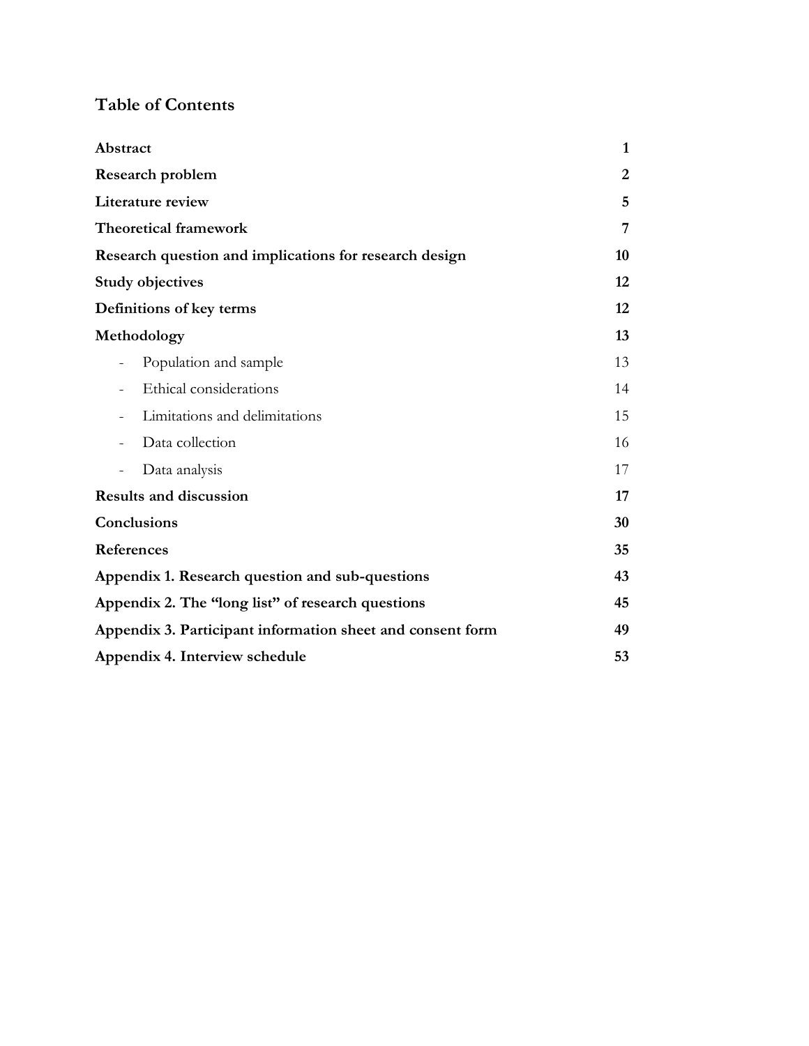## Table of Contents

| | |
|---|---|
| **Abstract** | **1** |
| **Research problem** | **2** |
| **Literature review** | **5** |
| **Theoretical framework** | **7** |
| **Research question and implications for research design** | **10** |
| **Study objectives** | **12** |
| **Definitions of key terms** | **12** |
| **Methodology** | **13** |
| - Population and sample | 13 |
| - Ethical considerations | 14 |
| - Limitations and delimitations | 15 |
| - Data collection | 16 |
| - Data analysis | 17 |
| **Results and discussion** | **17** |
| **Conclusions** | **30** |
| **References** | **35** |
| **Appendix 1. Research question and sub-questions** | **43** |
| **Appendix 2. The "long list" of research questions** | **45** |
| **Appendix 3. Participant information sheet and consent form** | **49** |
| **Appendix 4. Interview schedule** | **53** |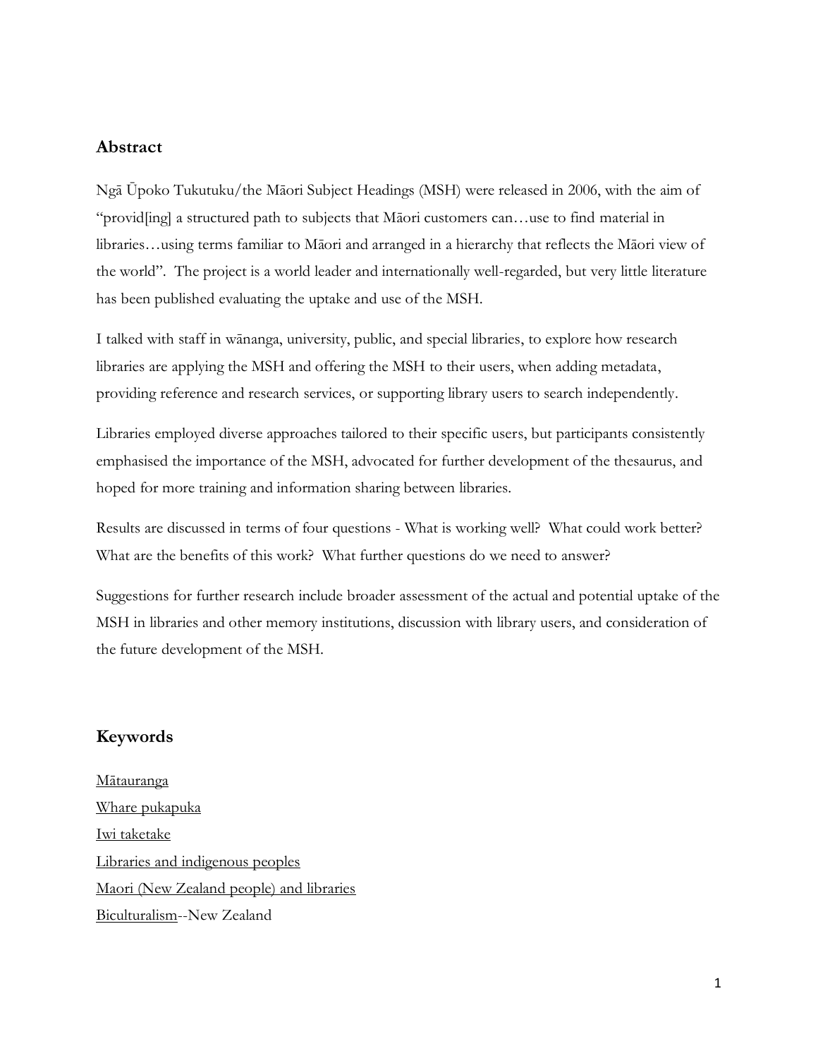## Abstract

Ngā Ūpoko Tukutuku/the Māori Subject Headings (MSH) were released in 2006, with the aim of "provid[ing] a structured path to subjects that Māori customers can…use to find material in libraries…using terms familiar to Māori and arranged in a hierarchy that reflects the Māori view of the world". The project is a world leader and internationally well-regarded, but very little literature has been published evaluating the uptake and use of the MSH.

I talked with staff in wānanga, university, public, and special libraries, to explore how research libraries are applying the MSH and offering the MSH to their users, when adding metadata, providing reference and research services, or supporting library users to search independently.

Libraries employed diverse approaches tailored to their specific users, but participants consistently emphasised the importance of the MSH, advocated for further development of the thesaurus, and hoped for more training and information sharing between libraries.

Results are discussed in terms of four questions - What is working well? What could work better? What are the benefits of this work? What further questions do we need to answer?

Suggestions for further research include broader assessment of the actual and potential uptake of the MSH in libraries and other memory institutions, discussion with library users, and consideration of the future development of the MSH.

## Keywords

Mātauranga
Whare pukapuka
Iwi taketake
Libraries and indigenous peoples
Maori (New Zealand people) and libraries
Biculturalism--New Zealand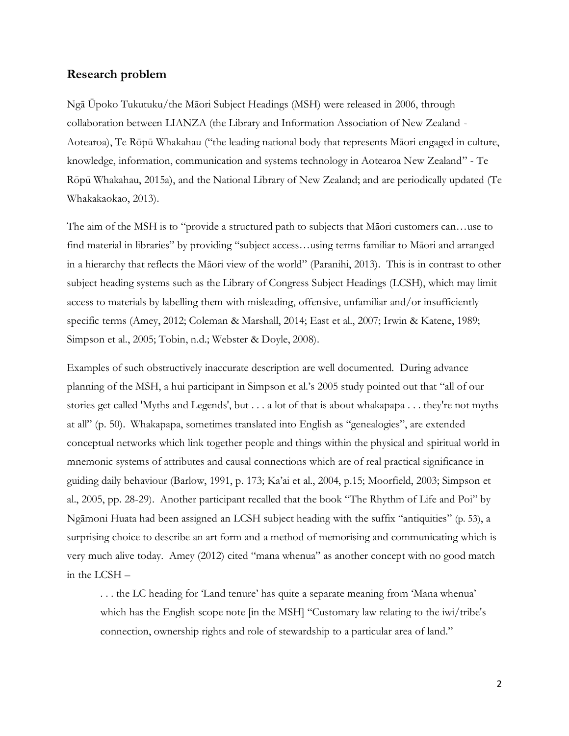## Research problem

Ngā Ūpoko Tukutuku/the Māori Subject Headings (MSH) were released in 2006, through collaboration between LIANZA (the Library and Information Association of New Zealand - Aotearoa), Te Rōpū Whakahau ("the leading national body that represents Māori engaged in culture, knowledge, information, communication and systems technology in Aotearoa New Zealand" - Te Rōpū Whakahau, 2015a), and the National Library of New Zealand; and are periodically updated (Te Whakakaokao, 2013).

The aim of the MSH is to "provide a structured path to subjects that Māori customers can…use to find material in libraries" by providing "subject access…using terms familiar to Māori and arranged in a hierarchy that reflects the Māori view of the world" (Paranihi, 2013). This is in contrast to other subject heading systems such as the Library of Congress Subject Headings (LCSH), which may limit access to materials by labelling them with misleading, offensive, unfamiliar and/or insufficiently specific terms (Amey, 2012; Coleman & Marshall, 2014; East et al., 2007; Irwin & Katene, 1989; Simpson et al., 2005; Tobin, n.d.; Webster & Doyle, 2008).

Examples of such obstructively inaccurate description are well documented. During advance planning of the MSH, a hui participant in Simpson et al.'s 2005 study pointed out that "all of our stories get called 'Myths and Legends', but . . . a lot of that is about whakapapa . . . they're not myths at all" (p. 50). Whakapapa, sometimes translated into English as "genealogies", are extended conceptual networks which link together people and things within the physical and spiritual world in mnemonic systems of attributes and causal connections which are of real practical significance in guiding daily behaviour (Barlow, 1991, p. 173; Ka'ai et al., 2004, p.15; Moorfield, 2003; Simpson et al., 2005, pp. 28-29). Another participant recalled that the book "The Rhythm of Life and Poi" by Ngāmoni Huata had been assigned an LCSH subject heading with the suffix "antiquities" (p. 53), a surprising choice to describe an art form and a method of memorising and communicating which is very much alive today. Amey (2012) cited "mana whenua" as another concept with no good match in the LCSH –

> . . . the LC heading for 'Land tenure' has quite a separate meaning from 'Mana whenua' which has the English scope note [in the MSH] "Customary law relating to the iwi/tribe's connection, ownership rights and role of stewardship to a particular area of land."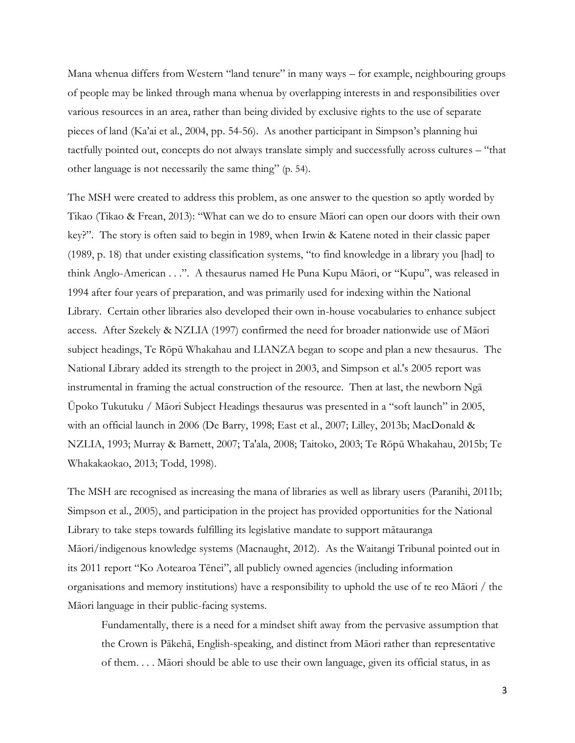Mana whenua differs from Western "land tenure" in many ways – for example, neighbouring groups of people may be linked through mana whenua by overlapping interests in and responsibilities over various resources in an area, rather than being divided by exclusive rights to the use of separate pieces of land (Ka'ai et al., 2004, pp. 54-56). As another participant in Simpson's planning hui tactfully pointed out, concepts do not always translate simply and successfully across cultures – "that other language is not necessarily the same thing" (p. 54).

The MSH were created to address this problem, as one answer to the question so aptly worded by Tikao (Tikao & Frean, 2013): "What can we do to ensure Māori can open our doors with their own key?". The story is often said to begin in 1989, when Irwin & Katene noted in their classic paper (1989, p. 18) that under existing classification systems, "to find knowledge in a library you [had] to think Anglo-American . . .". A thesaurus named He Puna Kupu Māori, or "Kupu", was released in 1994 after four years of preparation, and was primarily used for indexing within the National Library. Certain other libraries also developed their own in-house vocabularies to enhance subject access. After Szekely & NZLIA (1997) confirmed the need for broader nationwide use of Māori subject headings, Te Rōpū Whakahau and LIANZA began to scope and plan a new thesaurus. The National Library added its strength to the project in 2003, and Simpson et al.'s 2005 report was instrumental in framing the actual construction of the resource. Then at last, the newborn Ngā Ūpoko Tukutuku / Māori Subject Headings thesaurus was presented in a "soft launch" in 2005, with an official launch in 2006 (De Barry, 1998; East et al., 2007; Lilley, 2013b; MacDonald & NZLIA, 1993; Murray & Barnett, 2007; Ta'ala, 2008; Taitoko, 2003; Te Rōpū Whakahau, 2015b; Te Whakakaokao, 2013; Todd, 1998).

The MSH are recognised as increasing the mana of libraries as well as library users (Paranihi, 2011b; Simpson et al., 2005), and participation in the project has provided opportunities for the National Library to take steps towards fulfilling its legislative mandate to support mātauranga Māori/indigenous knowledge systems (Macnaught, 2012). As the Waitangi Tribunal pointed out in its 2011 report "Ko Aotearoa Tēnei", all publicly owned agencies (including information organisations and memory institutions) have a responsibility to uphold the use of te reo Māori / the Māori language in their public-facing systems.

> Fundamentally, there is a need for a mindset shift away from the pervasive assumption that the Crown is Pākehā, English-speaking, and distinct from Māori rather than representative of them. . . . Māori should be able to use their own language, given its official status, in as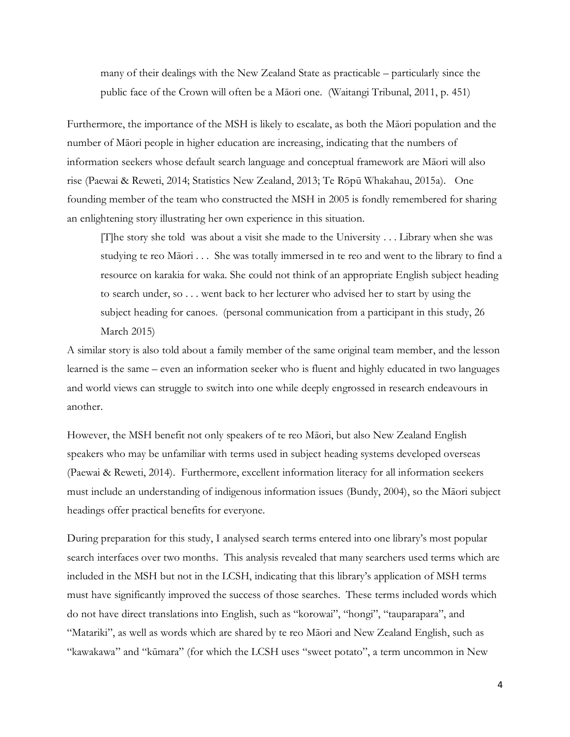> many of their dealings with the New Zealand State as practicable – particularly since the public face of the Crown will often be a Māori one. (Waitangi Tribunal, 2011, p. 451)

Furthermore, the importance of the MSH is likely to escalate, as both the Māori population and the number of Māori people in higher education are increasing, indicating that the numbers of information seekers whose default search language and conceptual framework are Māori will also rise (Paewai & Reweti, 2014; Statistics New Zealand, 2013; Te Rōpū Whakahau, 2015a). One founding member of the team who constructed the MSH in 2005 is fondly remembered for sharing an enlightening story illustrating her own experience in this situation.

> [T]he story she told was about a visit she made to the University . . . Library when she was studying te reo Māori . . . She was totally immersed in te reo and went to the library to find a resource on karakia for waka. She could not think of an appropriate English subject heading to search under, so . . . went back to her lecturer who advised her to start by using the subject heading for canoes. (personal communication from a participant in this study, 26 March 2015)

A similar story is also told about a family member of the same original team member, and the lesson learned is the same – even an information seeker who is fluent and highly educated in two languages and world views can struggle to switch into one while deeply engrossed in research endeavours in another.

However, the MSH benefit not only speakers of te reo Māori, but also New Zealand English speakers who may be unfamiliar with terms used in subject heading systems developed overseas (Paewai & Reweti, 2014). Furthermore, excellent information literacy for all information seekers must include an understanding of indigenous information issues (Bundy, 2004), so the Māori subject headings offer practical benefits for everyone.

During preparation for this study, I analysed search terms entered into one library's most popular search interfaces over two months. This analysis revealed that many searchers used terms which are included in the MSH but not in the LCSH, indicating that this library's application of MSH terms must have significantly improved the success of those searches. These terms included words which do not have direct translations into English, such as "korowai", "hongi", "tauparapara", and "Matariki", as well as words which are shared by te reo Māori and New Zealand English, such as "kawakawa" and "kūmara" (for which the LCSH uses "sweet potato", a term uncommon in New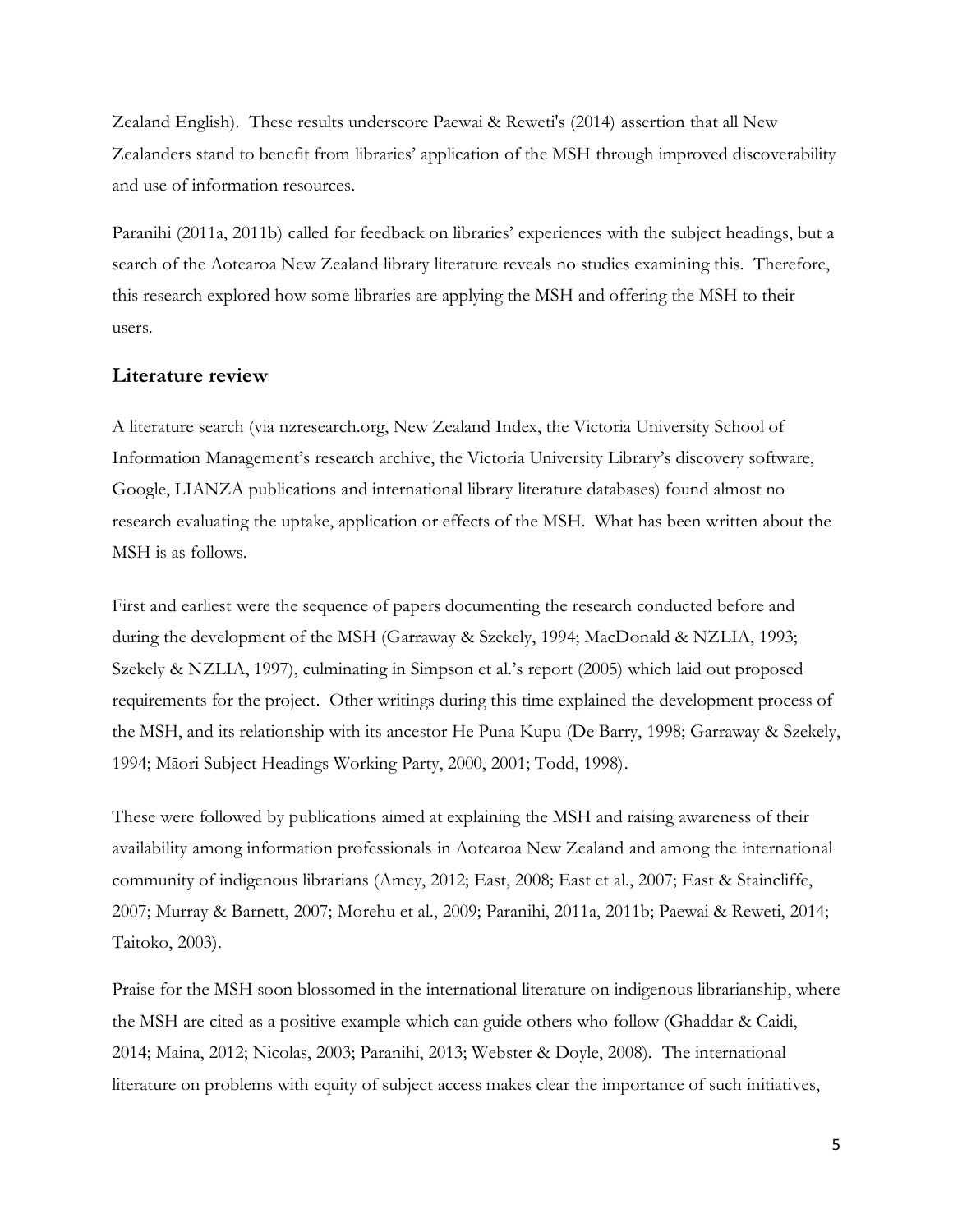Zealand English). These results underscore Paewai & Reweti's (2014) assertion that all New Zealanders stand to benefit from libraries' application of the MSH through improved discoverability and use of information resources.

Paranihi (2011a, 2011b) called for feedback on libraries' experiences with the subject headings, but a search of the Aotearoa New Zealand library literature reveals no studies examining this. Therefore, this research explored how some libraries are applying the MSH and offering the MSH to their users.

## Literature review

A literature search (via nzresearch.org, New Zealand Index, the Victoria University School of Information Management's research archive, the Victoria University Library's discovery software, Google, LIANZA publications and international library literature databases) found almost no research evaluating the uptake, application or effects of the MSH. What has been written about the MSH is as follows.

First and earliest were the sequence of papers documenting the research conducted before and during the development of the MSH (Garraway & Szekely, 1994; MacDonald & NZLIA, 1993; Szekely & NZLIA, 1997), culminating in Simpson et al.'s report (2005) which laid out proposed requirements for the project. Other writings during this time explained the development process of the MSH, and its relationship with its ancestor He Puna Kupu (De Barry, 1998; Garraway & Szekely, 1994; Māori Subject Headings Working Party, 2000, 2001; Todd, 1998).

These were followed by publications aimed at explaining the MSH and raising awareness of their availability among information professionals in Aotearoa New Zealand and among the international community of indigenous librarians (Amey, 2012; East, 2008; East et al., 2007; East & Staincliffe, 2007; Murray & Barnett, 2007; Morehu et al., 2009; Paranihi, 2011a, 2011b; Paewai & Reweti, 2014; Taitoko, 2003).

Praise for the MSH soon blossomed in the international literature on indigenous librarianship, where the MSH are cited as a positive example which can guide others who follow (Ghaddar & Caidi, 2014; Maina, 2012; Nicolas, 2003; Paranihi, 2013; Webster & Doyle, 2008). The international literature on problems with equity of subject access makes clear the importance of such initiatives,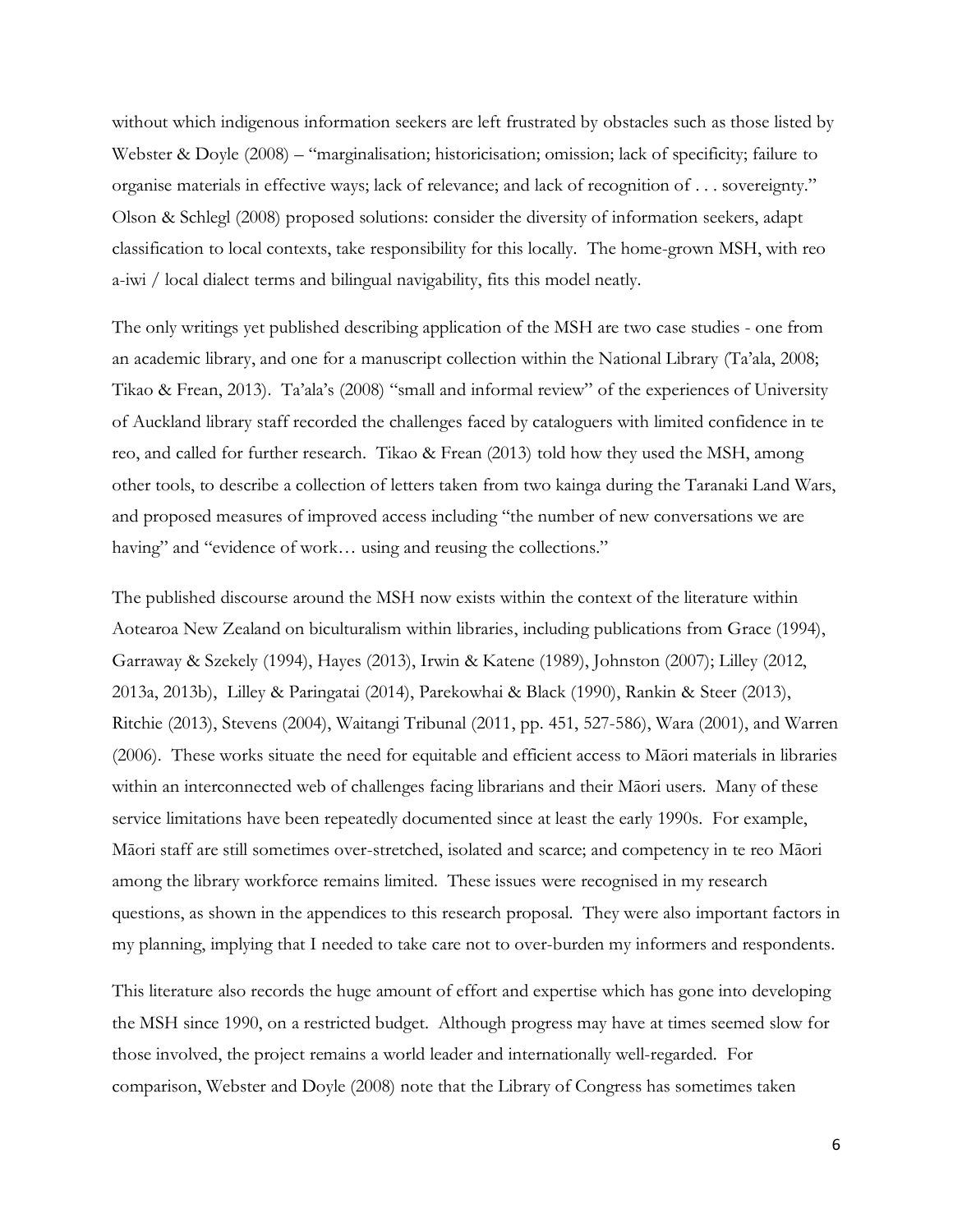without which indigenous information seekers are left frustrated by obstacles such as those listed by Webster & Doyle (2008) – "marginalisation; historicisation; omission; lack of specificity; failure to organise materials in effective ways; lack of relevance; and lack of recognition of . . . sovereignty." Olson & Schlegl (2008) proposed solutions: consider the diversity of information seekers, adapt classification to local contexts, take responsibility for this locally. The home-grown MSH, with reo a-iwi / local dialect terms and bilingual navigability, fits this model neatly.

The only writings yet published describing application of the MSH are two case studies - one from an academic library, and one for a manuscript collection within the National Library (Ta'ala, 2008; Tikao & Frean, 2013). Ta'ala's (2008) "small and informal review" of the experiences of University of Auckland library staff recorded the challenges faced by cataloguers with limited confidence in te reo, and called for further research. Tikao & Frean (2013) told how they used the MSH, among other tools, to describe a collection of letters taken from two kainga during the Taranaki Land Wars, and proposed measures of improved access including "the number of new conversations we are having" and "evidence of work… using and reusing the collections."

The published discourse around the MSH now exists within the context of the literature within Aotearoa New Zealand on biculturalism within libraries, including publications from Grace (1994), Garraway & Szekely (1994), Hayes (2013), Irwin & Katene (1989), Johnston (2007); Lilley (2012, 2013a, 2013b), Lilley & Paringatai (2014), Parekowhai & Black (1990), Rankin & Steer (2013), Ritchie (2013), Stevens (2004), Waitangi Tribunal (2011, pp. 451, 527-586), Wara (2001), and Warren (2006). These works situate the need for equitable and efficient access to Māori materials in libraries within an interconnected web of challenges facing librarians and their Māori users. Many of these service limitations have been repeatedly documented since at least the early 1990s. For example, Māori staff are still sometimes over-stretched, isolated and scarce; and competency in te reo Māori among the library workforce remains limited. These issues were recognised in my research questions, as shown in the appendices to this research proposal. They were also important factors in my planning, implying that I needed to take care not to over-burden my informers and respondents.

This literature also records the huge amount of effort and expertise which has gone into developing the MSH since 1990, on a restricted budget. Although progress may have at times seemed slow for those involved, the project remains a world leader and internationally well-regarded. For comparison, Webster and Doyle (2008) note that the Library of Congress has sometimes taken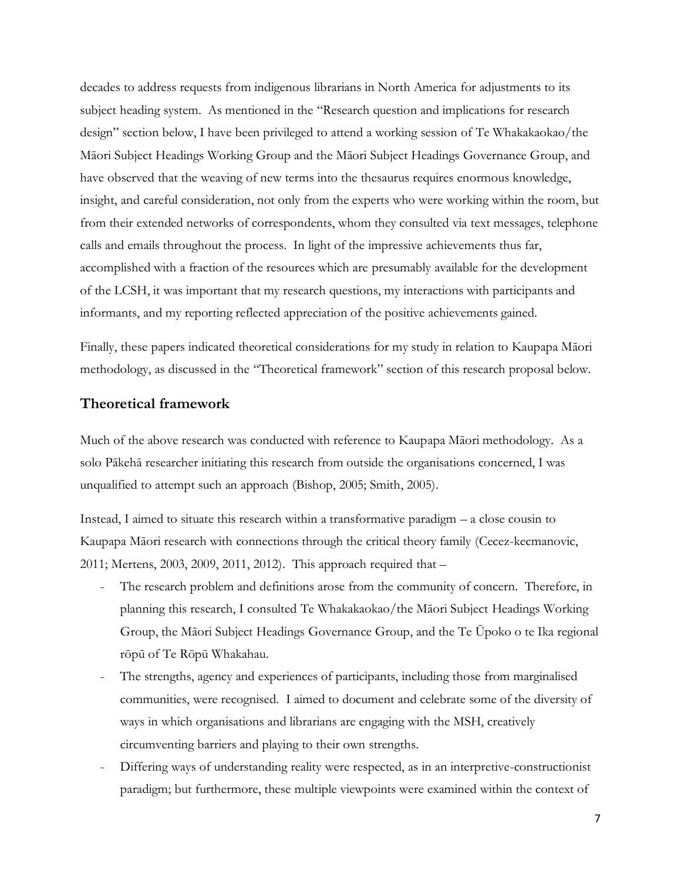decades to address requests from indigenous librarians in North America for adjustments to its subject heading system. As mentioned in the "Research question and implications for research design" section below, I have been privileged to attend a working session of Te Whakakaokao/the Māori Subject Headings Working Group and the Māori Subject Headings Governance Group, and have observed that the weaving of new terms into the thesaurus requires enormous knowledge, insight, and careful consideration, not only from the experts who were working within the room, but from their extended networks of correspondents, whom they consulted via text messages, telephone calls and emails throughout the process. In light of the impressive achievements thus far, accomplished with a fraction of the resources which are presumably available for the development of the LCSH, it was important that my research questions, my interactions with participants and informants, and my reporting reflected appreciation of the positive achievements gained.

Finally, these papers indicated theoretical considerations for my study in relation to Kaupapa Māori methodology, as discussed in the "Theoretical framework" section of this research proposal below.

## Theoretical framework

Much of the above research was conducted with reference to Kaupapa Māori methodology. As a solo Pākehā researcher initiating this research from outside the organisations concerned, I was unqualified to attempt such an approach (Bishop, 2005; Smith, 2005).

Instead, I aimed to situate this research within a transformative paradigm – a close cousin to Kaupapa Māori research with connections through the critical theory family (Cecez-kecmanovic, 2011; Mertens, 2003, 2009, 2011, 2012). This approach required that –

- The research problem and definitions arose from the community of concern. Therefore, in planning this research, I consulted Te Whakakaokao/the Māori Subject Headings Working Group, the Māori Subject Headings Governance Group, and the Te Ūpoko o te Ika regional rōpū of Te Rōpū Whakahau.
- The strengths, agency and experiences of participants, including those from marginalised communities, were recognised. I aimed to document and celebrate some of the diversity of ways in which organisations and librarians are engaging with the MSH, creatively circumventing barriers and playing to their own strengths.
- Differing ways of understanding reality were respected, as in an interpretive-constructionist paradigm; but furthermore, these multiple viewpoints were examined within the context of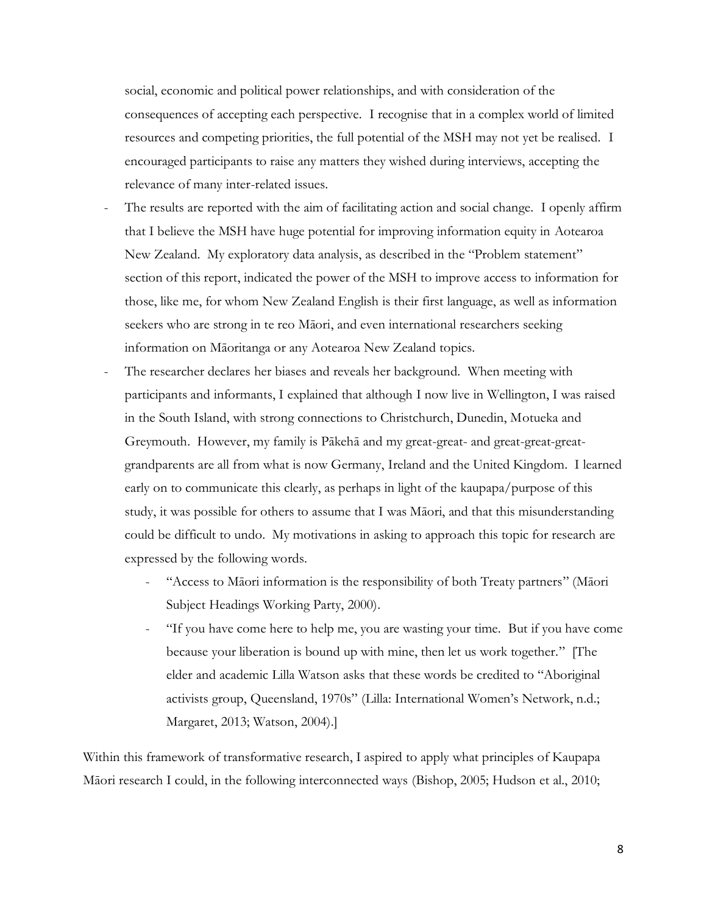social, economic and political power relationships, and with consideration of the consequences of accepting each perspective. I recognise that in a complex world of limited resources and competing priorities, the full potential of the MSH may not yet be realised. I encouraged participants to raise any matters they wished during interviews, accepting the relevance of many inter-related issues.

- The results are reported with the aim of facilitating action and social change. I openly affirm that I believe the MSH have huge potential for improving information equity in Aotearoa New Zealand. My exploratory data analysis, as described in the "Problem statement" section of this report, indicated the power of the MSH to improve access to information for those, like me, for whom New Zealand English is their first language, as well as information seekers who are strong in te reo Māori, and even international researchers seeking information on Māoritanga or any Aotearoa New Zealand topics.
- The researcher declares her biases and reveals her background. When meeting with participants and informants, I explained that although I now live in Wellington, I was raised in the South Island, with strong connections to Christchurch, Dunedin, Motueka and Greymouth. However, my family is Pākehā and my great-great- and great-great-great-grandparents are all from what is now Germany, Ireland and the United Kingdom. I learned early on to communicate this clearly, as perhaps in light of the kaupapa/purpose of this study, it was possible for others to assume that I was Māori, and that this misunderstanding could be difficult to undo. My motivations in asking to approach this topic for research are expressed by the following words.
    - "Access to Māori information is the responsibility of both Treaty partners" (Māori Subject Headings Working Party, 2000).
    - "If you have come here to help me, you are wasting your time. But if you have come because your liberation is bound up with mine, then let us work together." [The elder and academic Lilla Watson asks that these words be credited to "Aboriginal activists group, Queensland, 1970s" (Lilla: International Women's Network, n.d.; Margaret, 2013; Watson, 2004).]

Within this framework of transformative research, I aspired to apply what principles of Kaupapa Māori research I could, in the following interconnected ways (Bishop, 2005; Hudson et al., 2010;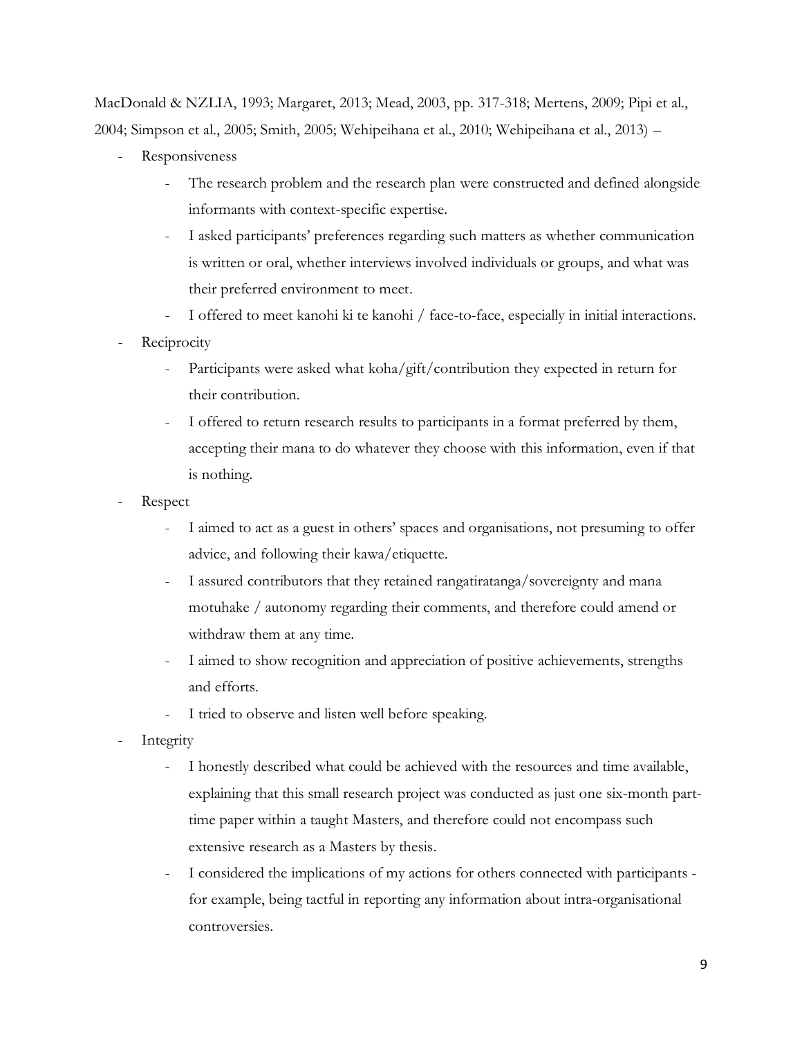MacDonald & NZLIA, 1993; Margaret, 2013; Mead, 2003, pp. 317-318; Mertens, 2009; Pipi et al., 2004; Simpson et al., 2005; Smith, 2005; Wehipeihana et al., 2010; Wehipeihana et al., 2013) –

- Responsiveness
    - The research problem and the research plan were constructed and defined alongside informants with context-specific expertise.
    - I asked participants' preferences regarding such matters as whether communication is written or oral, whether interviews involved individuals or groups, and what was their preferred environment to meet.
    - I offered to meet kanohi ki te kanohi / face-to-face, especially in initial interactions.
- Reciprocity
    - Participants were asked what koha/gift/contribution they expected in return for their contribution.
    - I offered to return research results to participants in a format preferred by them, accepting their mana to do whatever they choose with this information, even if that is nothing.
- Respect
    - I aimed to act as a guest in others' spaces and organisations, not presuming to offer advice, and following their kawa/etiquette.
    - I assured contributors that they retained rangatiratanga/sovereignty and mana motuhake / autonomy regarding their comments, and therefore could amend or withdraw them at any time.
    - I aimed to show recognition and appreciation of positive achievements, strengths and efforts.
    - I tried to observe and listen well before speaking.
- Integrity
    - I honestly described what could be achieved with the resources and time available, explaining that this small research project was conducted as just one six-month part-time paper within a taught Masters, and therefore could not encompass such extensive research as a Masters by thesis.
    - I considered the implications of my actions for others connected with participants - for example, being tactful in reporting any information about intra-organisational controversies.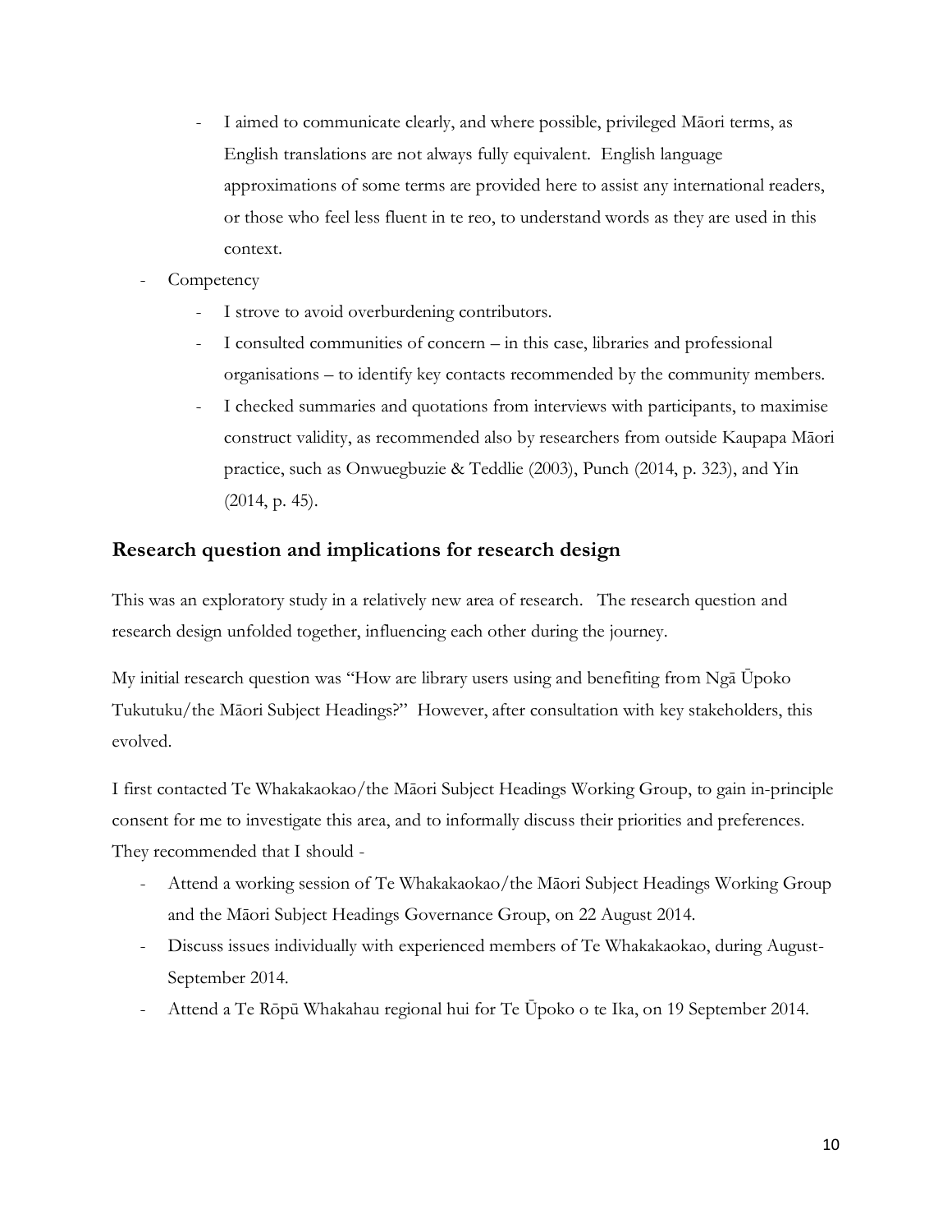- I aimed to communicate clearly, and where possible, privileged Māori terms, as English translations are not always fully equivalent. English language approximations of some terms are provided here to assist any international readers, or those who feel less fluent in te reo, to understand words as they are used in this context.
- Competency
  - I strove to avoid overburdening contributors.
  - I consulted communities of concern – in this case, libraries and professional organisations – to identify key contacts recommended by the community members.
  - I checked summaries and quotations from interviews with participants, to maximise construct validity, as recommended also by researchers from outside Kaupapa Māori practice, such as Onwuegbuzie & Teddlie (2003), Punch (2014, p. 323), and Yin (2014, p. 45).

## Research question and implications for research design

This was an exploratory study in a relatively new area of research. The research question and research design unfolded together, influencing each other during the journey.

My initial research question was "How are library users using and benefiting from Ngā Ūpoko Tukutuku/the Māori Subject Headings?" However, after consultation with key stakeholders, this evolved.

I first contacted Te Whakakaokao/the Māori Subject Headings Working Group, to gain in-principle consent for me to investigate this area, and to informally discuss their priorities and preferences. They recommended that I should -

- Attend a working session of Te Whakakaokao/the Māori Subject Headings Working Group and the Māori Subject Headings Governance Group, on 22 August 2014.
- Discuss issues individually with experienced members of Te Whakakaokao, during August-September 2014.
- Attend a Te Rōpū Whakahau regional hui for Te Ūpoko o te Ika, on 19 September 2014.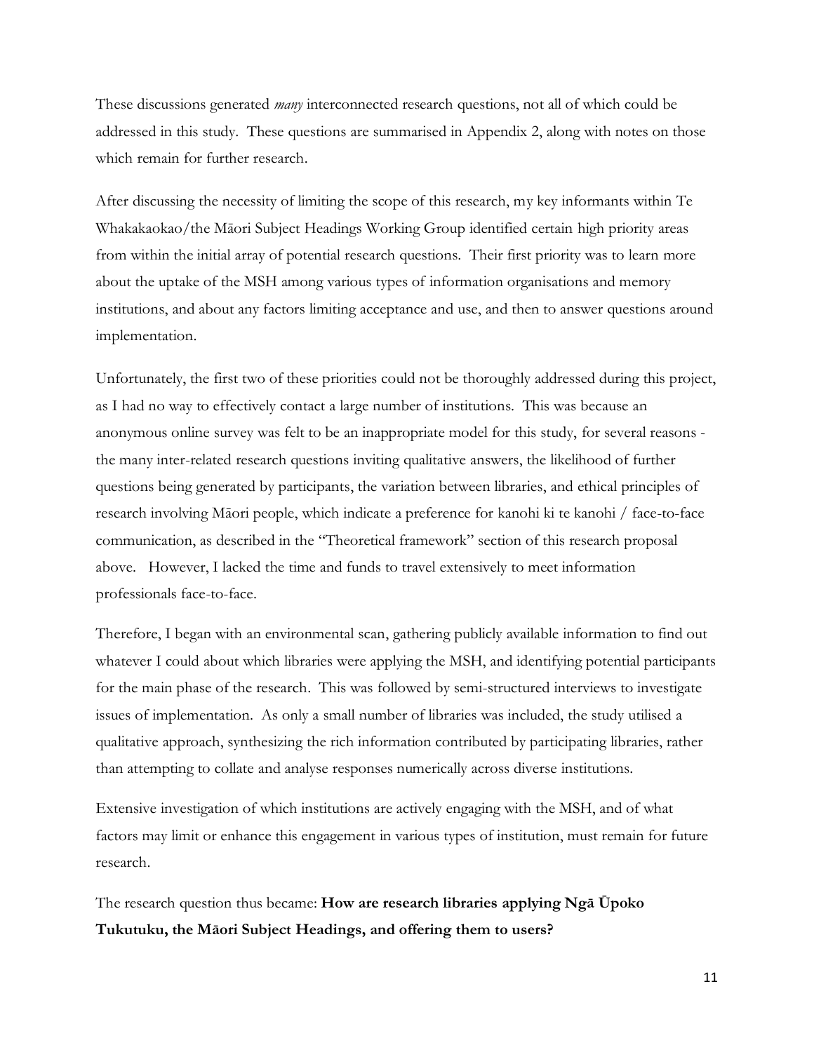These discussions generated *many* interconnected research questions, not all of which could be addressed in this study. These questions are summarised in Appendix 2, along with notes on those which remain for further research.

After discussing the necessity of limiting the scope of this research, my key informants within Te Whakakaokao/the Māori Subject Headings Working Group identified certain high priority areas from within the initial array of potential research questions. Their first priority was to learn more about the uptake of the MSH among various types of information organisations and memory institutions, and about any factors limiting acceptance and use, and then to answer questions around implementation.

Unfortunately, the first two of these priorities could not be thoroughly addressed during this project, as I had no way to effectively contact a large number of institutions. This was because an anonymous online survey was felt to be an inappropriate model for this study, for several reasons - the many inter-related research questions inviting qualitative answers, the likelihood of further questions being generated by participants, the variation between libraries, and ethical principles of research involving Māori people, which indicate a preference for kanohi ki te kanohi / face-to-face communication, as described in the "Theoretical framework" section of this research proposal above. However, I lacked the time and funds to travel extensively to meet information professionals face-to-face.

Therefore, I began with an environmental scan, gathering publicly available information to find out whatever I could about which libraries were applying the MSH, and identifying potential participants for the main phase of the research. This was followed by semi-structured interviews to investigate issues of implementation. As only a small number of libraries was included, the study utilised a qualitative approach, synthesizing the rich information contributed by participating libraries, rather than attempting to collate and analyse responses numerically across diverse institutions.

Extensive investigation of which institutions are actively engaging with the MSH, and of what factors may limit or enhance this engagement in various types of institution, must remain for future research.

The research question thus became: **How are research libraries applying Ngā Ūpoko Tukutuku, the Māori Subject Headings, and offering them to users?**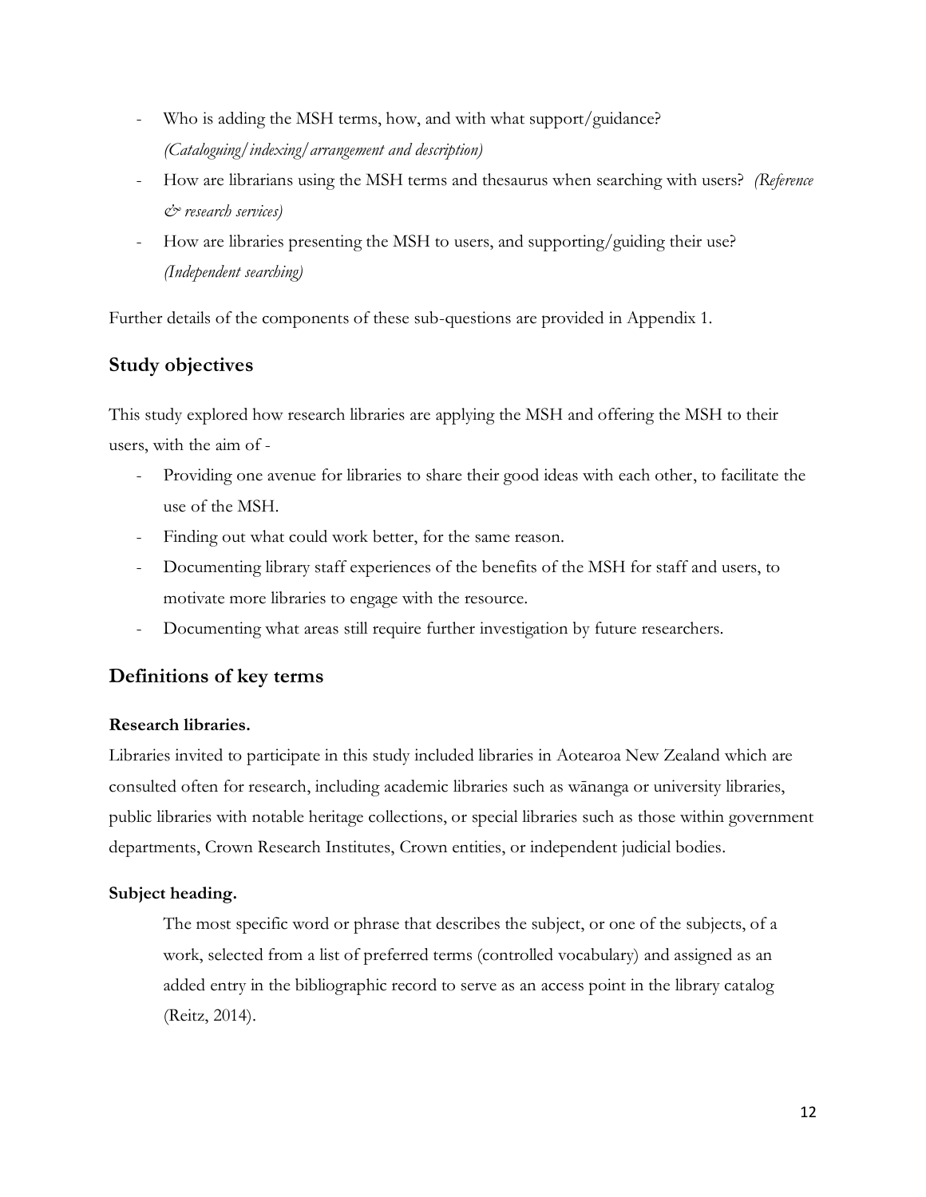- Who is adding the MSH terms, how, and with what support/guidance? *(Cataloguing/indexing/arrangement and description)*
- How are librarians using the MSH terms and thesaurus when searching with users? *(Reference & research services)*
- How are libraries presenting the MSH to users, and supporting/guiding their use? *(Independent searching)*

Further details of the components of these sub-questions are provided in Appendix 1.

## Study objectives

This study explored how research libraries are applying the MSH and offering the MSH to their users, with the aim of -

- Providing one avenue for libraries to share their good ideas with each other, to facilitate the use of the MSH.
- Finding out what could work better, for the same reason.
- Documenting library staff experiences of the benefits of the MSH for staff and users, to motivate more libraries to engage with the resource.
- Documenting what areas still require further investigation by future researchers.

## Definitions of key terms

### Research libraries.

Libraries invited to participate in this study included libraries in Aotearoa New Zealand which are consulted often for research, including academic libraries such as wānanga or university libraries, public libraries with notable heritage collections, or special libraries such as those within government departments, Crown Research Institutes, Crown entities, or independent judicial bodies.

### Subject heading.

> The most specific word or phrase that describes the subject, or one of the subjects, of a work, selected from a list of preferred terms (controlled vocabulary) and assigned as an added entry in the bibliographic record to serve as an access point in the library catalog (Reitz, 2014).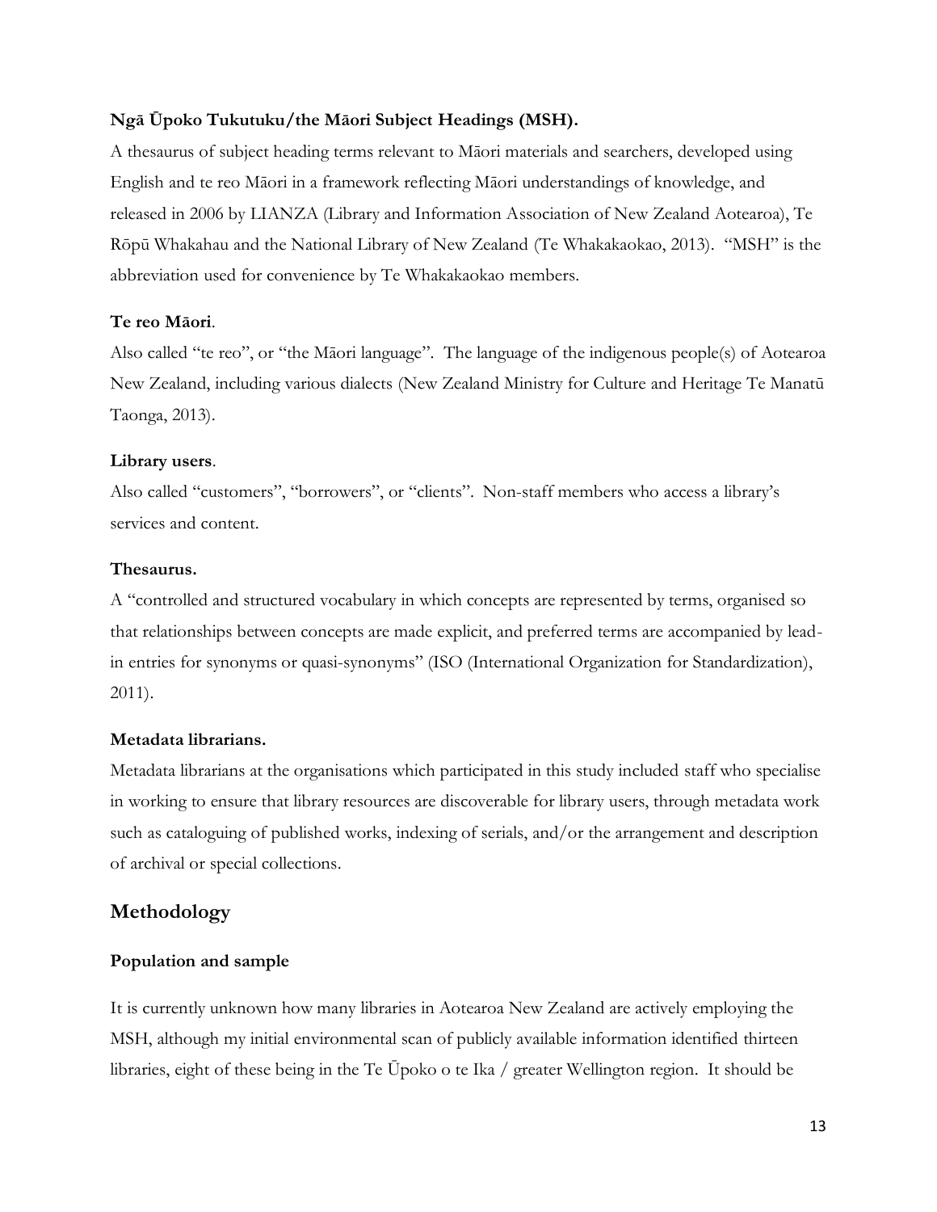**Ngā Ūpoko Tukutuku/the Māori Subject Headings (MSH).**

A thesaurus of subject heading terms relevant to Māori materials and searchers, developed using English and te reo Māori in a framework reflecting Māori understandings of knowledge, and released in 2006 by LIANZA (Library and Information Association of New Zealand Aotearoa), Te Rōpū Whakahau and the National Library of New Zealand (Te Whakakaokao, 2013). "MSH" is the abbreviation used for convenience by Te Whakakaokao members.

**Te reo Māori**.

Also called "te reo", or "the Māori language". The language of the indigenous people(s) of Aotearoa New Zealand, including various dialects (New Zealand Ministry for Culture and Heritage Te Manatū Taonga, 2013).

**Library users**.

Also called "customers", "borrowers", or "clients". Non-staff members who access a library's services and content.

**Thesaurus.**

A "controlled and structured vocabulary in which concepts are represented by terms, organised so that relationships between concepts are made explicit, and preferred terms are accompanied by lead-in entries for synonyms or quasi-synonyms" (ISO (International Organization for Standardization), 2011).

**Metadata librarians.**

Metadata librarians at the organisations which participated in this study included staff who specialise in working to ensure that library resources are discoverable for library users, through metadata work such as cataloguing of published works, indexing of serials, and/or the arrangement and description of archival or special collections.

## Methodology

### Population and sample

It is currently unknown how many libraries in Aotearoa New Zealand are actively employing the MSH, although my initial environmental scan of publicly available information identified thirteen libraries, eight of these being in the Te Ūpoko o te Ika / greater Wellington region. It should be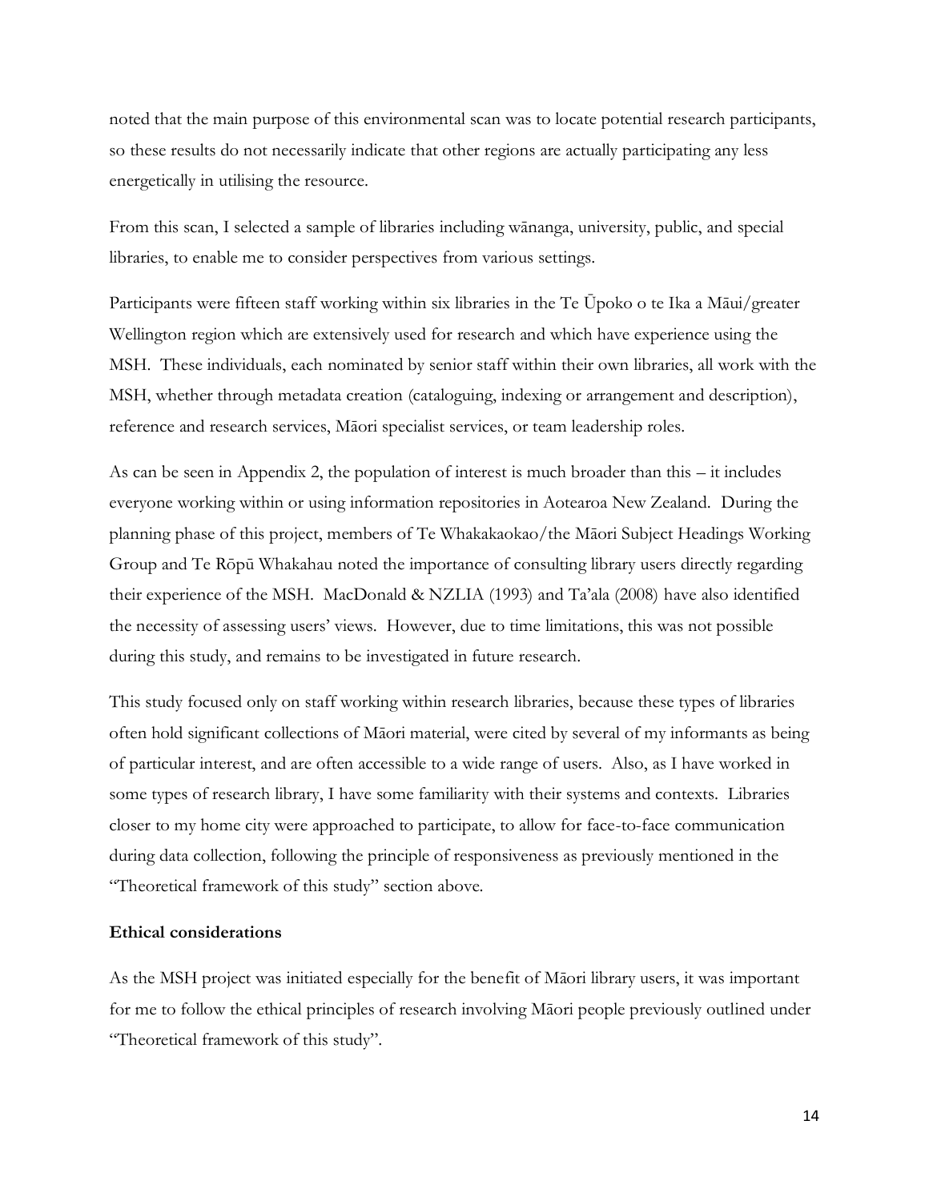noted that the main purpose of this environmental scan was to locate potential research participants, so these results do not necessarily indicate that other regions are actually participating any less energetically in utilising the resource.

From this scan, I selected a sample of libraries including wānanga, university, public, and special libraries, to enable me to consider perspectives from various settings.

Participants were fifteen staff working within six libraries in the Te Ūpoko o te Ika a Māui/greater Wellington region which are extensively used for research and which have experience using the MSH. These individuals, each nominated by senior staff within their own libraries, all work with the MSH, whether through metadata creation (cataloguing, indexing or arrangement and description), reference and research services, Māori specialist services, or team leadership roles.

As can be seen in Appendix 2, the population of interest is much broader than this – it includes everyone working within or using information repositories in Aotearoa New Zealand. During the planning phase of this project, members of Te Whakakaokao/the Māori Subject Headings Working Group and Te Rōpū Whakahau noted the importance of consulting library users directly regarding their experience of the MSH. MacDonald & NZLIA (1993) and Ta'ala (2008) have also identified the necessity of assessing users' views. However, due to time limitations, this was not possible during this study, and remains to be investigated in future research.

This study focused only on staff working within research libraries, because these types of libraries often hold significant collections of Māori material, were cited by several of my informants as being of particular interest, and are often accessible to a wide range of users. Also, as I have worked in some types of research library, I have some familiarity with their systems and contexts. Libraries closer to my home city were approached to participate, to allow for face-to-face communication during data collection, following the principle of responsiveness as previously mentioned in the "Theoretical framework of this study" section above.

**Ethical considerations**

As the MSH project was initiated especially for the benefit of Māori library users, it was important for me to follow the ethical principles of research involving Māori people previously outlined under "Theoretical framework of this study".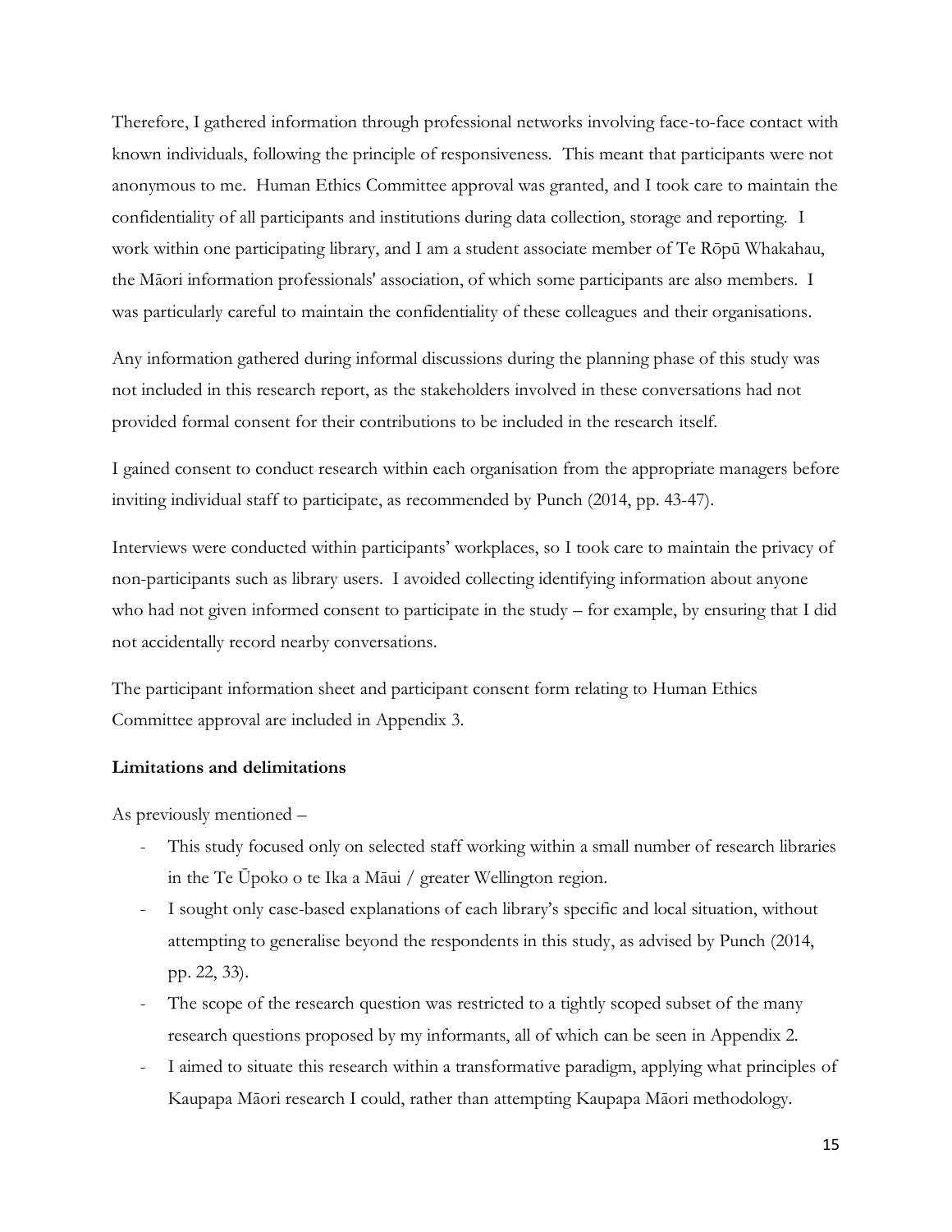Therefore, I gathered information through professional networks involving face-to-face contact with known individuals, following the principle of responsiveness. This meant that participants were not anonymous to me. Human Ethics Committee approval was granted, and I took care to maintain the confidentiality of all participants and institutions during data collection, storage and reporting. I work within one participating library, and I am a student associate member of Te Rōpū Whakahau, the Māori information professionals' association, of which some participants are also members. I was particularly careful to maintain the confidentiality of these colleagues and their organisations.

Any information gathered during informal discussions during the planning phase of this study was not included in this research report, as the stakeholders involved in these conversations had not provided formal consent for their contributions to be included in the research itself.

I gained consent to conduct research within each organisation from the appropriate managers before inviting individual staff to participate, as recommended by Punch (2014, pp. 43-47).

Interviews were conducted within participants' workplaces, so I took care to maintain the privacy of non-participants such as library users. I avoided collecting identifying information about anyone who had not given informed consent to participate in the study – for example, by ensuring that I did not accidentally record nearby conversations.

The participant information sheet and participant consent form relating to Human Ethics Committee approval are included in Appendix 3.

**Limitations and delimitations**

As previously mentioned –

- This study focused only on selected staff working within a small number of research libraries in the Te Ūpoko o te Ika a Māui / greater Wellington region.
- I sought only case-based explanations of each library's specific and local situation, without attempting to generalise beyond the respondents in this study, as advised by Punch (2014, pp. 22, 33).
- The scope of the research question was restricted to a tightly scoped subset of the many research questions proposed by my informants, all of which can be seen in Appendix 2.
- I aimed to situate this research within a transformative paradigm, applying what principles of Kaupapa Māori research I could, rather than attempting Kaupapa Māori methodology.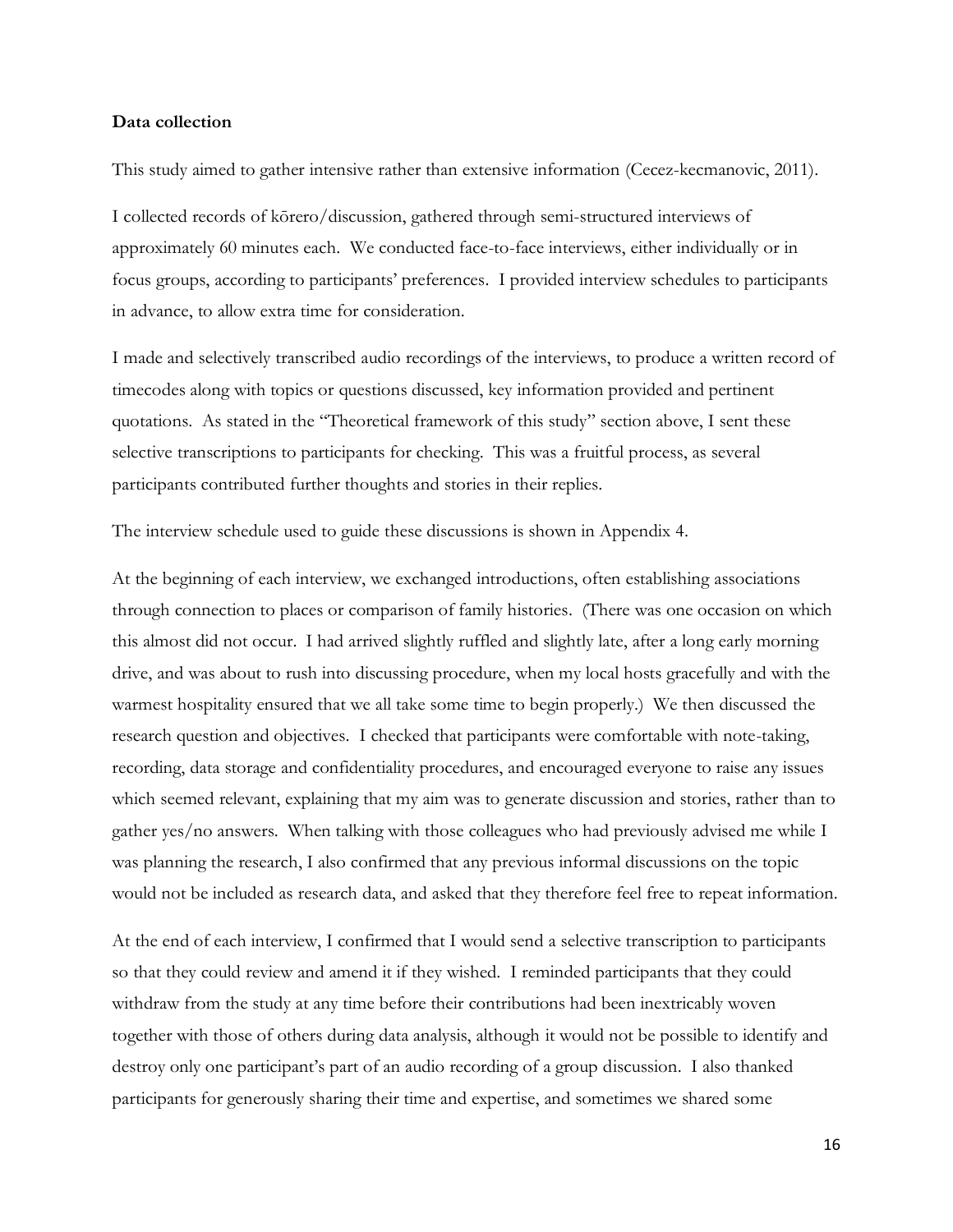**Data collection**

This study aimed to gather intensive rather than extensive information (Cecez-kecmanovic, 2011).

I collected records of kōrero/discussion, gathered through semi-structured interviews of approximately 60 minutes each. We conducted face-to-face interviews, either individually or in focus groups, according to participants' preferences. I provided interview schedules to participants in advance, to allow extra time for consideration.

I made and selectively transcribed audio recordings of the interviews, to produce a written record of timecodes along with topics or questions discussed, key information provided and pertinent quotations. As stated in the "Theoretical framework of this study" section above, I sent these selective transcriptions to participants for checking. This was a fruitful process, as several participants contributed further thoughts and stories in their replies.

The interview schedule used to guide these discussions is shown in Appendix 4.

At the beginning of each interview, we exchanged introductions, often establishing associations through connection to places or comparison of family histories. (There was one occasion on which this almost did not occur. I had arrived slightly ruffled and slightly late, after a long early morning drive, and was about to rush into discussing procedure, when my local hosts gracefully and with the warmest hospitality ensured that we all take some time to begin properly.) We then discussed the research question and objectives. I checked that participants were comfortable with note-taking, recording, data storage and confidentiality procedures, and encouraged everyone to raise any issues which seemed relevant, explaining that my aim was to generate discussion and stories, rather than to gather yes/no answers. When talking with those colleagues who had previously advised me while I was planning the research, I also confirmed that any previous informal discussions on the topic would not be included as research data, and asked that they therefore feel free to repeat information.

At the end of each interview, I confirmed that I would send a selective transcription to participants so that they could review and amend it if they wished. I reminded participants that they could withdraw from the study at any time before their contributions had been inextricably woven together with those of others during data analysis, although it would not be possible to identify and destroy only one participant's part of an audio recording of a group discussion. I also thanked participants for generously sharing their time and expertise, and sometimes we shared some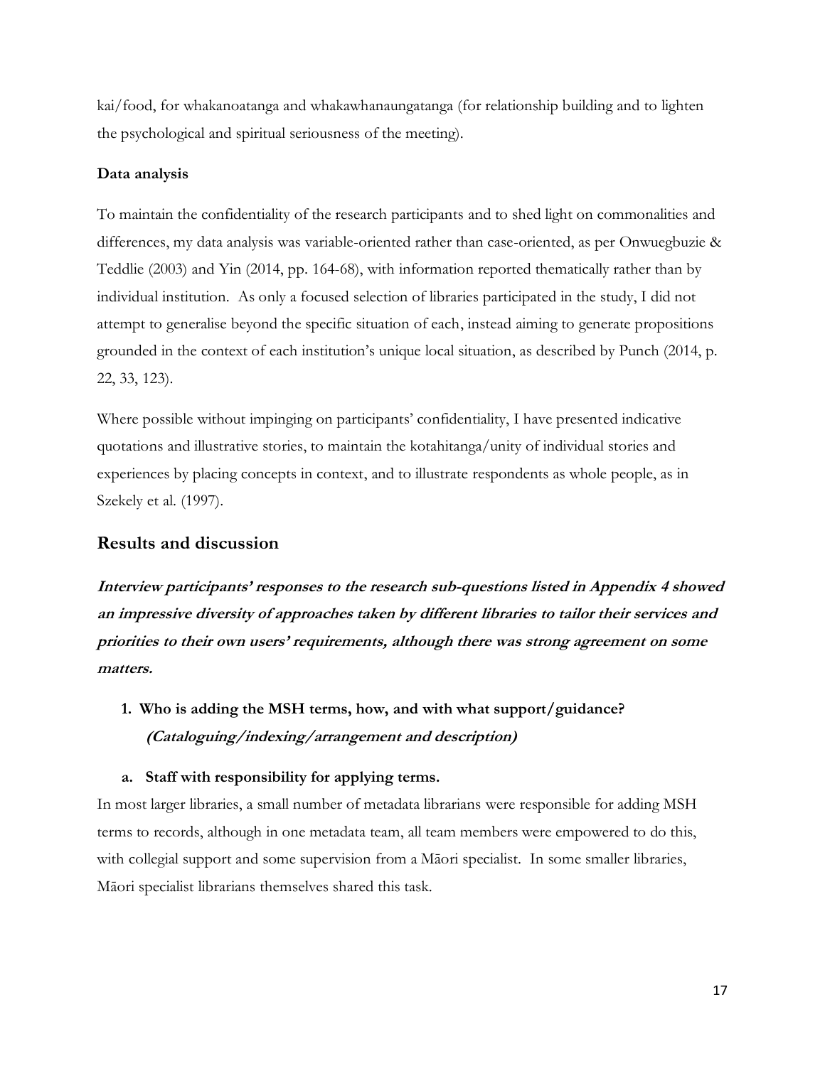kai/food, for whakanoatanga and whakawhanaungatanga (for relationship building and to lighten the psychological and spiritual seriousness of the meeting).

### Data analysis

To maintain the confidentiality of the research participants and to shed light on commonalities and differences, my data analysis was variable-oriented rather than case-oriented, as per Onwuegbuzie & Teddlie (2003) and Yin (2014, pp. 164-68), with information reported thematically rather than by individual institution. As only a focused selection of libraries participated in the study, I did not attempt to generalise beyond the specific situation of each, instead aiming to generate propositions grounded in the context of each institution's unique local situation, as described by Punch (2014, p. 22, 33, 123).

Where possible without impinging on participants' confidentiality, I have presented indicative quotations and illustrative stories, to maintain the kotahitanga/unity of individual stories and experiences by placing concepts in context, and to illustrate respondents as whole people, as in Szekely et al. (1997).

## Results and discussion

***Interview participants' responses to the research sub-questions listed in Appendix 4 showed an impressive diversity of approaches taken by different libraries to tailor their services and priorities to their own users' requirements, although there was strong agreement on some matters.***

1. **Who is adding the MSH terms, how, and with what support/guidance?** ***(Cataloguing/indexing/arrangement and description)***

   a. **Staff with responsibility for applying terms.**

In most larger libraries, a small number of metadata librarians were responsible for adding MSH terms to records, although in one metadata team, all team members were empowered to do this, with collegial support and some supervision from a Māori specialist. In some smaller libraries, Māori specialist librarians themselves shared this task.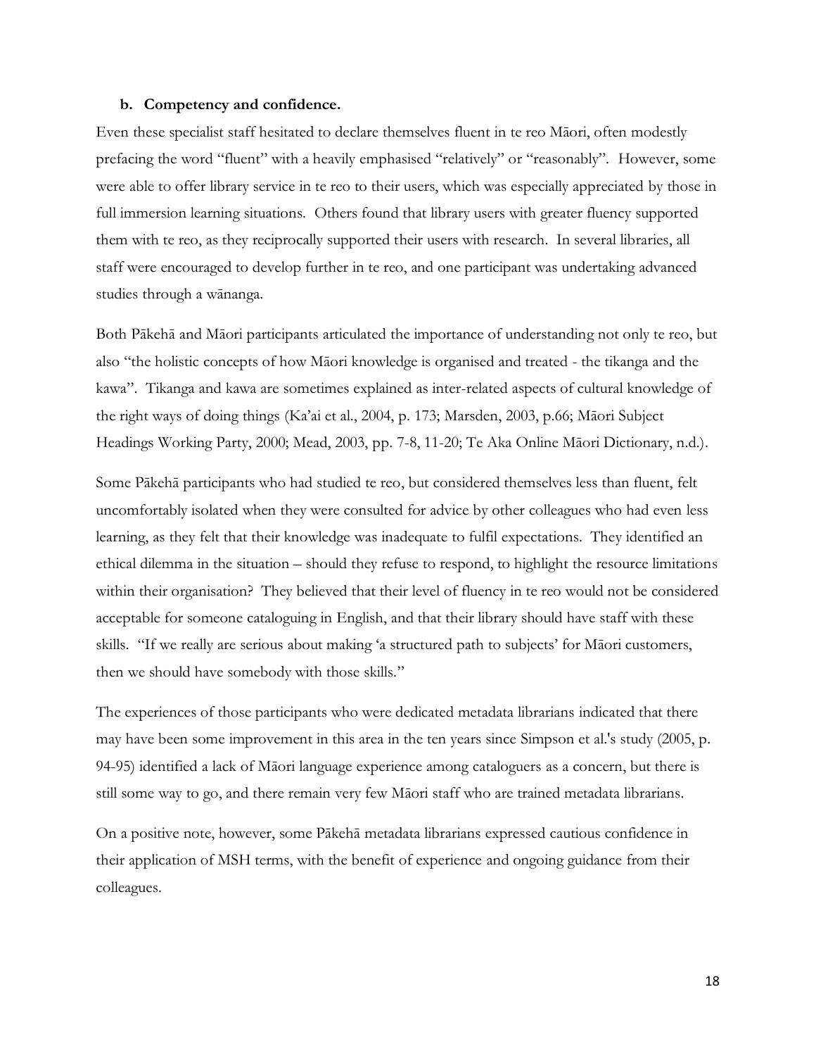### b. Competency and confidence.

Even these specialist staff hesitated to declare themselves fluent in te reo Māori, often modestly prefacing the word "fluent" with a heavily emphasised "relatively" or "reasonably". However, some were able to offer library service in te reo to their users, which was especially appreciated by those in full immersion learning situations. Others found that library users with greater fluency supported them with te reo, as they reciprocally supported their users with research. In several libraries, all staff were encouraged to develop further in te reo, and one participant was undertaking advanced studies through a wānanga.

Both Pākehā and Māori participants articulated the importance of understanding not only te reo, but also "the holistic concepts of how Māori knowledge is organised and treated - the tikanga and the kawa". Tikanga and kawa are sometimes explained as inter-related aspects of cultural knowledge of the right ways of doing things (Ka'ai et al., 2004, p. 173; Marsden, 2003, p.66; Māori Subject Headings Working Party, 2000; Mead, 2003, pp. 7-8, 11-20; Te Aka Online Māori Dictionary, n.d.).

Some Pākehā participants who had studied te reo, but considered themselves less than fluent, felt uncomfortably isolated when they were consulted for advice by other colleagues who had even less learning, as they felt that their knowledge was inadequate to fulfil expectations. They identified an ethical dilemma in the situation – should they refuse to respond, to highlight the resource limitations within their organisation? They believed that their level of fluency in te reo would not be considered acceptable for someone cataloguing in English, and that their library should have staff with these skills. "If we really are serious about making 'a structured path to subjects' for Māori customers, then we should have somebody with those skills."

The experiences of those participants who were dedicated metadata librarians indicated that there may have been some improvement in this area in the ten years since Simpson et al.'s study (2005, p. 94-95) identified a lack of Māori language experience among cataloguers as a concern, but there is still some way to go, and there remain very few Māori staff who are trained metadata librarians.

On a positive note, however, some Pākehā metadata librarians expressed cautious confidence in their application of MSH terms, with the benefit of experience and ongoing guidance from their colleagues.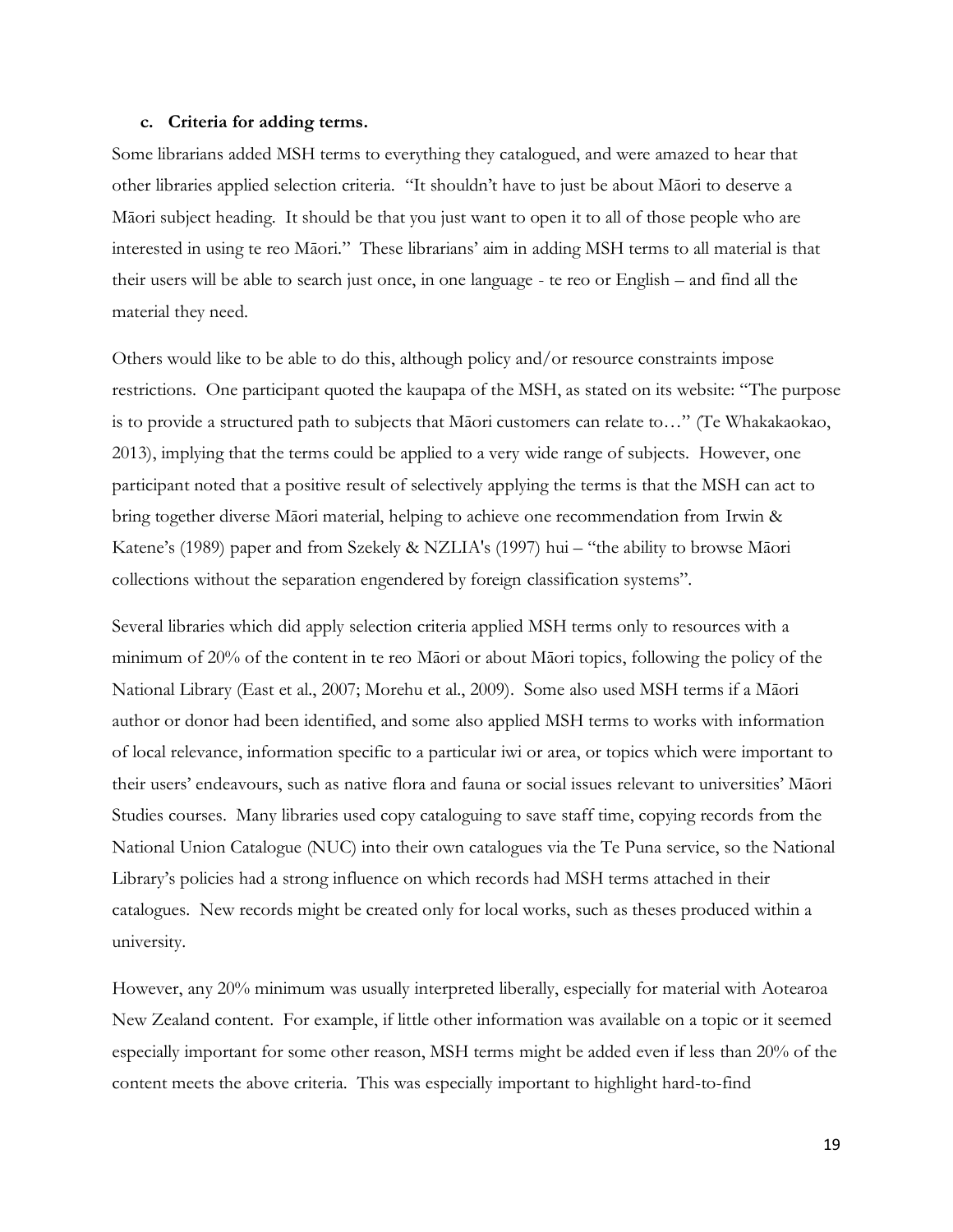### c. Criteria for adding terms.

Some librarians added MSH terms to everything they catalogued, and were amazed to hear that other libraries applied selection criteria. "It shouldn't have to just be about Māori to deserve a Māori subject heading. It should be that you just want to open it to all of those people who are interested in using te reo Māori." These librarians' aim in adding MSH terms to all material is that their users will be able to search just once, in one language - te reo or English – and find all the material they need.

Others would like to be able to do this, although policy and/or resource constraints impose restrictions. One participant quoted the kaupapa of the MSH, as stated on its website: "The purpose is to provide a structured path to subjects that Māori customers can relate to…" (Te Whakakaokao, 2013), implying that the terms could be applied to a very wide range of subjects. However, one participant noted that a positive result of selectively applying the terms is that the MSH can act to bring together diverse Māori material, helping to achieve one recommendation from Irwin & Katene's (1989) paper and from Szekely & NZLIA's (1997) hui – "the ability to browse Māori collections without the separation engendered by foreign classification systems".

Several libraries which did apply selection criteria applied MSH terms only to resources with a minimum of 20% of the content in te reo Māori or about Māori topics, following the policy of the National Library (East et al., 2007; Morehu et al., 2009). Some also used MSH terms if a Māori author or donor had been identified, and some also applied MSH terms to works with information of local relevance, information specific to a particular iwi or area, or topics which were important to their users' endeavours, such as native flora and fauna or social issues relevant to universities' Māori Studies courses. Many libraries used copy cataloguing to save staff time, copying records from the National Union Catalogue (NUC) into their own catalogues via the Te Puna service, so the National Library's policies had a strong influence on which records had MSH terms attached in their catalogues. New records might be created only for local works, such as theses produced within a university.

However, any 20% minimum was usually interpreted liberally, especially for material with Aotearoa New Zealand content. For example, if little other information was available on a topic or it seemed especially important for some other reason, MSH terms might be added even if less than 20% of the content meets the above criteria. This was especially important to highlight hard-to-find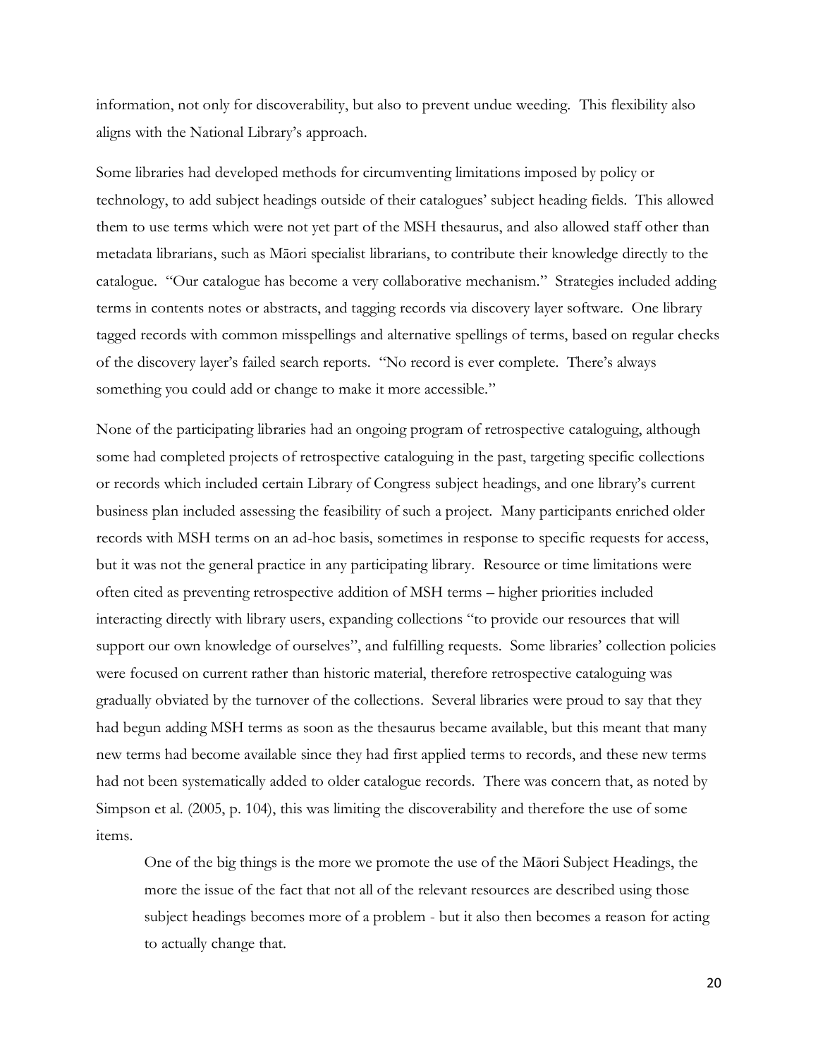information, not only for discoverability, but also to prevent undue weeding. This flexibility also aligns with the National Library's approach.

Some libraries had developed methods for circumventing limitations imposed by policy or technology, to add subject headings outside of their catalogues' subject heading fields. This allowed them to use terms which were not yet part of the MSH thesaurus, and also allowed staff other than metadata librarians, such as Māori specialist librarians, to contribute their knowledge directly to the catalogue. "Our catalogue has become a very collaborative mechanism." Strategies included adding terms in contents notes or abstracts, and tagging records via discovery layer software. One library tagged records with common misspellings and alternative spellings of terms, based on regular checks of the discovery layer's failed search reports. "No record is ever complete. There's always something you could add or change to make it more accessible."

None of the participating libraries had an ongoing program of retrospective cataloguing, although some had completed projects of retrospective cataloguing in the past, targeting specific collections or records which included certain Library of Congress subject headings, and one library's current business plan included assessing the feasibility of such a project. Many participants enriched older records with MSH terms on an ad-hoc basis, sometimes in response to specific requests for access, but it was not the general practice in any participating library. Resource or time limitations were often cited as preventing retrospective addition of MSH terms – higher priorities included interacting directly with library users, expanding collections "to provide our resources that will support our own knowledge of ourselves", and fulfilling requests. Some libraries' collection policies were focused on current rather than historic material, therefore retrospective cataloguing was gradually obviated by the turnover of the collections. Several libraries were proud to say that they had begun adding MSH terms as soon as the thesaurus became available, but this meant that many new terms had become available since they had first applied terms to records, and these new terms had not been systematically added to older catalogue records. There was concern that, as noted by Simpson et al. (2005, p. 104), this was limiting the discoverability and therefore the use of some items.

> One of the big things is the more we promote the use of the Māori Subject Headings, the more the issue of the fact that not all of the relevant resources are described using those subject headings becomes more of a problem - but it also then becomes a reason for acting to actually change that.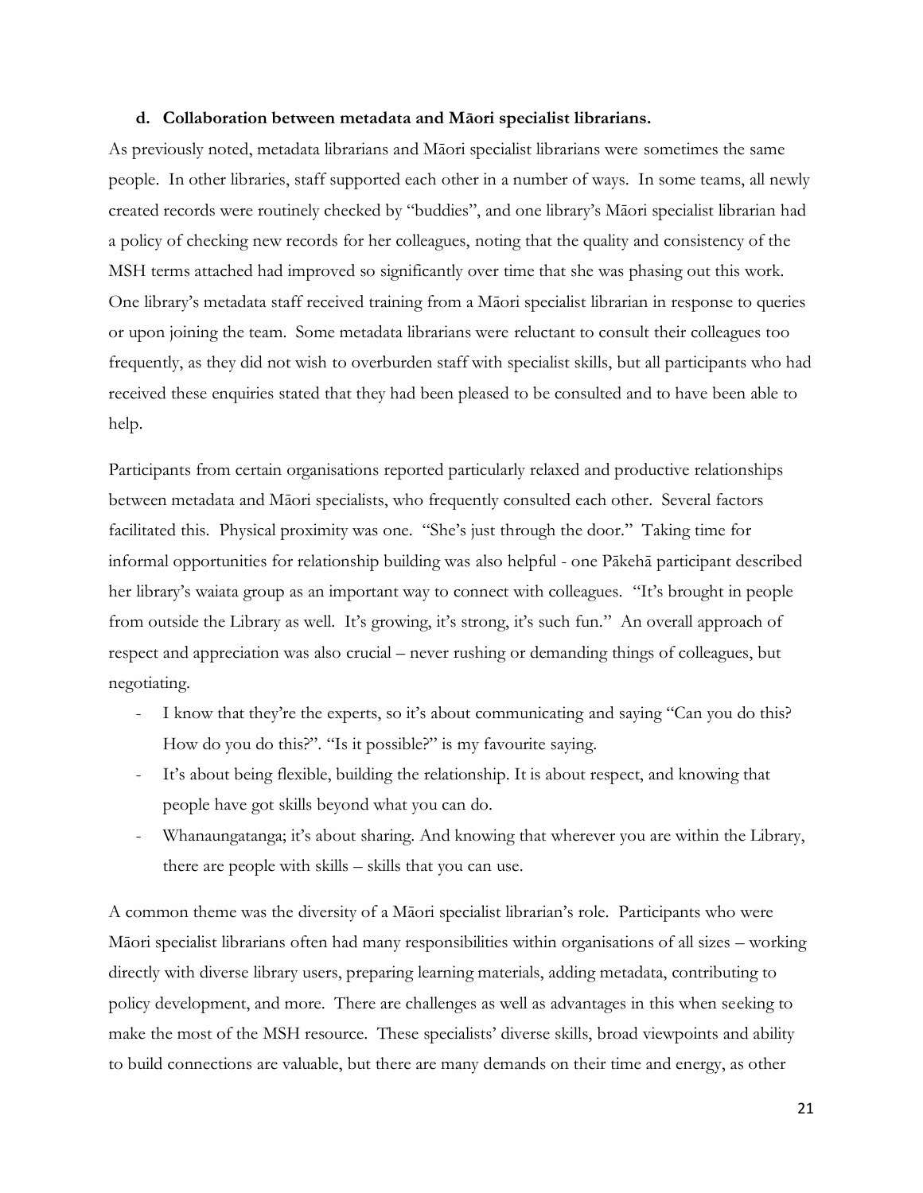**d. Collaboration between metadata and Māori specialist librarians.**

As previously noted, metadata librarians and Māori specialist librarians were sometimes the same people. In other libraries, staff supported each other in a number of ways. In some teams, all newly created records were routinely checked by "buddies", and one library's Māori specialist librarian had a policy of checking new records for her colleagues, noting that the quality and consistency of the MSH terms attached had improved so significantly over time that she was phasing out this work. One library's metadata staff received training from a Māori specialist librarian in response to queries or upon joining the team. Some metadata librarians were reluctant to consult their colleagues too frequently, as they did not wish to overburden staff with specialist skills, but all participants who had received these enquiries stated that they had been pleased to be consulted and to have been able to help.

Participants from certain organisations reported particularly relaxed and productive relationships between metadata and Māori specialists, who frequently consulted each other. Several factors facilitated this. Physical proximity was one. "She's just through the door." Taking time for informal opportunities for relationship building was also helpful - one Pākehā participant described her library's waiata group as an important way to connect with colleagues. "It's brought in people from outside the Library as well. It's growing, it's strong, it's such fun." An overall approach of respect and appreciation was also crucial – never rushing or demanding things of colleagues, but negotiating.

- I know that they're the experts, so it's about communicating and saying "Can you do this? How do you do this?". "Is it possible?" is my favourite saying.
- It's about being flexible, building the relationship. It is about respect, and knowing that people have got skills beyond what you can do.
- Whanaungatanga; it's about sharing. And knowing that wherever you are within the Library, there are people with skills – skills that you can use.

A common theme was the diversity of a Māori specialist librarian's role. Participants who were Māori specialist librarians often had many responsibilities within organisations of all sizes – working directly with diverse library users, preparing learning materials, adding metadata, contributing to policy development, and more. There are challenges as well as advantages in this when seeking to make the most of the MSH resource. These specialists' diverse skills, broad viewpoints and ability to build connections are valuable, but there are many demands on their time and energy, as other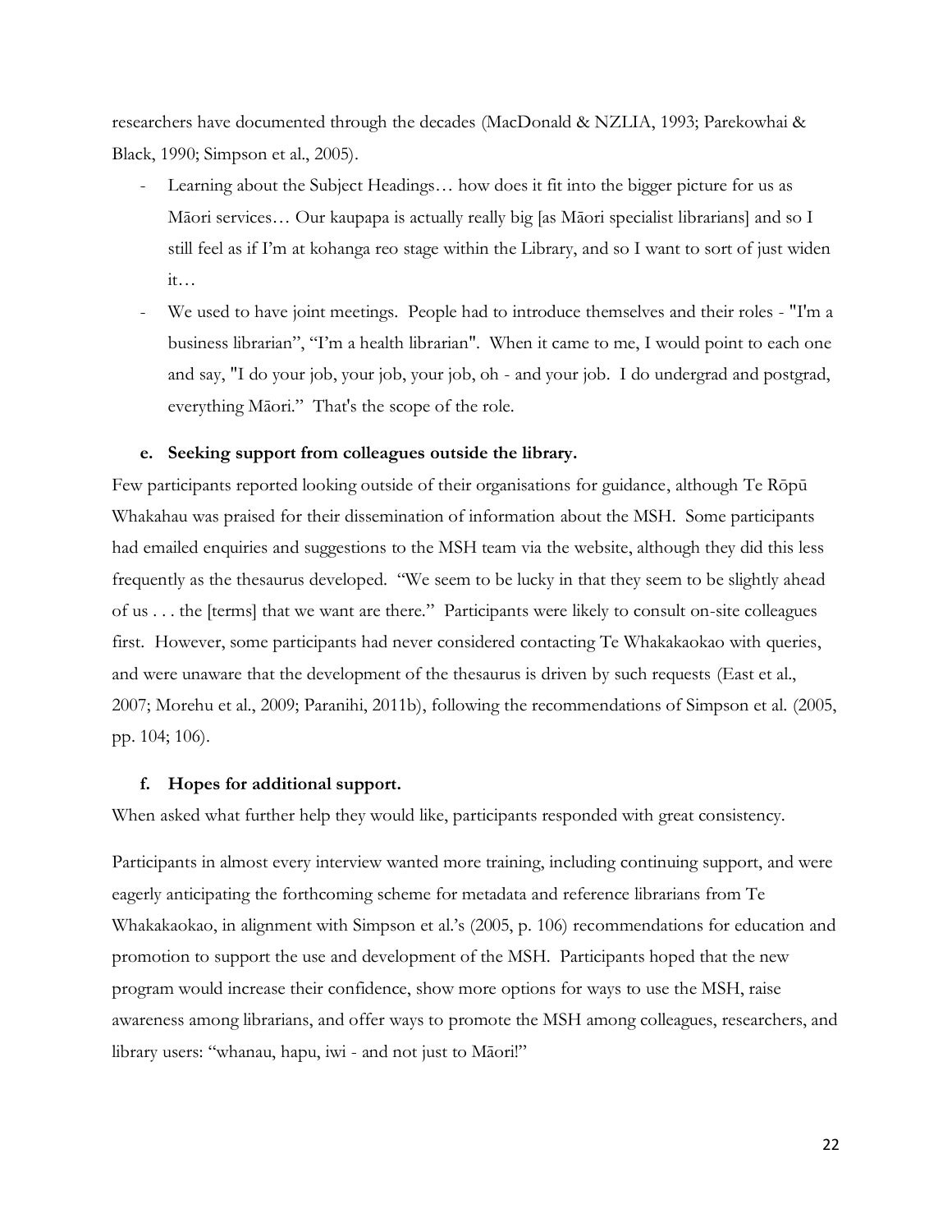researchers have documented through the decades (MacDonald & NZLIA, 1993; Parekowhai & Black, 1990; Simpson et al., 2005).

- Learning about the Subject Headings… how does it fit into the bigger picture for us as Māori services… Our kaupapa is actually really big [as Māori specialist librarians] and so I still feel as if I'm at kohanga reo stage within the Library, and so I want to sort of just widen it…
- We used to have joint meetings. People had to introduce themselves and their roles - "I'm a business librarian", "I'm a health librarian". When it came to me, I would point to each one and say, "I do your job, your job, your job, oh - and your job. I do undergrad and postgrad, everything Māori." That's the scope of the role.

#### e. Seeking support from colleagues outside the library.

Few participants reported looking outside of their organisations for guidance, although Te Rōpū Whakahau was praised for their dissemination of information about the MSH. Some participants had emailed enquiries and suggestions to the MSH team via the website, although they did this less frequently as the thesaurus developed. "We seem to be lucky in that they seem to be slightly ahead of us . . . the [terms] that we want are there." Participants were likely to consult on-site colleagues first. However, some participants had never considered contacting Te Whakakaokao with queries, and were unaware that the development of the thesaurus is driven by such requests (East et al., 2007; Morehu et al., 2009; Paranihi, 2011b), following the recommendations of Simpson et al. (2005, pp. 104; 106).

#### f. Hopes for additional support.

When asked what further help they would like, participants responded with great consistency.

Participants in almost every interview wanted more training, including continuing support, and were eagerly anticipating the forthcoming scheme for metadata and reference librarians from Te Whakakaokao, in alignment with Simpson et al.'s (2005, p. 106) recommendations for education and promotion to support the use and development of the MSH. Participants hoped that the new program would increase their confidence, show more options for ways to use the MSH, raise awareness among librarians, and offer ways to promote the MSH among colleagues, researchers, and library users: "whanau, hapu, iwi - and not just to Māori!"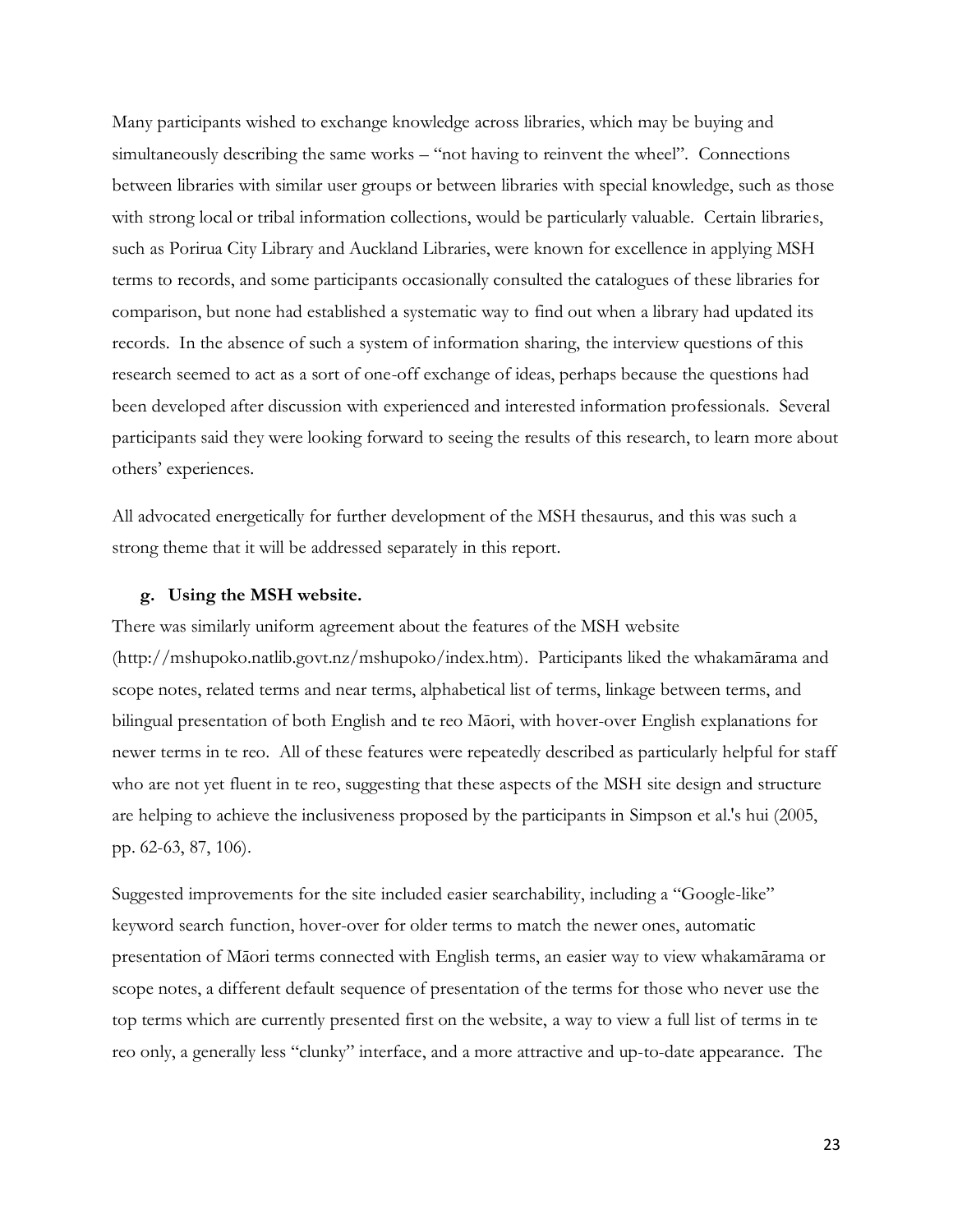Many participants wished to exchange knowledge across libraries, which may be buying and simultaneously describing the same works – "not having to reinvent the wheel". Connections between libraries with similar user groups or between libraries with special knowledge, such as those with strong local or tribal information collections, would be particularly valuable. Certain libraries, such as Porirua City Library and Auckland Libraries, were known for excellence in applying MSH terms to records, and some participants occasionally consulted the catalogues of these libraries for comparison, but none had established a systematic way to find out when a library had updated its records. In the absence of such a system of information sharing, the interview questions of this research seemed to act as a sort of one-off exchange of ideas, perhaps because the questions had been developed after discussion with experienced and interested information professionals. Several participants said they were looking forward to seeing the results of this research, to learn more about others' experiences.

All advocated energetically for further development of the MSH thesaurus, and this was such a strong theme that it will be addressed separately in this report.

**g. Using the MSH website.**

There was similarly uniform agreement about the features of the MSH website (http://mshupoko.natlib.govt.nz/mshupoko/index.htm). Participants liked the whakamārama and scope notes, related terms and near terms, alphabetical list of terms, linkage between terms, and bilingual presentation of both English and te reo Māori, with hover-over English explanations for newer terms in te reo. All of these features were repeatedly described as particularly helpful for staff who are not yet fluent in te reo, suggesting that these aspects of the MSH site design and structure are helping to achieve the inclusiveness proposed by the participants in Simpson et al.'s hui (2005, pp. 62-63, 87, 106).

Suggested improvements for the site included easier searchability, including a "Google-like" keyword search function, hover-over for older terms to match the newer ones, automatic presentation of Māori terms connected with English terms, an easier way to view whakamārama or scope notes, a different default sequence of presentation of the terms for those who never use the top terms which are currently presented first on the website, a way to view a full list of terms in te reo only, a generally less "clunky" interface, and a more attractive and up-to-date appearance. The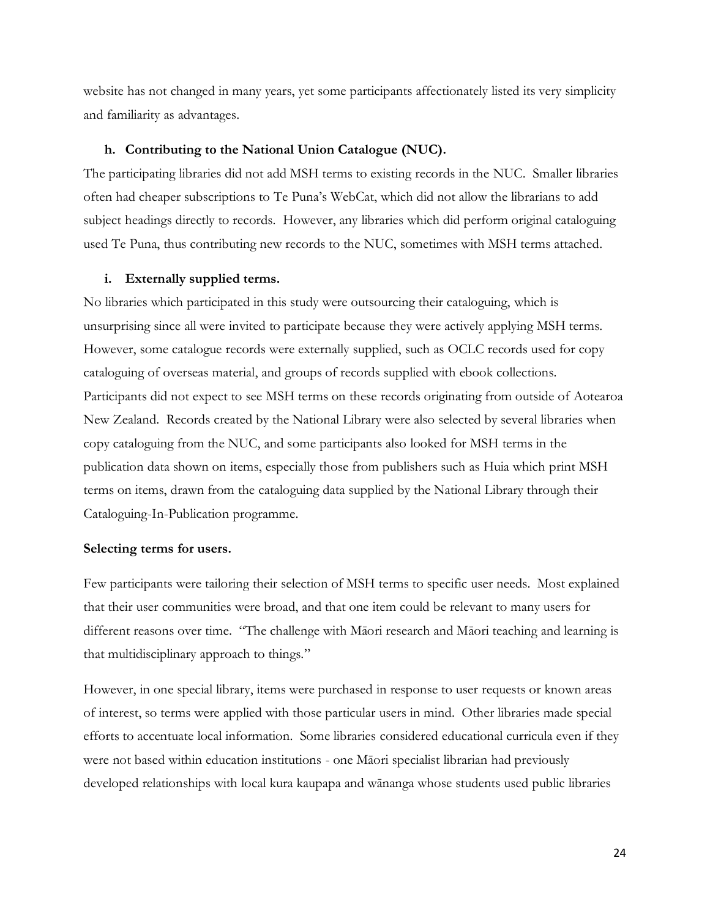website has not changed in many years, yet some participants affectionately listed its very simplicity and familiarity as advantages.

#### h. Contributing to the National Union Catalogue (NUC).

The participating libraries did not add MSH terms to existing records in the NUC. Smaller libraries often had cheaper subscriptions to Te Puna's WebCat, which did not allow the librarians to add subject headings directly to records. However, any libraries which did perform original cataloguing used Te Puna, thus contributing new records to the NUC, sometimes with MSH terms attached.

#### i. Externally supplied terms.

No libraries which participated in this study were outsourcing their cataloguing, which is unsurprising since all were invited to participate because they were actively applying MSH terms. However, some catalogue records were externally supplied, such as OCLC records used for copy cataloguing of overseas material, and groups of records supplied with ebook collections. Participants did not expect to see MSH terms on these records originating from outside of Aotearoa New Zealand. Records created by the National Library were also selected by several libraries when copy cataloguing from the NUC, and some participants also looked for MSH terms in the publication data shown on items, especially those from publishers such as Huia which print MSH terms on items, drawn from the cataloguing data supplied by the National Library through their Cataloguing-In-Publication programme.

### Selecting terms for users.

Few participants were tailoring their selection of MSH terms to specific user needs. Most explained that their user communities were broad, and that one item could be relevant to many users for different reasons over time. "The challenge with Māori research and Māori teaching and learning is that multidisciplinary approach to things."

However, in one special library, items were purchased in response to user requests or known areas of interest, so terms were applied with those particular users in mind. Other libraries made special efforts to accentuate local information. Some libraries considered educational curricula even if they were not based within education institutions - one Māori specialist librarian had previously developed relationships with local kura kaupapa and wānanga whose students used public libraries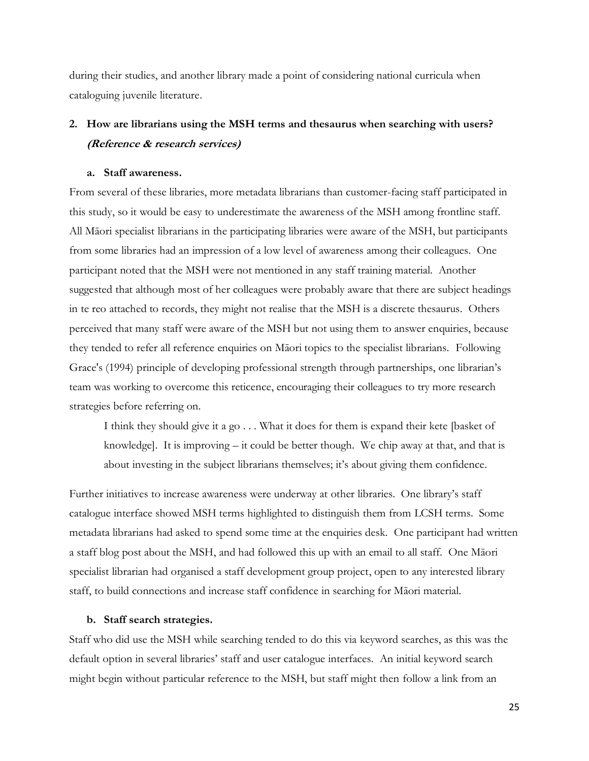during their studies, and another library made a point of considering national curricula when cataloguing juvenile literature.

## 2. How are librarians using the MSH terms and thesaurus when searching with users? *(Reference & research services)*

### a. Staff awareness.

From several of these libraries, more metadata librarians than customer-facing staff participated in this study, so it would be easy to underestimate the awareness of the MSH among frontline staff. All Māori specialist librarians in the participating libraries were aware of the MSH, but participants from some libraries had an impression of a low level of awareness among their colleagues. One participant noted that the MSH were not mentioned in any staff training material. Another suggested that although most of her colleagues were probably aware that there are subject headings in te reo attached to records, they might not realise that the MSH is a discrete thesaurus. Others perceived that many staff were aware of the MSH but not using them to answer enquiries, because they tended to refer all reference enquiries on Māori topics to the specialist librarians. Following Grace's (1994) principle of developing professional strength through partnerships, one librarian's team was working to overcome this reticence, encouraging their colleagues to try more research strategies before referring on.

> I think they should give it a go . . . What it does for them is expand their kete [basket of knowledge]. It is improving – it could be better though. We chip away at that, and that is about investing in the subject librarians themselves; it's about giving them confidence.

Further initiatives to increase awareness were underway at other libraries. One library's staff catalogue interface showed MSH terms highlighted to distinguish them from LCSH terms. Some metadata librarians had asked to spend some time at the enquiries desk. One participant had written a staff blog post about the MSH, and had followed this up with an email to all staff. One Māori specialist librarian had organised a staff development group project, open to any interested library staff, to build connections and increase staff confidence in searching for Māori material.

### b. Staff search strategies.

Staff who did use the MSH while searching tended to do this via keyword searches, as this was the default option in several libraries' staff and user catalogue interfaces. An initial keyword search might begin without particular reference to the MSH, but staff might then follow a link from an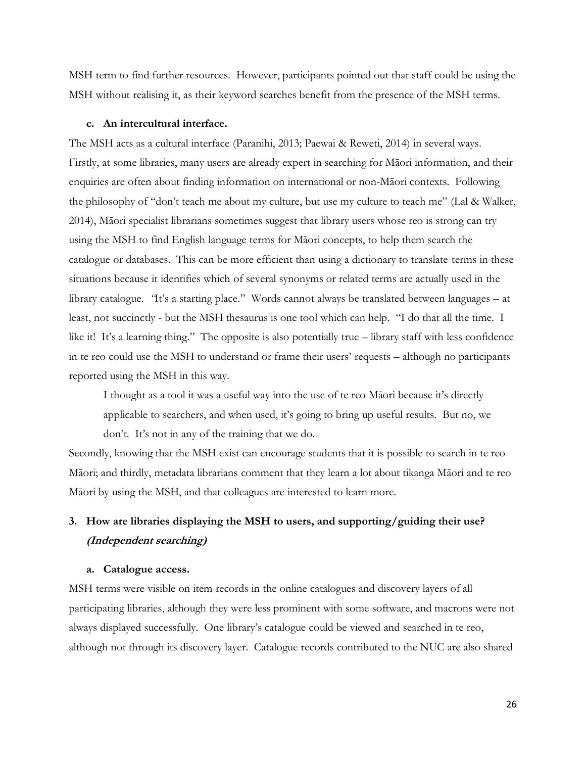MSH term to find further resources. However, participants pointed out that staff could be using the MSH without realising it, as their keyword searches benefit from the presence of the MSH terms.

#### c. An intercultural interface.

The MSH acts as a cultural interface (Paranihi, 2013; Paewai & Reweti, 2014) in several ways. Firstly, at some libraries, many users are already expert in searching for Māori information, and their enquiries are often about finding information on international or non-Māori contexts. Following the philosophy of "don't teach me about my culture, but use my culture to teach me" (Lal & Walker, 2014), Māori specialist librarians sometimes suggest that library users whose reo is strong can try using the MSH to find English language terms for Māori concepts, to help them search the catalogue or databases. This can be more efficient than using a dictionary to translate terms in these situations because it identifies which of several synonyms or related terms are actually used in the library catalogue. "It's a starting place." Words cannot always be translated between languages – at least, not succinctly - but the MSH thesaurus is one tool which can help. "I do that all the time. I like it! It's a learning thing." The opposite is also potentially true – library staff with less confidence in te reo could use the MSH to understand or frame their users' requests – although no participants reported using the MSH in this way.

> I thought as a tool it was a useful way into the use of te reo Māori because it's directly applicable to searchers, and when used, it's going to bring up useful results. But no, we don't. It's not in any of the training that we do.

Secondly, knowing that the MSH exist can encourage students that it is possible to search in te reo Māori; and thirdly, metadata librarians comment that they learn a lot about tikanga Māori and te reo Māori by using the MSH, and that colleagues are interested to learn more.

### 3. How are libraries displaying the MSH to users, and supporting/guiding their use? *(Independent searching)*

#### a. Catalogue access.

MSH terms were visible on item records in the online catalogues and discovery layers of all participating libraries, although they were less prominent with some software, and macrons were not always displayed successfully. One library's catalogue could be viewed and searched in te reo, although not through its discovery layer. Catalogue records contributed to the NUC are also shared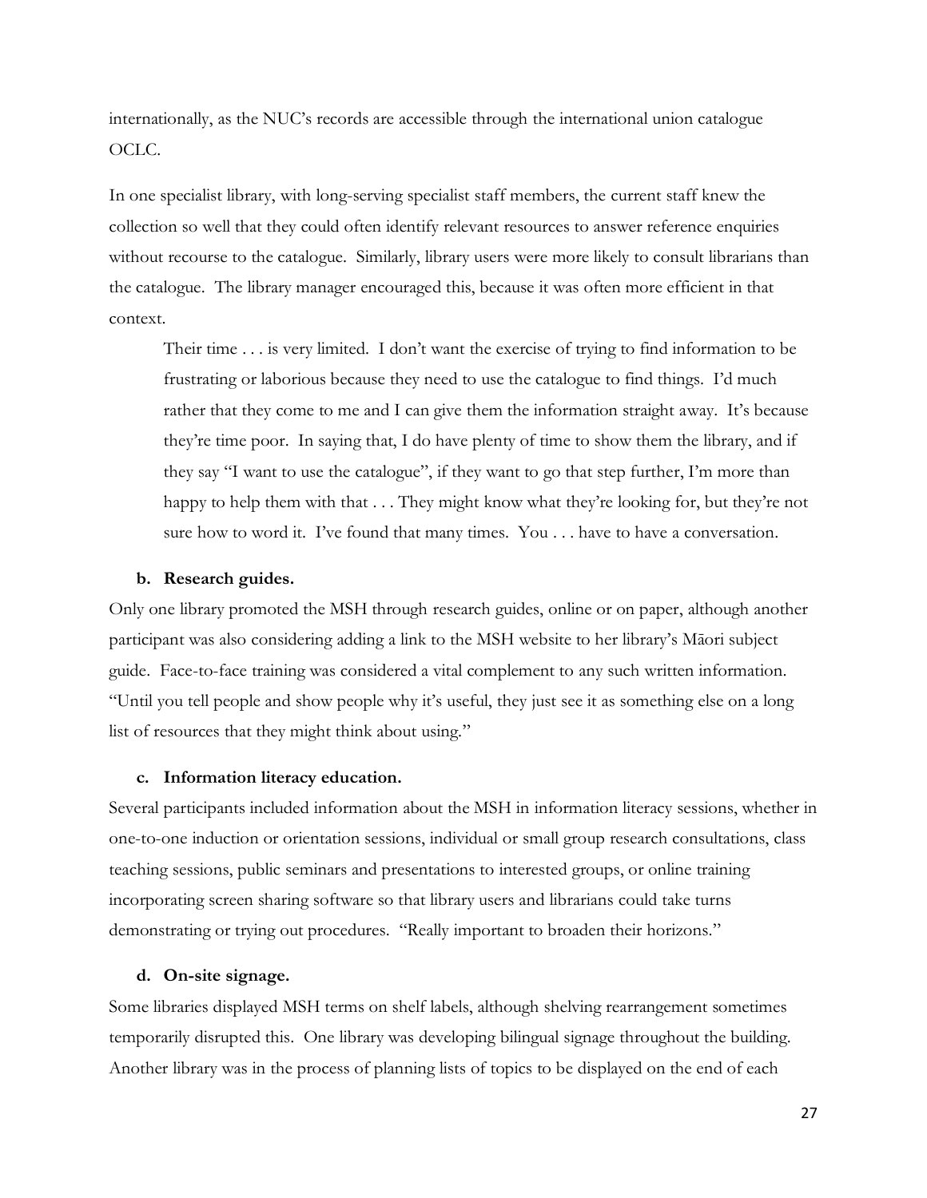internationally, as the NUC's records are accessible through the international union catalogue OCLC.

In one specialist library, with long-serving specialist staff members, the current staff knew the collection so well that they could often identify relevant resources to answer reference enquiries without recourse to the catalogue. Similarly, library users were more likely to consult librarians than the catalogue. The library manager encouraged this, because it was often more efficient in that context.

> Their time . . . is very limited. I don't want the exercise of trying to find information to be frustrating or laborious because they need to use the catalogue to find things. I'd much rather that they come to me and I can give them the information straight away. It's because they're time poor. In saying that, I do have plenty of time to show them the library, and if they say "I want to use the catalogue", if they want to go that step further, I'm more than happy to help them with that . . . They might know what they're looking for, but they're not sure how to word it. I've found that many times. You . . . have to have a conversation.

**b. Research guides.**

Only one library promoted the MSH through research guides, online or on paper, although another participant was also considering adding a link to the MSH website to her library's Māori subject guide. Face-to-face training was considered a vital complement to any such written information. "Until you tell people and show people why it's useful, they just see it as something else on a long list of resources that they might think about using."

**c. Information literacy education.**

Several participants included information about the MSH in information literacy sessions, whether in one-to-one induction or orientation sessions, individual or small group research consultations, class teaching sessions, public seminars and presentations to interested groups, or online training incorporating screen sharing software so that library users and librarians could take turns demonstrating or trying out procedures. "Really important to broaden their horizons."

**d. On-site signage.**

Some libraries displayed MSH terms on shelf labels, although shelving rearrangement sometimes temporarily disrupted this. One library was developing bilingual signage throughout the building. Another library was in the process of planning lists of topics to be displayed on the end of each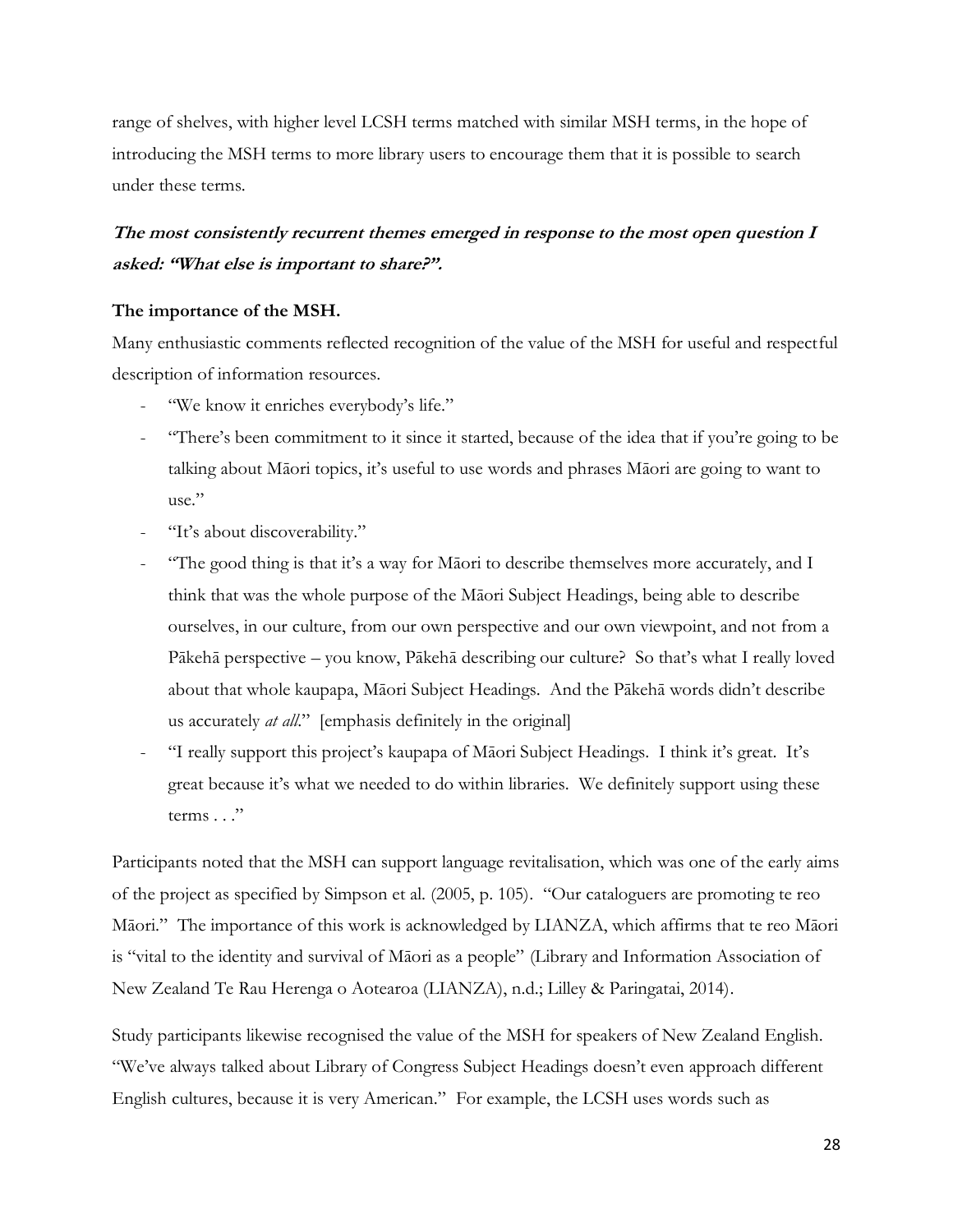range of shelves, with higher level LCSH terms matched with similar MSH terms, in the hope of introducing the MSH terms to more library users to encourage them that it is possible to search under these terms.

***The most consistently recurrent themes emerged in response to the most open question I asked: "What else is important to share?".***

**The importance of the MSH.**

Many enthusiastic comments reflected recognition of the value of the MSH for useful and respectful description of information resources.

- "We know it enriches everybody's life."
- "There's been commitment to it since it started, because of the idea that if you're going to be talking about Māori topics, it's useful to use words and phrases Māori are going to want to use."
- "It's about discoverability."
- "The good thing is that it's a way for Māori to describe themselves more accurately, and I think that was the whole purpose of the Māori Subject Headings, being able to describe ourselves, in our culture, from our own perspective and our own viewpoint, and not from a Pākehā perspective – you know, Pākehā describing our culture? So that's what I really loved about that whole kaupapa, Māori Subject Headings. And the Pākehā words didn't describe us accurately *at all*." [emphasis definitely in the original]
- "I really support this project's kaupapa of Māori Subject Headings. I think it's great. It's great because it's what we needed to do within libraries. We definitely support using these terms . . ."

Participants noted that the MSH can support language revitalisation, which was one of the early aims of the project as specified by Simpson et al. (2005, p. 105). "Our cataloguers are promoting te reo Māori." The importance of this work is acknowledged by LIANZA, which affirms that te reo Māori is "vital to the identity and survival of Māori as a people" (Library and Information Association of New Zealand Te Rau Herenga o Aotearoa (LIANZA), n.d.; Lilley & Paringatai, 2014).

Study participants likewise recognised the value of the MSH for speakers of New Zealand English. "We've always talked about Library of Congress Subject Headings doesn't even approach different English cultures, because it is very American." For example, the LCSH uses words such as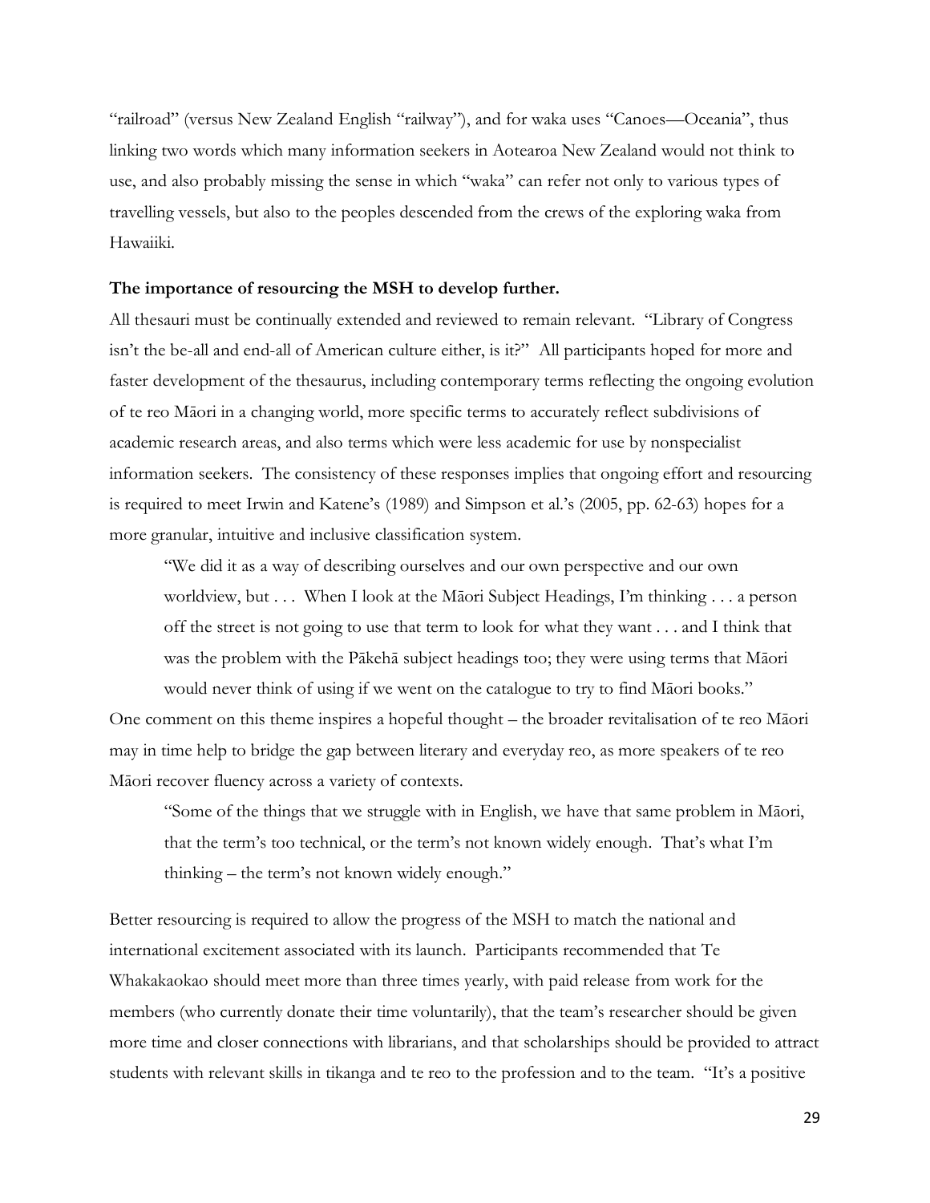"railroad" (versus New Zealand English "railway"), and for waka uses "Canoes—Oceania", thus linking two words which many information seekers in Aotearoa New Zealand would not think to use, and also probably missing the sense in which "waka" can refer not only to various types of travelling vessels, but also to the peoples descended from the crews of the exploring waka from Hawaiiki.

**The importance of resourcing the MSH to develop further.**

All thesauri must be continually extended and reviewed to remain relevant. "Library of Congress isn't the be-all and end-all of American culture either, is it?" All participants hoped for more and faster development of the thesaurus, including contemporary terms reflecting the ongoing evolution of te reo Māori in a changing world, more specific terms to accurately reflect subdivisions of academic research areas, and also terms which were less academic for use by nonspecialist information seekers. The consistency of these responses implies that ongoing effort and resourcing is required to meet Irwin and Katene's (1989) and Simpson et al.'s (2005, pp. 62-63) hopes for a more granular, intuitive and inclusive classification system.

> "We did it as a way of describing ourselves and our own perspective and our own worldview, but . . . When I look at the Māori Subject Headings, I'm thinking . . . a person off the street is not going to use that term to look for what they want . . . and I think that was the problem with the Pākehā subject headings too; they were using terms that Māori would never think of using if we went on the catalogue to try to find Māori books."

One comment on this theme inspires a hopeful thought – the broader revitalisation of te reo Māori may in time help to bridge the gap between literary and everyday reo, as more speakers of te reo Māori recover fluency across a variety of contexts.

> "Some of the things that we struggle with in English, we have that same problem in Māori, that the term's too technical, or the term's not known widely enough. That's what I'm thinking – the term's not known widely enough."

Better resourcing is required to allow the progress of the MSH to match the national and international excitement associated with its launch. Participants recommended that Te Whakakaokao should meet more than three times yearly, with paid release from work for the members (who currently donate their time voluntarily), that the team's researcher should be given more time and closer connections with librarians, and that scholarships should be provided to attract students with relevant skills in tikanga and te reo to the profession and to the team. "It's a positive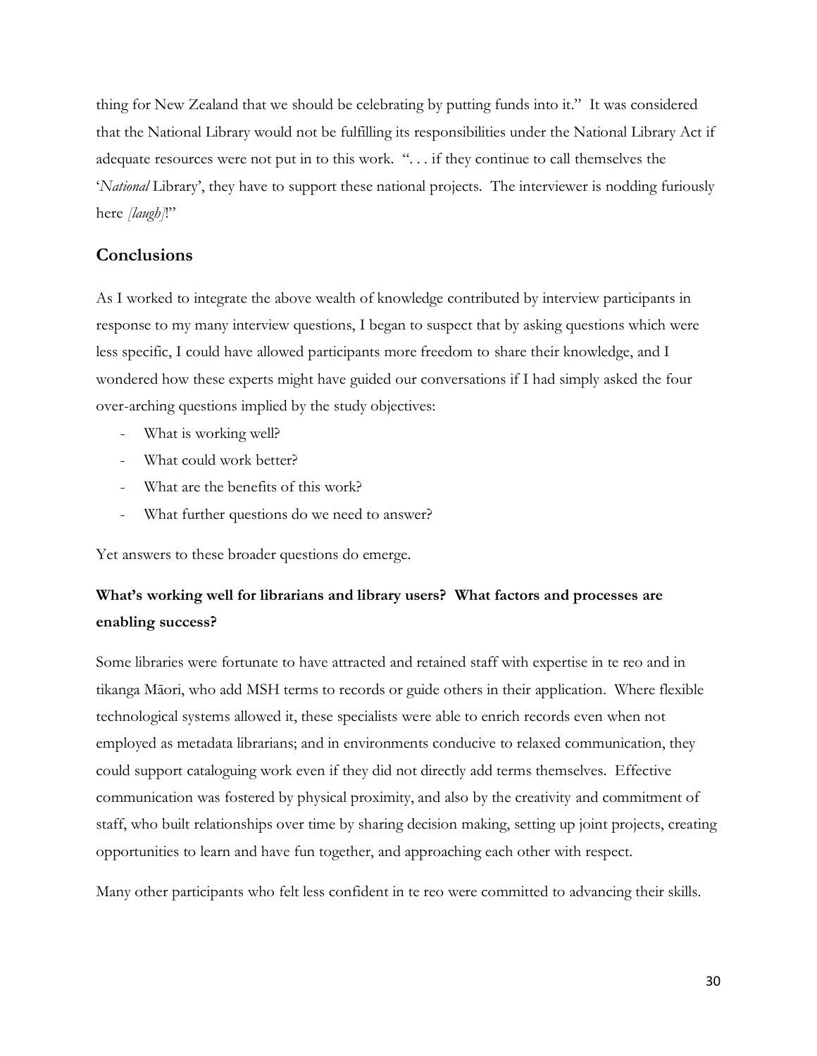thing for New Zealand that we should be celebrating by putting funds into it." It was considered that the National Library would not be fulfilling its responsibilities under the National Library Act if adequate resources were not put in to this work. ". . . if they continue to call themselves the '*National* Library', they have to support these national projects. The interviewer is nodding furiously here *[laugh]*!"

## Conclusions

As I worked to integrate the above wealth of knowledge contributed by interview participants in response to my many interview questions, I began to suspect that by asking questions which were less specific, I could have allowed participants more freedom to share their knowledge, and I wondered how these experts might have guided our conversations if I had simply asked the four over-arching questions implied by the study objectives:

- What is working well?
- What could work better?
- What are the benefits of this work?
- What further questions do we need to answer?

Yet answers to these broader questions do emerge.

### What's working well for librarians and library users? What factors and processes are enabling success?

Some libraries were fortunate to have attracted and retained staff with expertise in te reo and in tikanga Māori, who add MSH terms to records or guide others in their application. Where flexible technological systems allowed it, these specialists were able to enrich records even when not employed as metadata librarians; and in environments conducive to relaxed communication, they could support cataloguing work even if they did not directly add terms themselves. Effective communication was fostered by physical proximity, and also by the creativity and commitment of staff, who built relationships over time by sharing decision making, setting up joint projects, creating opportunities to learn and have fun together, and approaching each other with respect.

Many other participants who felt less confident in te reo were committed to advancing their skills.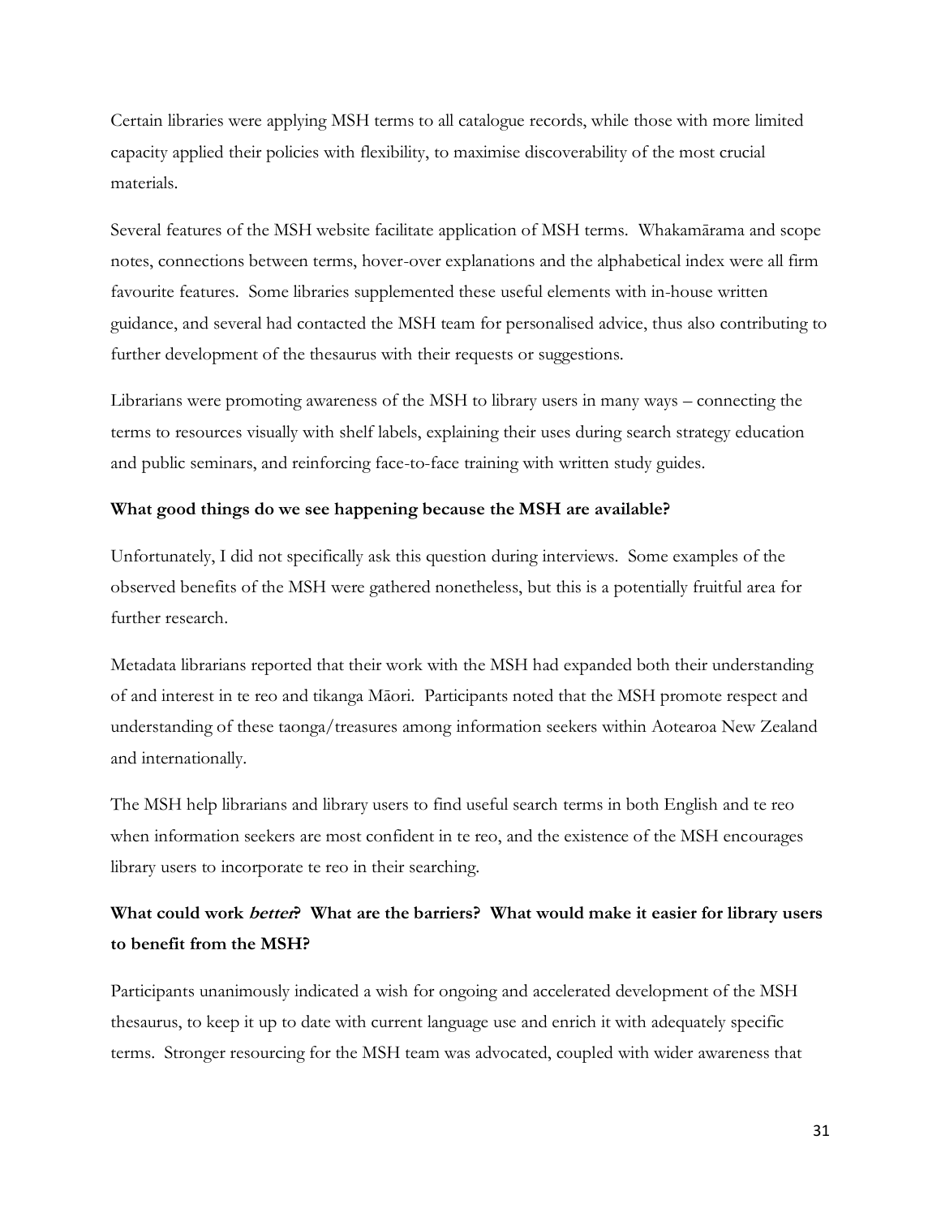Certain libraries were applying MSH terms to all catalogue records, while those with more limited capacity applied their policies with flexibility, to maximise discoverability of the most crucial materials.

Several features of the MSH website facilitate application of MSH terms. Whakamārama and scope notes, connections between terms, hover-over explanations and the alphabetical index were all firm favourite features. Some libraries supplemented these useful elements with in-house written guidance, and several had contacted the MSH team for personalised advice, thus also contributing to further development of the thesaurus with their requests or suggestions.

Librarians were promoting awareness of the MSH to library users in many ways – connecting the terms to resources visually with shelf labels, explaining their uses during search strategy education and public seminars, and reinforcing face-to-face training with written study guides.

**What good things do we see happening because the MSH are available?**

Unfortunately, I did not specifically ask this question during interviews. Some examples of the observed benefits of the MSH were gathered nonetheless, but this is a potentially fruitful area for further research.

Metadata librarians reported that their work with the MSH had expanded both their understanding of and interest in te reo and tikanga Māori. Participants noted that the MSH promote respect and understanding of these taonga/treasures among information seekers within Aotearoa New Zealand and internationally.

The MSH help librarians and library users to find useful search terms in both English and te reo when information seekers are most confident in te reo, and the existence of the MSH encourages library users to incorporate te reo in their searching.

**What could work *better*? What are the barriers? What would make it easier for library users to benefit from the MSH?**

Participants unanimously indicated a wish for ongoing and accelerated development of the MSH thesaurus, to keep it up to date with current language use and enrich it with adequately specific terms. Stronger resourcing for the MSH team was advocated, coupled with wider awareness that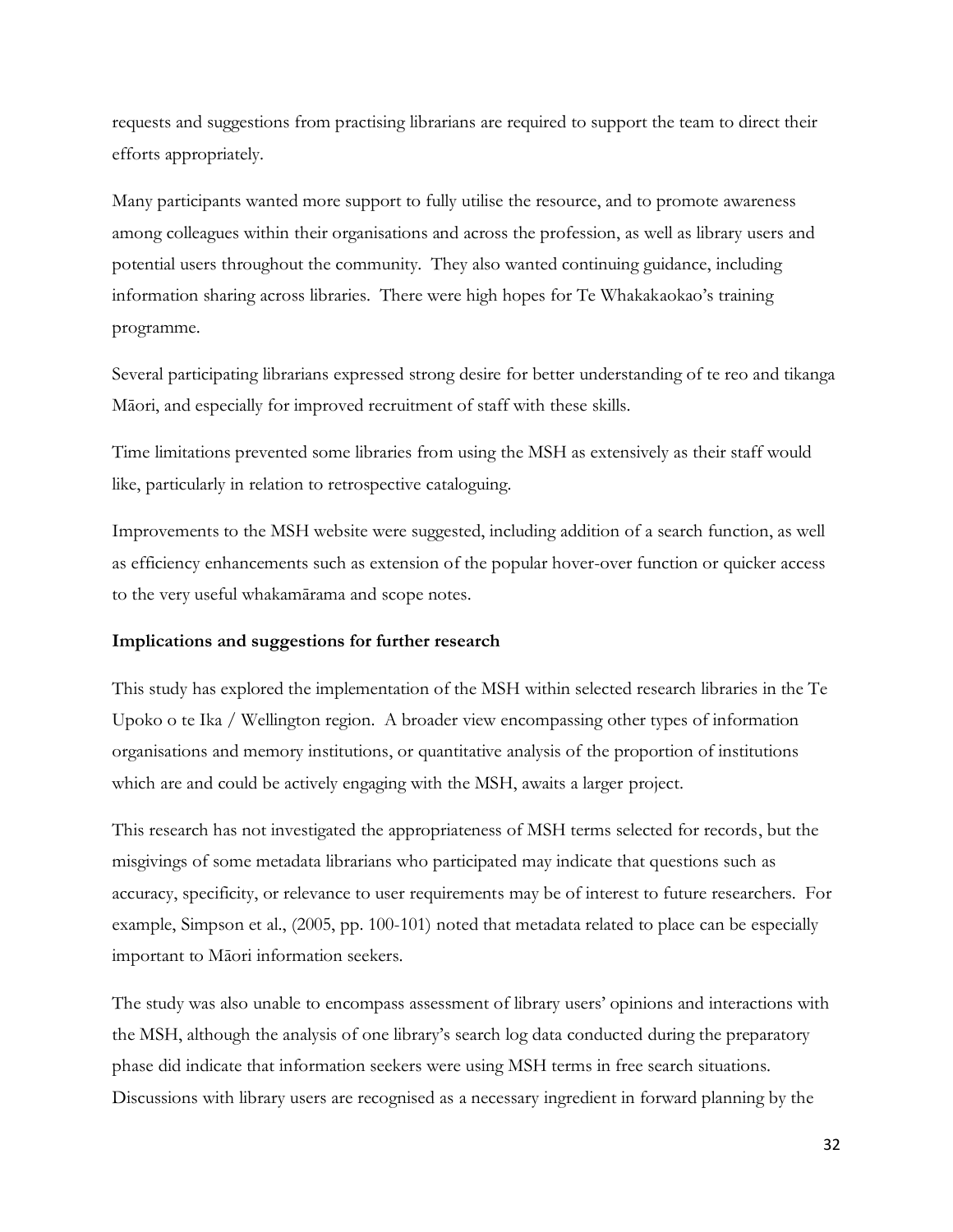requests and suggestions from practising librarians are required to support the team to direct their efforts appropriately.

Many participants wanted more support to fully utilise the resource, and to promote awareness among colleagues within their organisations and across the profession, as well as library users and potential users throughout the community. They also wanted continuing guidance, including information sharing across libraries. There were high hopes for Te Whakakaokao's training programme.

Several participating librarians expressed strong desire for better understanding of te reo and tikanga Māori, and especially for improved recruitment of staff with these skills.

Time limitations prevented some libraries from using the MSH as extensively as their staff would like, particularly in relation to retrospective cataloguing.

Improvements to the MSH website were suggested, including addition of a search function, as well as efficiency enhancements such as extension of the popular hover-over function or quicker access to the very useful whakamārama and scope notes.

**Implications and suggestions for further research**

This study has explored the implementation of the MSH within selected research libraries in the Te Upoko o te Ika / Wellington region. A broader view encompassing other types of information organisations and memory institutions, or quantitative analysis of the proportion of institutions which are and could be actively engaging with the MSH, awaits a larger project.

This research has not investigated the appropriateness of MSH terms selected for records, but the misgivings of some metadata librarians who participated may indicate that questions such as accuracy, specificity, or relevance to user requirements may be of interest to future researchers. For example, Simpson et al., (2005, pp. 100-101) noted that metadata related to place can be especially important to Māori information seekers.

The study was also unable to encompass assessment of library users' opinions and interactions with the MSH, although the analysis of one library's search log data conducted during the preparatory phase did indicate that information seekers were using MSH terms in free search situations. Discussions with library users are recognised as a necessary ingredient in forward planning by the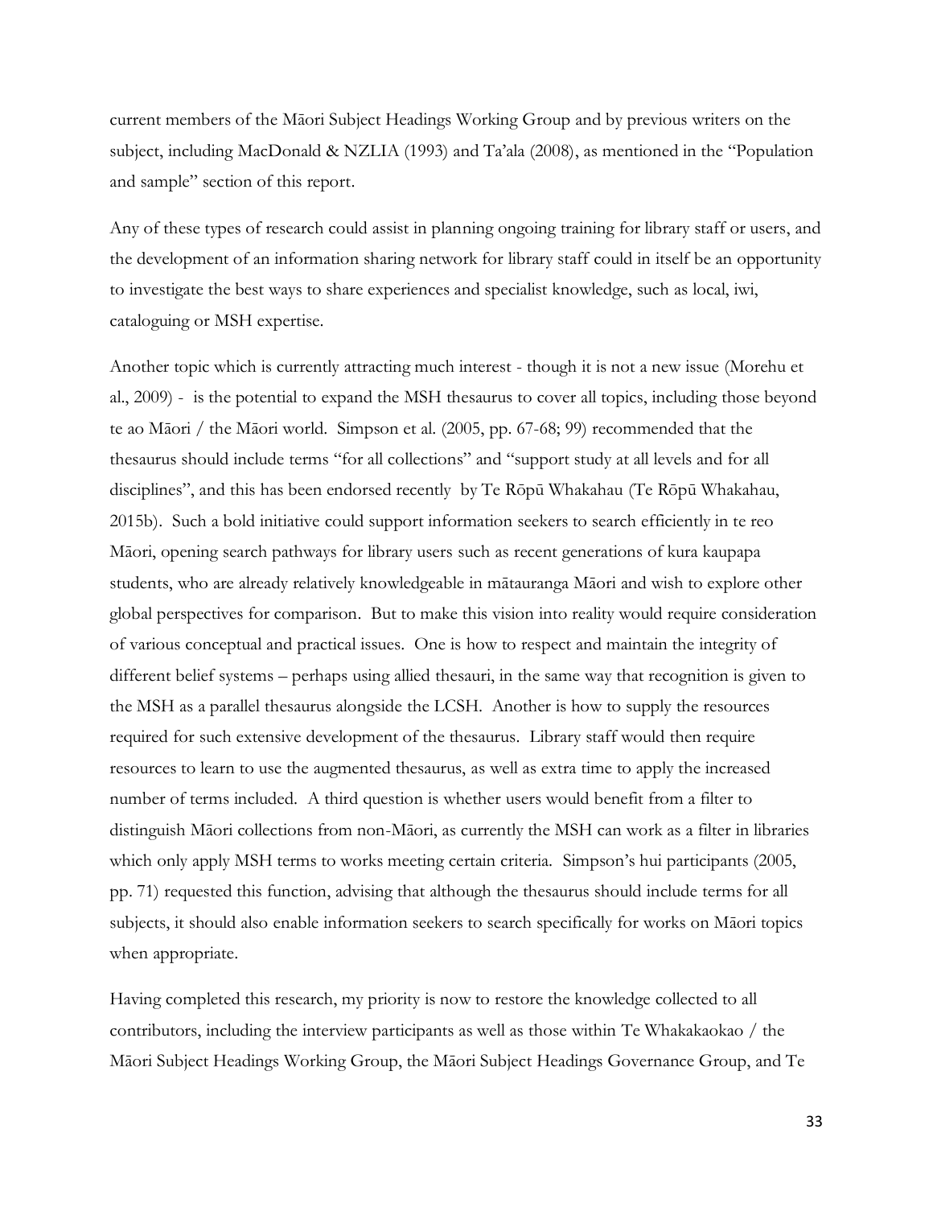current members of the Māori Subject Headings Working Group and by previous writers on the subject, including MacDonald & NZLIA (1993) and Ta'ala (2008), as mentioned in the "Population and sample" section of this report.

Any of these types of research could assist in planning ongoing training for library staff or users, and the development of an information sharing network for library staff could in itself be an opportunity to investigate the best ways to share experiences and specialist knowledge, such as local, iwi, cataloguing or MSH expertise.

Another topic which is currently attracting much interest - though it is not a new issue (Morehu et al., 2009) - is the potential to expand the MSH thesaurus to cover all topics, including those beyond te ao Māori / the Māori world. Simpson et al. (2005, pp. 67-68; 99) recommended that the thesaurus should include terms "for all collections" and "support study at all levels and for all disciplines", and this has been endorsed recently by Te Rōpū Whakahau (Te Rōpū Whakahau, 2015b). Such a bold initiative could support information seekers to search efficiently in te reo Māori, opening search pathways for library users such as recent generations of kura kaupapa students, who are already relatively knowledgeable in mātauranga Māori and wish to explore other global perspectives for comparison. But to make this vision into reality would require consideration of various conceptual and practical issues. One is how to respect and maintain the integrity of different belief systems – perhaps using allied thesauri, in the same way that recognition is given to the MSH as a parallel thesaurus alongside the LCSH. Another is how to supply the resources required for such extensive development of the thesaurus. Library staff would then require resources to learn to use the augmented thesaurus, as well as extra time to apply the increased number of terms included. A third question is whether users would benefit from a filter to distinguish Māori collections from non-Māori, as currently the MSH can work as a filter in libraries which only apply MSH terms to works meeting certain criteria. Simpson's hui participants (2005, pp. 71) requested this function, advising that although the thesaurus should include terms for all subjects, it should also enable information seekers to search specifically for works on Māori topics when appropriate.

Having completed this research, my priority is now to restore the knowledge collected to all contributors, including the interview participants as well as those within Te Whakakaokao / the Māori Subject Headings Working Group, the Māori Subject Headings Governance Group, and Te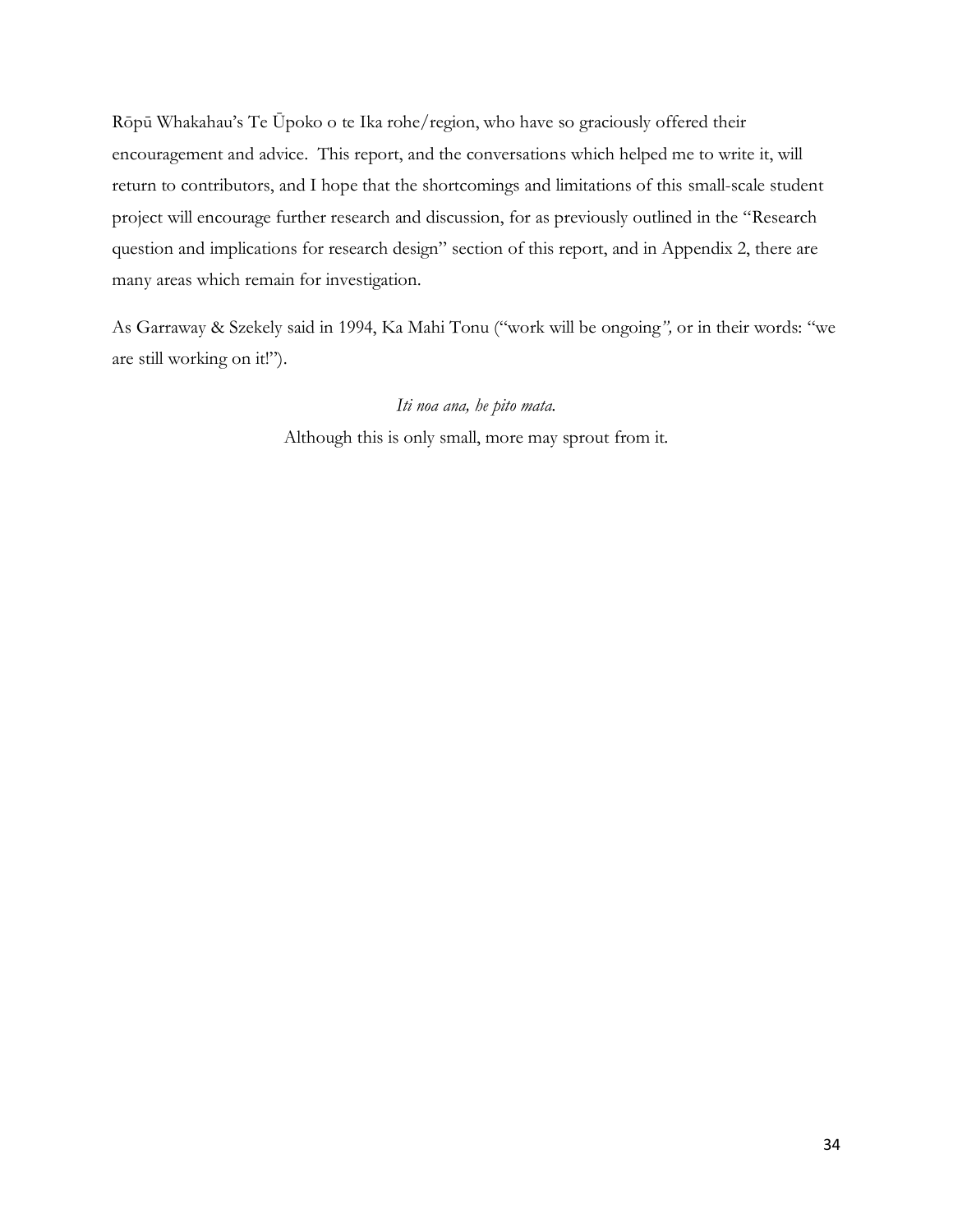Rōpū Whakahau's Te Ūpoko o te Ika rohe/region, who have so graciously offered their encouragement and advice. This report, and the conversations which helped me to write it, will return to contributors, and I hope that the shortcomings and limitations of this small-scale student project will encourage further research and discussion, for as previously outlined in the "Research question and implications for research design" section of this report, and in Appendix 2, there are many areas which remain for investigation.

As Garraway & Szekely said in 1994, Ka Mahi Tonu ("work will be ongoing*",* or in their words: "we are still working on it!").

*Iti noa ana, he pito mata.*
Although this is only small, more may sprout from it.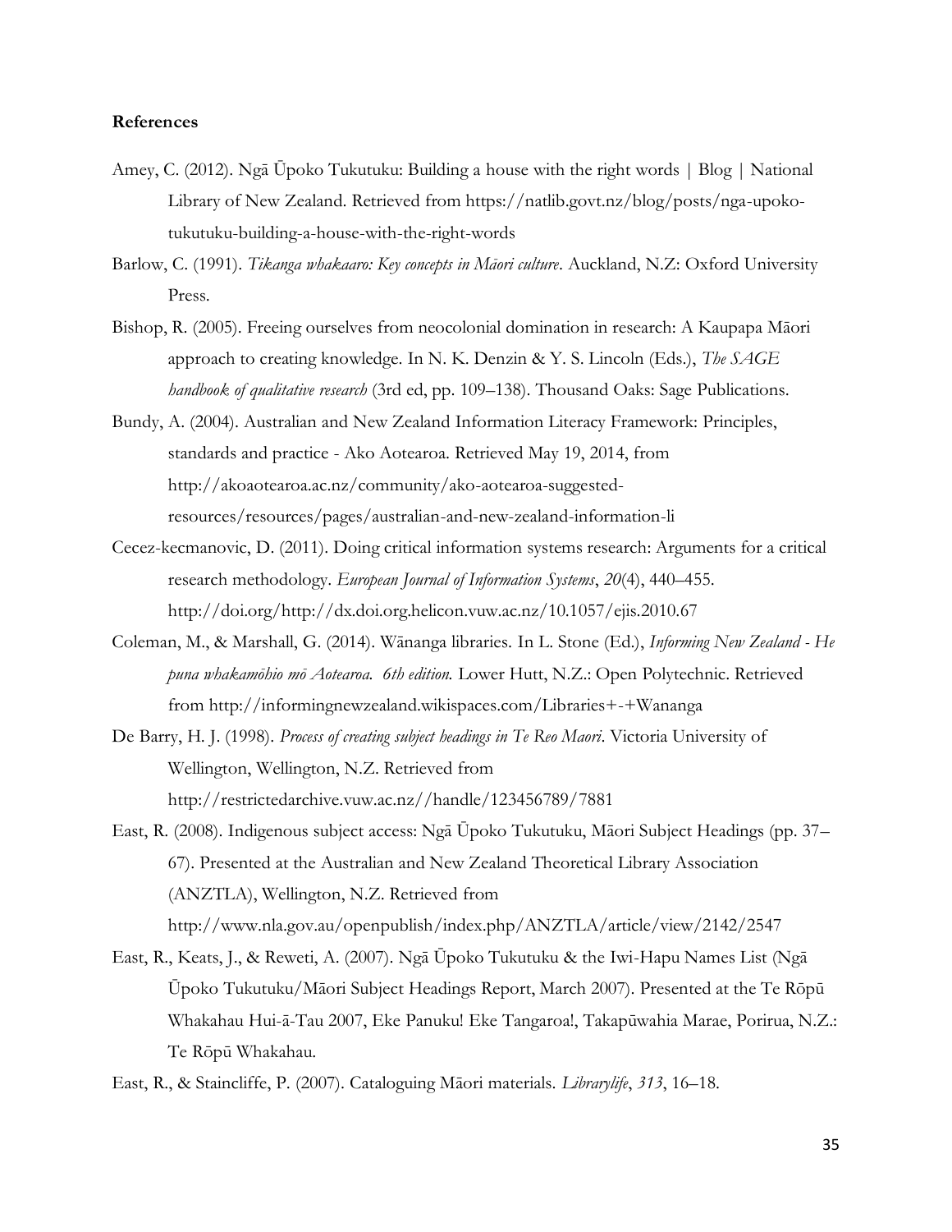**References**

Amey, C. (2012). Ngā Ūpoko Tukutuku: Building a house with the right words | Blog | National Library of New Zealand. Retrieved from https://natlib.govt.nz/blog/posts/nga-upoko-tukutuku-building-a-house-with-the-right-words

Barlow, C. (1991). *Tikanga whakaaro: Key concepts in Māori culture*. Auckland, N.Z: Oxford University Press.

Bishop, R. (2005). Freeing ourselves from neocolonial domination in research: A Kaupapa Māori approach to creating knowledge. In N. K. Denzin & Y. S. Lincoln (Eds.), *The SAGE handbook of qualitative research* (3rd ed, pp. 109–138). Thousand Oaks: Sage Publications.

Bundy, A. (2004). Australian and New Zealand Information Literacy Framework: Principles, standards and practice - Ako Aotearoa. Retrieved May 19, 2014, from http://akoaotearoa.ac.nz/community/ako-aotearoa-suggested-resources/resources/pages/australian-and-new-zealand-information-li

Cecez-kecmanovic, D. (2011). Doing critical information systems research: Arguments for a critical research methodology. *European Journal of Information Systems*, *20*(4), 440–455. http://doi.org/http://dx.doi.org.helicon.vuw.ac.nz/10.1057/ejis.2010.67

Coleman, M., & Marshall, G. (2014). Wānanga libraries. In L. Stone (Ed.), *Informing New Zealand - He puna whakamōhio mō Aotearoa. 6th edition.* Lower Hutt, N.Z.: Open Polytechnic. Retrieved from http://informingnewzealand.wikispaces.com/Libraries+-+Wananga

De Barry, H. J. (1998). *Process of creating subject headings in Te Reo Maori*. Victoria University of Wellington, Wellington, N.Z. Retrieved from http://restrictedarchive.vuw.ac.nz//handle/123456789/7881

East, R. (2008). Indigenous subject access: Ngā Ūpoko Tukutuku, Māori Subject Headings (pp. 37–67). Presented at the Australian and New Zealand Theoretical Library Association (ANZTLA), Wellington, N.Z. Retrieved from http://www.nla.gov.au/openpublish/index.php/ANZTLA/article/view/2142/2547

East, R., Keats, J., & Reweti, A. (2007). Ngā Ūpoko Tukutuku & the Iwi-Hapu Names List (Ngā Ūpoko Tukutuku/Māori Subject Headings Report, March 2007). Presented at the Te Rōpū Whakahau Hui-ā-Tau 2007, Eke Panuku! Eke Tangaroa!, Takapūwahia Marae, Porirua, N.Z.: Te Rōpū Whakahau.

East, R., & Staincliffe, P. (2007). Cataloguing Māori materials. *Librarylife*, *313*, 16–18.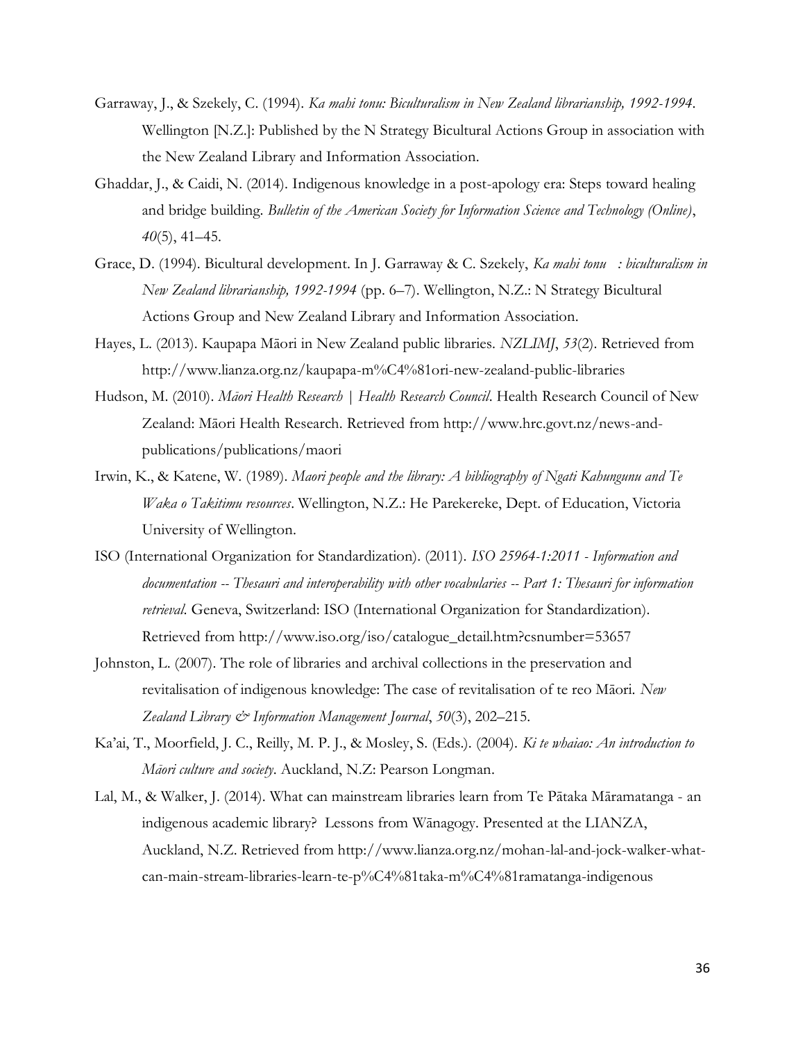Garraway, J., & Szekely, C. (1994). *Ka mahi tonu: Biculturalism in New Zealand librarianship, 1992-1994*. Wellington [N.Z.]: Published by the N Strategy Bicultural Actions Group in association with the New Zealand Library and Information Association.

Ghaddar, J., & Caidi, N. (2014). Indigenous knowledge in a post-apology era: Steps toward healing and bridge building. *Bulletin of the American Society for Information Science and Technology (Online)*, *40*(5), 41–45.

Grace, D. (1994). Bicultural development. In J. Garraway & C. Szekely, *Ka mahi tonu : biculturalism in New Zealand librarianship, 1992-1994* (pp. 6–7). Wellington, N.Z.: N Strategy Bicultural Actions Group and New Zealand Library and Information Association.

Hayes, L. (2013). Kaupapa Māori in New Zealand public libraries. *NZLIMJ*, *53*(2). Retrieved from http://www.lianza.org.nz/kaupapa-m%C4%81ori-new-zealand-public-libraries

Hudson, M. (2010). *Māori Health Research | Health Research Council*. Health Research Council of New Zealand: Māori Health Research. Retrieved from http://www.hrc.govt.nz/news-and-publications/publications/maori

Irwin, K., & Katene, W. (1989). *Maori people and the library: A bibliography of Ngati Kahungunu and Te Waka o Takitimu resources*. Wellington, N.Z.: He Parekereke, Dept. of Education, Victoria University of Wellington.

ISO (International Organization for Standardization). (2011). *ISO 25964-1:2011 - Information and documentation -- Thesauri and interoperability with other vocabularies -- Part 1: Thesauri for information retrieval*. Geneva, Switzerland: ISO (International Organization for Standardization). Retrieved from http://www.iso.org/iso/catalogue_detail.htm?csnumber=53657

Johnston, L. (2007). The role of libraries and archival collections in the preservation and revitalisation of indigenous knowledge: The case of revitalisation of te reo Māori. *New Zealand Library & Information Management Journal*, *50*(3), 202–215.

Ka'ai, T., Moorfield, J. C., Reilly, M. P. J., & Mosley, S. (Eds.). (2004). *Ki te whaiao: An introduction to Māori culture and society*. Auckland, N.Z: Pearson Longman.

Lal, M., & Walker, J. (2014). What can mainstream libraries learn from Te Pātaka Māramatanga - an indigenous academic library? Lessons from Wānagogy. Presented at the LIANZA, Auckland, N.Z. Retrieved from http://www.lianza.org.nz/mohan-lal-and-jock-walker-what-can-main-stream-libraries-learn-te-p%C4%81taka-m%C4%81ramatanga-indigenous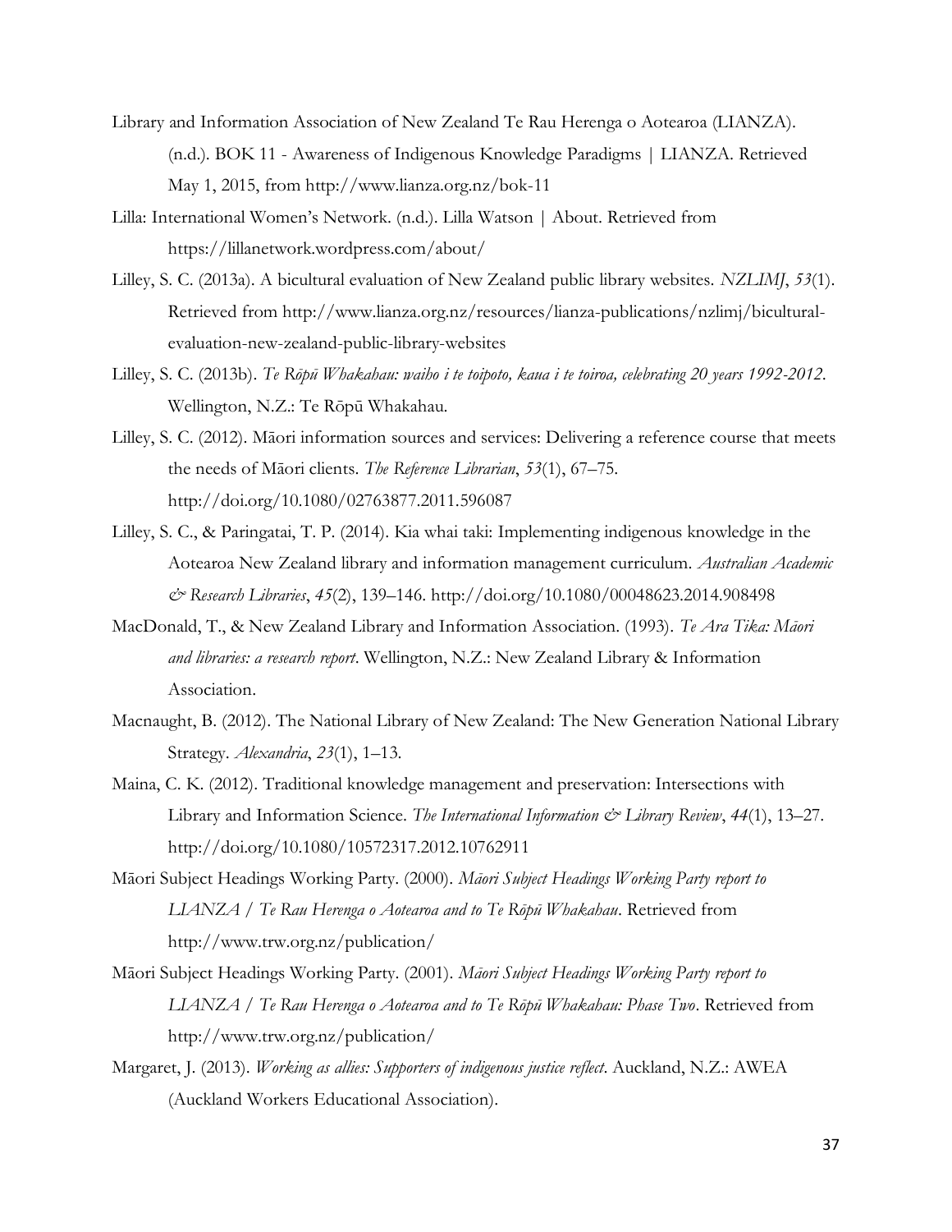Library and Information Association of New Zealand Te Rau Herenga o Aotearoa (LIANZA). (n.d.). BOK 11 - Awareness of Indigenous Knowledge Paradigms | LIANZA. Retrieved May 1, 2015, from http://www.lianza.org.nz/bok-11

Lilla: International Women's Network. (n.d.). Lilla Watson | About. Retrieved from https://lillanetwork.wordpress.com/about/

Lilley, S. C. (2013a). A bicultural evaluation of New Zealand public library websites. *NZLIMJ*, *53*(1). Retrieved from http://www.lianza.org.nz/resources/lianza-publications/nzlimj/bicultural-evaluation-new-zealand-public-library-websites

Lilley, S. C. (2013b). *Te Rōpū Whakahau: waiho i te toipoto, kaua i te toiroa, celebrating 20 years 1992-2012*. Wellington, N.Z.: Te Rōpū Whakahau.

Lilley, S. C. (2012). Māori information sources and services: Delivering a reference course that meets the needs of Māori clients. *The Reference Librarian*, *53*(1), 67–75. http://doi.org/10.1080/02763877.2011.596087

Lilley, S. C., & Paringatai, T. P. (2014). Kia whai taki: Implementing indigenous knowledge in the Aotearoa New Zealand library and information management curriculum. *Australian Academic & Research Libraries*, *45*(2), 139–146. http://doi.org/10.1080/00048623.2014.908498

MacDonald, T., & New Zealand Library and Information Association. (1993). *Te Ara Tika: Māori and libraries: a research report*. Wellington, N.Z.: New Zealand Library & Information Association.

Macnaught, B. (2012). The National Library of New Zealand: The New Generation National Library Strategy. *Alexandria*, *23*(1), 1–13.

Maina, C. K. (2012). Traditional knowledge management and preservation: Intersections with Library and Information Science. *The International Information & Library Review*, *44*(1), 13–27. http://doi.org/10.1080/10572317.2012.10762911

Māori Subject Headings Working Party. (2000). *Māori Subject Headings Working Party report to LIANZA / Te Rau Herenga o Aotearoa and to Te Rōpū Whakahau*. Retrieved from http://www.trw.org.nz/publication/

Māori Subject Headings Working Party. (2001). *Māori Subject Headings Working Party report to LIANZA / Te Rau Herenga o Aotearoa and to Te Rōpū Whakahau: Phase Two*. Retrieved from http://www.trw.org.nz/publication/

Margaret, J. (2013). *Working as allies: Supporters of indigenous justice reflect*. Auckland, N.Z.: AWEA (Auckland Workers Educational Association).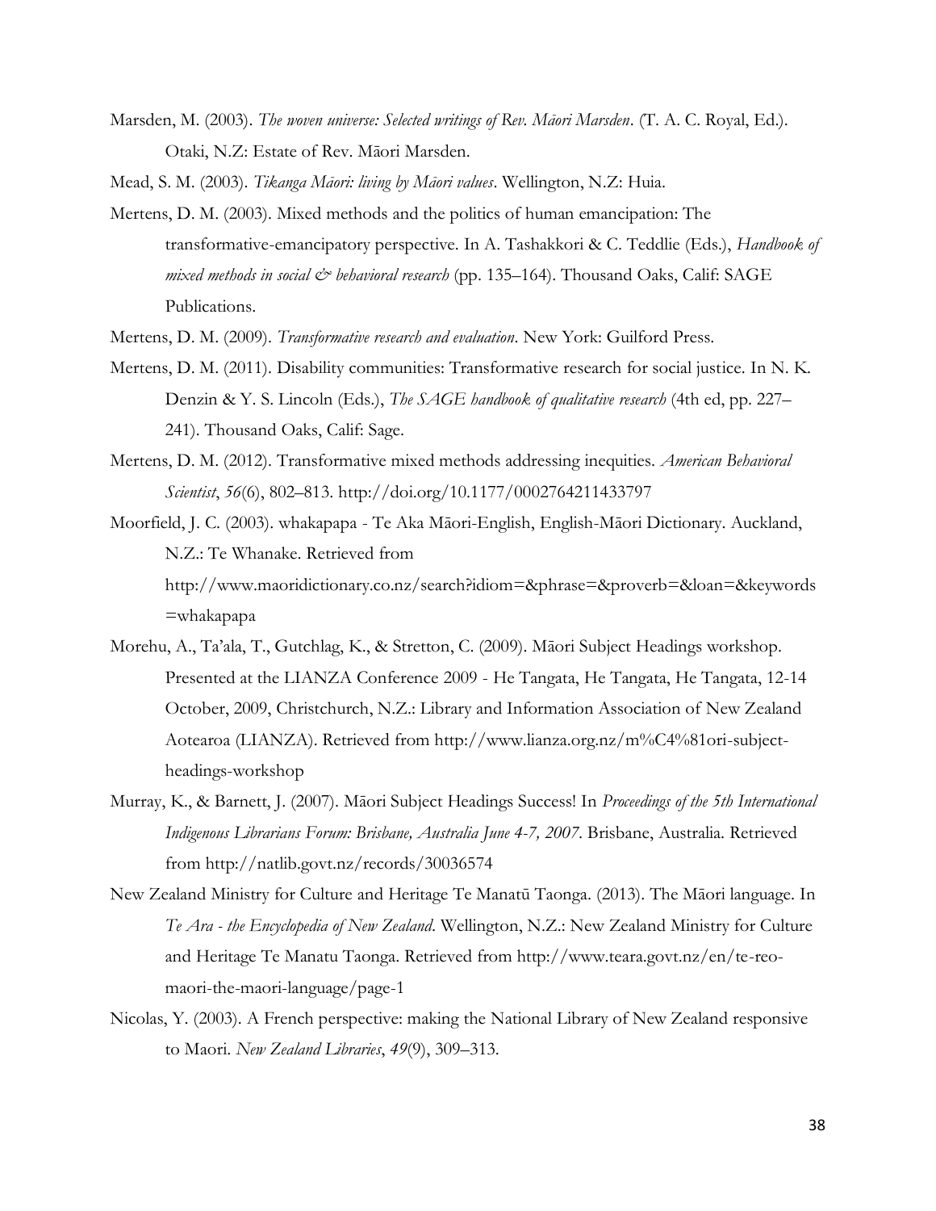Marsden, M. (2003). *The woven universe: Selected writings of Rev. Māori Marsden*. (T. A. C. Royal, Ed.). Otaki, N.Z: Estate of Rev. Māori Marsden.

Mead, S. M. (2003). *Tikanga Māori: living by Māori values*. Wellington, N.Z: Huia.

Mertens, D. M. (2003). Mixed methods and the politics of human emancipation: The transformative-emancipatory perspective. In A. Tashakkori & C. Teddlie (Eds.), *Handbook of mixed methods in social & behavioral research* (pp. 135–164). Thousand Oaks, Calif: SAGE Publications.

Mertens, D. M. (2009). *Transformative research and evaluation*. New York: Guilford Press.

Mertens, D. M. (2011). Disability communities: Transformative research for social justice. In N. K. Denzin & Y. S. Lincoln (Eds.), *The SAGE handbook of qualitative research* (4th ed, pp. 227–241). Thousand Oaks, Calif: Sage.

Mertens, D. M. (2012). Transformative mixed methods addressing inequities. *American Behavioral Scientist*, *56*(6), 802–813. http://doi.org/10.1177/0002764211433797

Moorfield, J. C. (2003). whakapapa - Te Aka Māori-English, English-Māori Dictionary. Auckland, N.Z.: Te Whanake. Retrieved from http://www.maoridictionary.co.nz/search?idiom=&phrase=&proverb=&loan=&keywords=whakapapa

Morehu, A., Ta'ala, T., Gutchlag, K., & Stretton, C. (2009). Māori Subject Headings workshop. Presented at the LIANZA Conference 2009 - He Tangata, He Tangata, He Tangata, 12-14 October, 2009, Christchurch, N.Z.: Library and Information Association of New Zealand Aotearoa (LIANZA). Retrieved from http://www.lianza.org.nz/m%C4%81ori-subject-headings-workshop

Murray, K., & Barnett, J. (2007). Māori Subject Headings Success! In *Proceedings of the 5th International Indigenous Librarians Forum: Brisbane, Australia June 4-7, 2007*. Brisbane, Australia. Retrieved from http://natlib.govt.nz/records/30036574

New Zealand Ministry for Culture and Heritage Te Manatū Taonga. (2013). The Māori language. In *Te Ara - the Encyclopedia of New Zealand*. Wellington, N.Z.: New Zealand Ministry for Culture and Heritage Te Manatu Taonga. Retrieved from http://www.teara.govt.nz/en/te-reo-maori-the-maori-language/page-1

Nicolas, Y. (2003). A French perspective: making the National Library of New Zealand responsive to Maori. *New Zealand Libraries*, *49*(9), 309–313.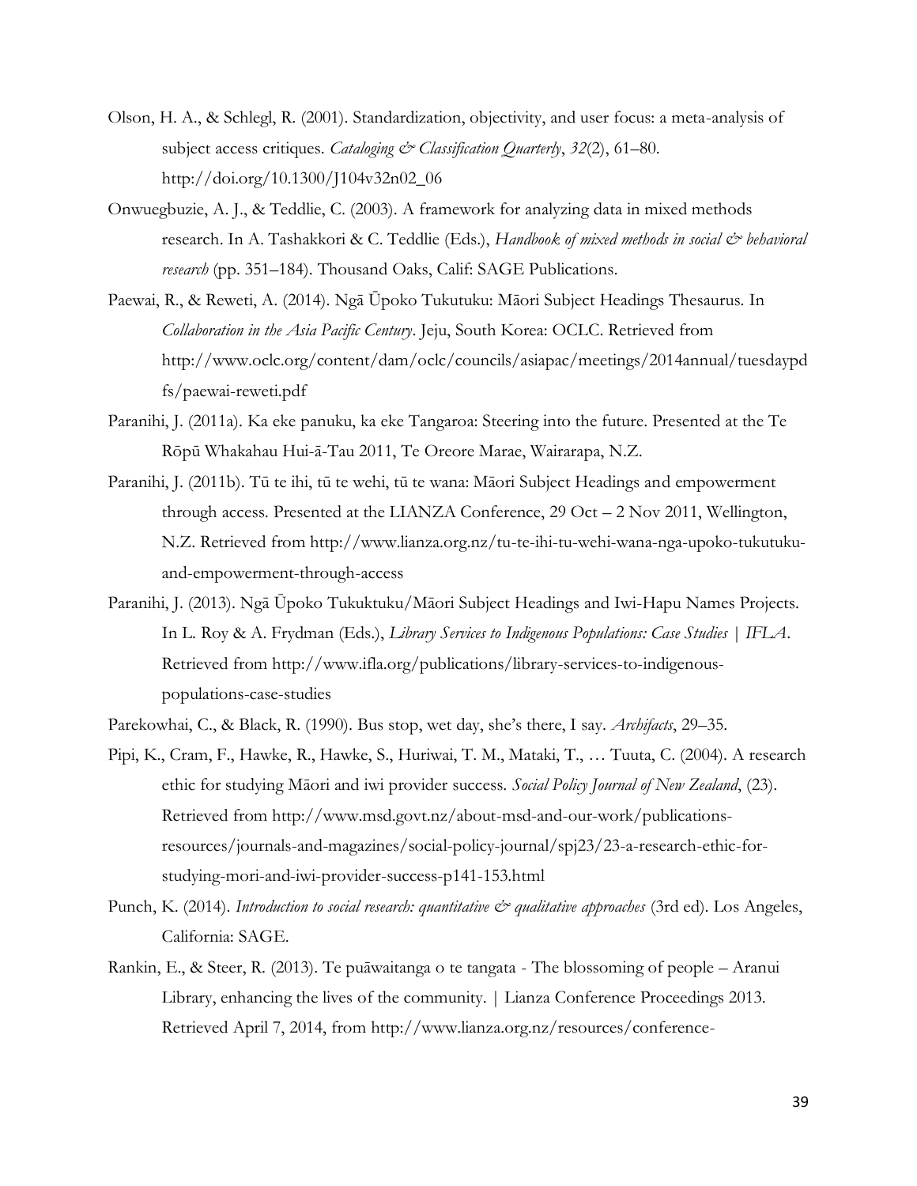Olson, H. A., & Schlegl, R. (2001). Standardization, objectivity, and user focus: a meta-analysis of subject access critiques. *Cataloging & Classification Quarterly*, *32*(2), 61–80. http://doi.org/10.1300/J104v32n02_06

Onwuegbuzie, A. J., & Teddlie, C. (2003). A framework for analyzing data in mixed methods research. In A. Tashakkori & C. Teddlie (Eds.), *Handbook of mixed methods in social & behavioral research* (pp. 351–184). Thousand Oaks, Calif: SAGE Publications.

Paewai, R., & Reweti, A. (2014). Ngā Ūpoko Tukutuku: Māori Subject Headings Thesaurus. In *Collaboration in the Asia Pacific Century*. Jeju, South Korea: OCLC. Retrieved from http://www.oclc.org/content/dam/oclc/councils/asiapac/meetings/2014annual/tuesdaypdfs/paewai-reweti.pdf

Paranihi, J. (2011a). Ka eke panuku, ka eke Tangaroa: Steering into the future. Presented at the Te Rōpū Whakahau Hui-ā-Tau 2011, Te Oreore Marae, Wairarapa, N.Z.

Paranihi, J. (2011b). Tū te ihi, tū te wehi, tū te wana: Māori Subject Headings and empowerment through access. Presented at the LIANZA Conference, 29 Oct – 2 Nov 2011, Wellington, N.Z. Retrieved from http://www.lianza.org.nz/tu-te-ihi-tu-wehi-wana-nga-upoko-tukutuku-and-empowerment-through-access

Paranihi, J. (2013). Ngā Ūpoko Tukuktuku/Māori Subject Headings and Iwi-Hapu Names Projects. In L. Roy & A. Frydman (Eds.), *Library Services to Indigenous Populations: Case Studies | IFLA*. Retrieved from http://www.ifla.org/publications/library-services-to-indigenous-populations-case-studies

Parekowhai, C., & Black, R. (1990). Bus stop, wet day, she's there, I say. *Archifacts*, 29–35.

Pipi, K., Cram, F., Hawke, R., Hawke, S., Huriwai, T. M., Mataki, T., … Tuuta, C. (2004). A research ethic for studying Māori and iwi provider success. *Social Policy Journal of New Zealand*, (23). Retrieved from http://www.msd.govt.nz/about-msd-and-our-work/publications-resources/journals-and-magazines/social-policy-journal/spj23/23-a-research-ethic-for-studying-mori-and-iwi-provider-success-p141-153.html

Punch, K. (2014). *Introduction to social research: quantitative & qualitative approaches* (3rd ed). Los Angeles, California: SAGE.

Rankin, E., & Steer, R. (2013). Te puāwaitanga o te tangata - The blossoming of people – Aranui Library, enhancing the lives of the community. | Lianza Conference Proceedings 2013. Retrieved April 7, 2014, from http://www.lianza.org.nz/resources/conference-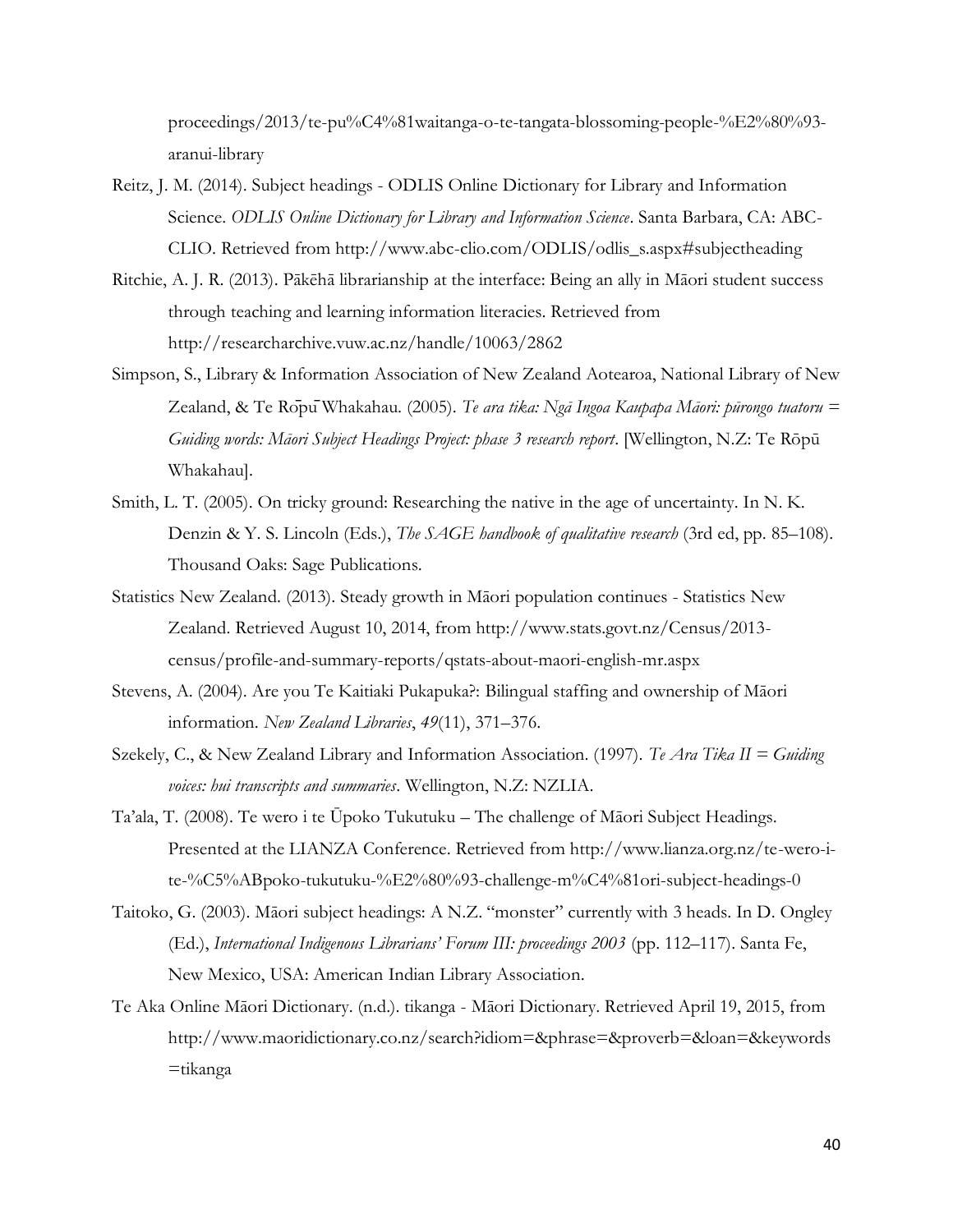proceedings/2013/te-pu%C4%81waitanga-o-te-tangata-blossoming-people-%E2%80%93-aranui-library

Reitz, J. M. (2014). Subject headings - ODLIS Online Dictionary for Library and Information Science. *ODLIS Online Dictionary for Library and Information Science*. Santa Barbara, CA: ABC-CLIO. Retrieved from http://www.abc-clio.com/ODLIS/odlis_s.aspx#subjectheading

Ritchie, A. J. R. (2013). Pākēhā librarianship at the interface: Being an ally in Māori student success through teaching and learning information literacies. Retrieved from http://researcharchive.vuw.ac.nz/handle/10063/2862

Simpson, S., Library & Information Association of New Zealand Aotearoa, National Library of New Zealand, & Te Rōpū Whakahau. (2005). *Te ara tika: Ngā Ingoa Kaupapa Māori: pūrongo tuatoru = Guiding words: Māori Subject Headings Project: phase 3 research report*. [Wellington, N.Z: Te Rōpū Whakahau].

Smith, L. T. (2005). On tricky ground: Researching the native in the age of uncertainty. In N. K. Denzin & Y. S. Lincoln (Eds.), *The SAGE handbook of qualitative research* (3rd ed, pp. 85–108). Thousand Oaks: Sage Publications.

Statistics New Zealand. (2013). Steady growth in Māori population continues - Statistics New Zealand. Retrieved August 10, 2014, from http://www.stats.govt.nz/Census/2013-census/profile-and-summary-reports/qstats-about-maori-english-mr.aspx

Stevens, A. (2004). Are you Te Kaitiaki Pukapuka?: Bilingual staffing and ownership of Māori information. *New Zealand Libraries*, *49*(11), 371–376.

Szekely, C., & New Zealand Library and Information Association. (1997). *Te Ara Tika II = Guiding voices: hui transcripts and summaries*. Wellington, N.Z: NZLIA.

Ta'ala, T. (2008). Te wero i te Ūpoko Tukutuku – The challenge of Māori Subject Headings. Presented at the LIANZA Conference. Retrieved from http://www.lianza.org.nz/te-wero-i-te-%C5%ABpoko-tukutuku-%E2%80%93-challenge-m%C4%81ori-subject-headings-0

Taitoko, G. (2003). Māori subject headings: A N.Z. "monster" currently with 3 heads. In D. Ongley (Ed.), *International Indigenous Librarians' Forum III: proceedings 2003* (pp. 112–117). Santa Fe, New Mexico, USA: American Indian Library Association.

Te Aka Online Māori Dictionary. (n.d.). tikanga - Māori Dictionary. Retrieved April 19, 2015, from http://www.maoridictionary.co.nz/search?idiom=&phrase=&proverb=&loan=&keywords=tikanga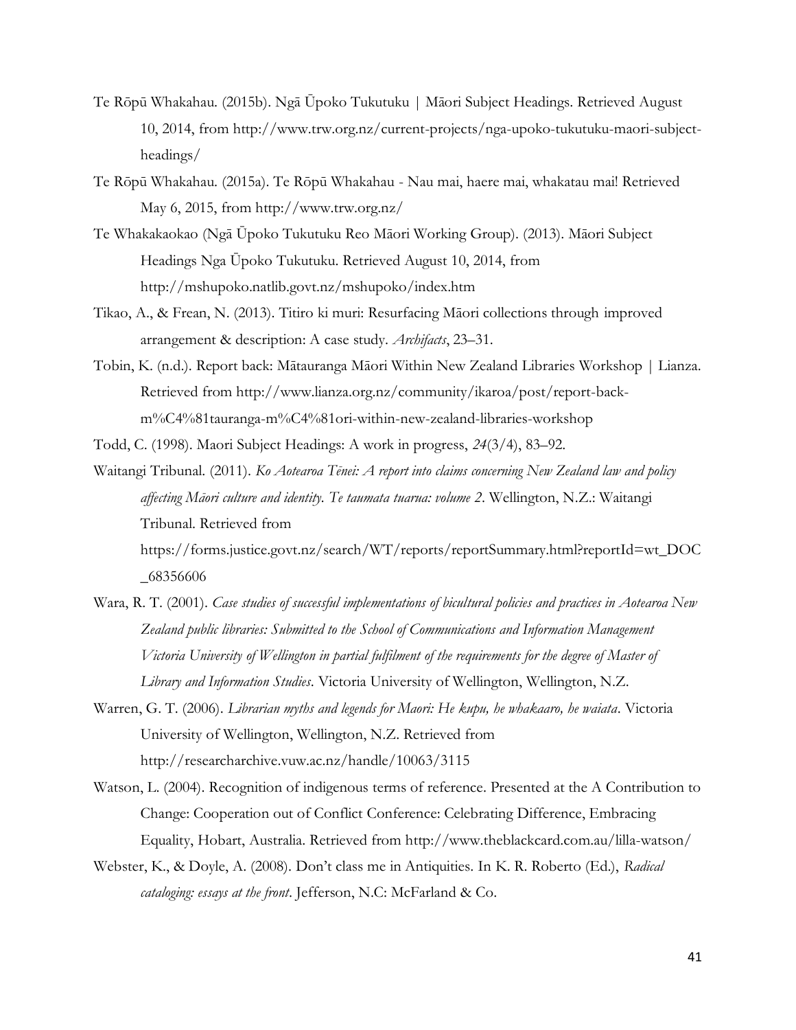Te Rōpū Whakahau. (2015b). Ngā Ūpoko Tukutuku | Māori Subject Headings. Retrieved August 10, 2014, from http://www.trw.org.nz/current-projects/nga-upoko-tukutuku-maori-subject-headings/

Te Rōpū Whakahau. (2015a). Te Rōpū Whakahau - Nau mai, haere mai, whakatau mai! Retrieved May 6, 2015, from http://www.trw.org.nz/

Te Whakakaokao (Ngā Ūpoko Tukutuku Reo Māori Working Group). (2013). Māori Subject Headings Nga Ūpoko Tukutuku. Retrieved August 10, 2014, from http://mshupoko.natlib.govt.nz/mshupoko/index.htm

Tikao, A., & Frean, N. (2013). Titiro ki muri: Resurfacing Māori collections through improved arrangement & description: A case study. *Archifacts*, 23–31.

Tobin, K. (n.d.). Report back: Mātauranga Māori Within New Zealand Libraries Workshop | Lianza. Retrieved from http://www.lianza.org.nz/community/ikaroa/post/report-back-m%C4%81tauranga-m%C4%81ori-within-new-zealand-libraries-workshop

Todd, C. (1998). Maori Subject Headings: A work in progress, *24*(3/4), 83–92.

Waitangi Tribunal. (2011). *Ko Aotearoa Tēnei: A report into claims concerning New Zealand law and policy affecting Māori culture and identity. Te taumata tuarua: volume 2*. Wellington, N.Z.: Waitangi Tribunal. Retrieved from https://forms.justice.govt.nz/search/WT/reports/reportSummary.html?reportId=wt_DOC_68356606

Wara, R. T. (2001). *Case studies of successful implementations of bicultural policies and practices in Aotearoa New Zealand public libraries: Submitted to the School of Communications and Information Management Victoria University of Wellington in partial fulfilment of the requirements for the degree of Master of Library and Information Studies*. Victoria University of Wellington, Wellington, N.Z.

Warren, G. T. (2006). *Librarian myths and legends for Maori: He kupu, he whakaaro, he waiata*. Victoria University of Wellington, Wellington, N.Z. Retrieved from http://researcharchive.vuw.ac.nz/handle/10063/3115

Watson, L. (2004). Recognition of indigenous terms of reference. Presented at the A Contribution to Change: Cooperation out of Conflict Conference: Celebrating Difference, Embracing Equality, Hobart, Australia. Retrieved from http://www.theblackcard.com.au/lilla-watson/

Webster, K., & Doyle, A. (2008). Don't class me in Antiquities. In K. R. Roberto (Ed.), *Radical cataloging: essays at the front*. Jefferson, N.C: McFarland & Co.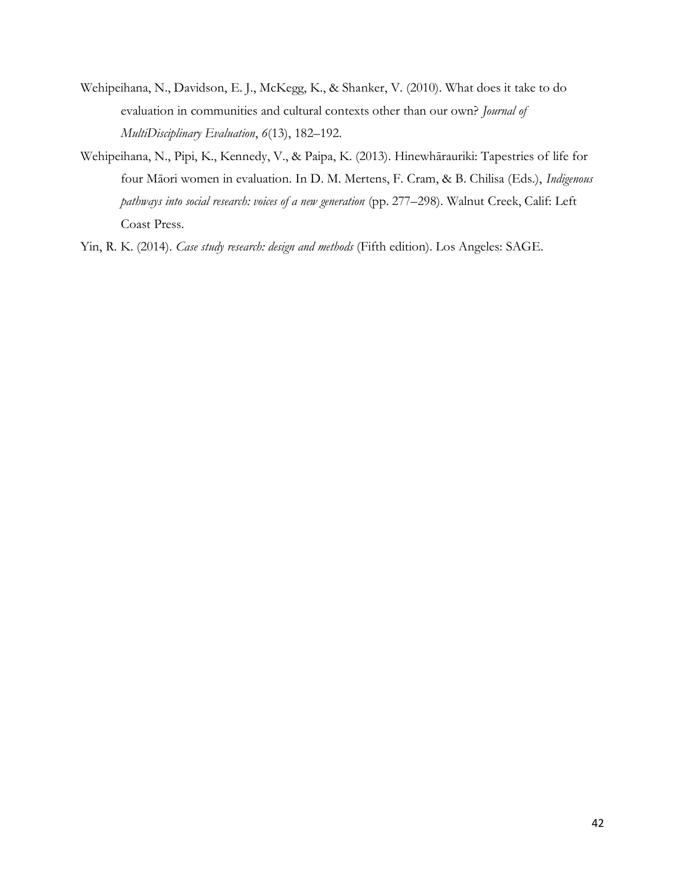Wehipeihana, N., Davidson, E. J., McKegg, K., & Shanker, V. (2010). What does it take to do evaluation in communities and cultural contexts other than our own? *Journal of MultiDisciplinary Evaluation*, *6*(13), 182–192.

Wehipeihana, N., Pipi, K., Kennedy, V., & Paipa, K. (2013). Hinewhārauriki: Tapestries of life for four Māori women in evaluation. In D. M. Mertens, F. Cram, & B. Chilisa (Eds.), *Indigenous pathways into social research: voices of a new generation* (pp. 277–298). Walnut Creek, Calif: Left Coast Press.

Yin, R. K. (2014). *Case study research: design and methods* (Fifth edition). Los Angeles: SAGE.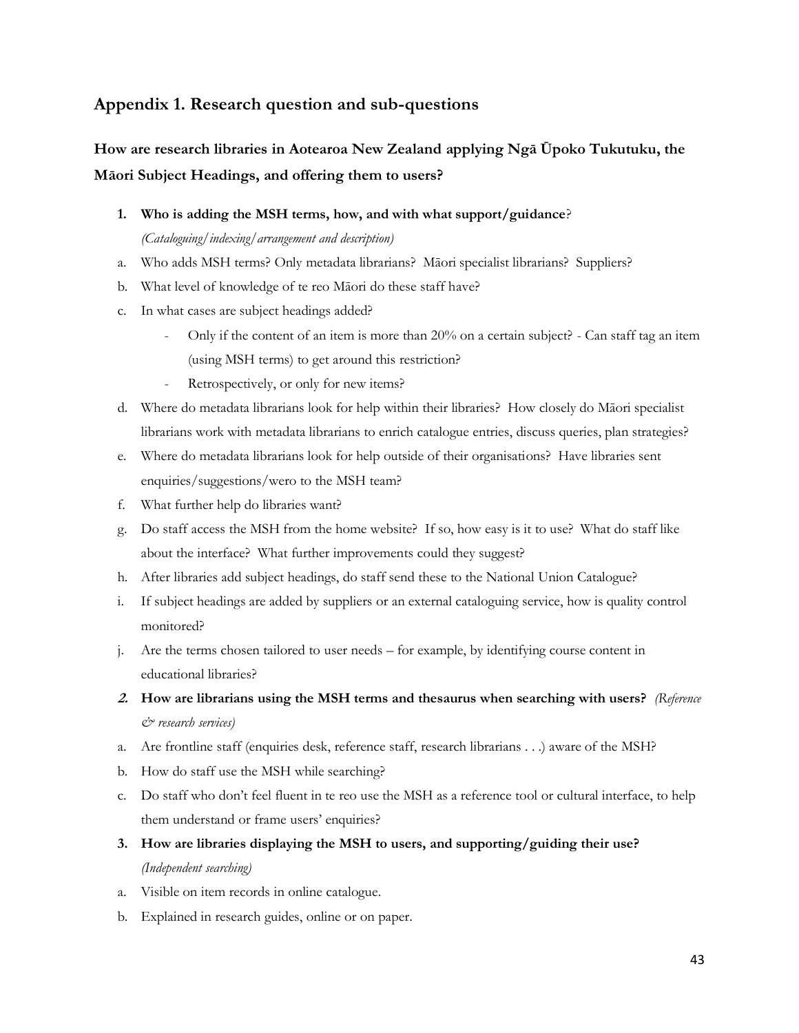## Appendix 1. Research question and sub-questions

### How are research libraries in Aotearoa New Zealand applying Ngā Ūpoko Tukutuku, the Māori Subject Headings, and offering them to users?

1. **Who is adding the MSH terms, how, and with what support/guidance**?
   *(Cataloguing/indexing/arrangement and description)*

a. Who adds MSH terms? Only metadata librarians? Māori specialist librarians? Suppliers?

b. What level of knowledge of te reo Māori do these staff have?

c. In what cases are subject headings added?

   - Only if the content of an item is more than 20% on a certain subject? - Can staff tag an item (using MSH terms) to get around this restriction?
   - Retrospectively, or only for new items?

d. Where do metadata librarians look for help within their libraries? How closely do Māori specialist librarians work with metadata librarians to enrich catalogue entries, discuss queries, plan strategies?

e. Where do metadata librarians look for help outside of their organisations? Have libraries sent enquiries/suggestions/wero to the MSH team?

f. What further help do libraries want?

g. Do staff access the MSH from the home website? If so, how easy is it to use? What do staff like about the interface? What further improvements could they suggest?

h. After libraries add subject headings, do staff send these to the National Union Catalogue?

i. If subject headings are added by suppliers or an external cataloguing service, how is quality control monitored?

j. Are the terms chosen tailored to user needs – for example, by identifying course content in educational libraries?

2. **How are librarians using the MSH terms and thesaurus when searching with users?** *(Reference & research services)*

a. Are frontline staff (enquiries desk, reference staff, research librarians . . .) aware of the MSH?

b. How do staff use the MSH while searching?

c. Do staff who don't feel fluent in te reo use the MSH as a reference tool or cultural interface, to help them understand or frame users' enquiries?

3. **How are libraries displaying the MSH to users, and supporting/guiding their use?**
   *(Independent searching)*

a. Visible on item records in online catalogue.

b. Explained in research guides, online or on paper.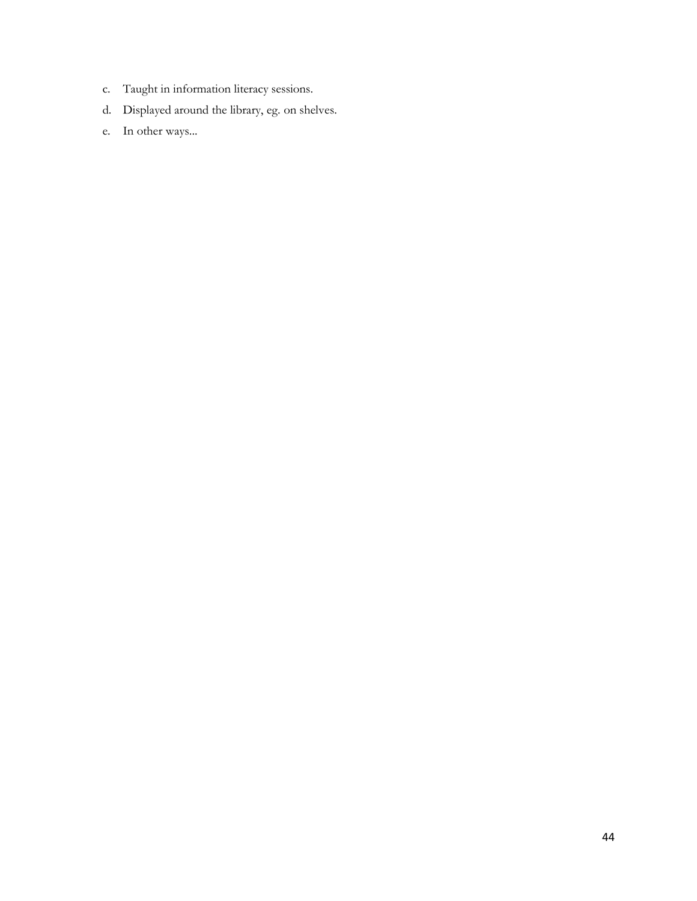c. Taught in information literacy sessions.
d. Displayed around the library, eg. on shelves.
e. In other ways...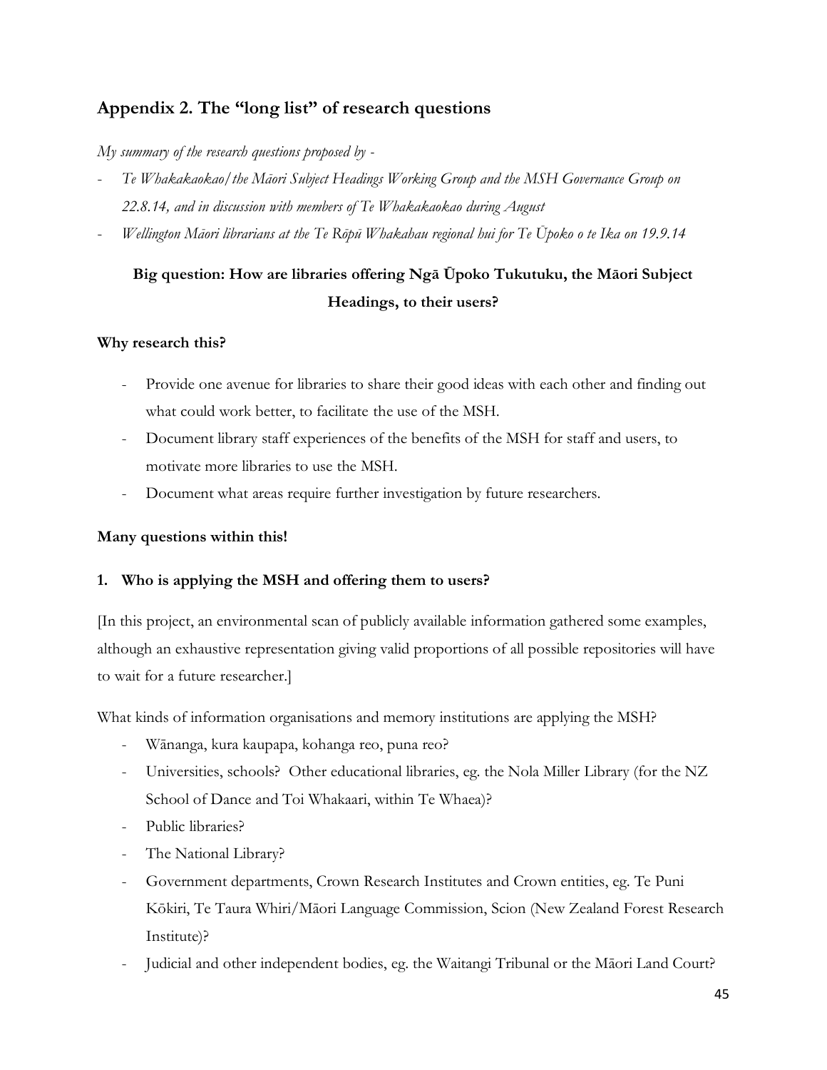## Appendix 2. The "long list" of research questions

*My summary of the research questions proposed by -*

- *Te Whakakaokao/the Māori Subject Headings Working Group and the MSH Governance Group on 22.8.14, and in discussion with members of Te Whakakaokao during August*
- *Wellington Māori librarians at the Te Rōpū Whakahau regional hui for Te Ūpoko o te Ika on 19.9.14*

**Big question: How are libraries offering Ngā Ūpoko Tukutuku, the Māori Subject Headings, to their users?**

**Why research this?**

- Provide one avenue for libraries to share their good ideas with each other and finding out what could work better, to facilitate the use of the MSH.
- Document library staff experiences of the benefits of the MSH for staff and users, to motivate more libraries to use the MSH.
- Document what areas require further investigation by future researchers.

**Many questions within this!**

**1. Who is applying the MSH and offering them to users?**

[In this project, an environmental scan of publicly available information gathered some examples, although an exhaustive representation giving valid proportions of all possible repositories will have to wait for a future researcher.]

What kinds of information organisations and memory institutions are applying the MSH?

- Wānanga, kura kaupapa, kohanga reo, puna reo?
- Universities, schools? Other educational libraries, eg. the Nola Miller Library (for the NZ School of Dance and Toi Whakaari, within Te Whaea)?
- Public libraries?
- The National Library?
- Government departments, Crown Research Institutes and Crown entities, eg. Te Puni Kōkiri, Te Taura Whiri/Māori Language Commission, Scion (New Zealand Forest Research Institute)?
- Judicial and other independent bodies, eg. the Waitangi Tribunal or the Māori Land Court?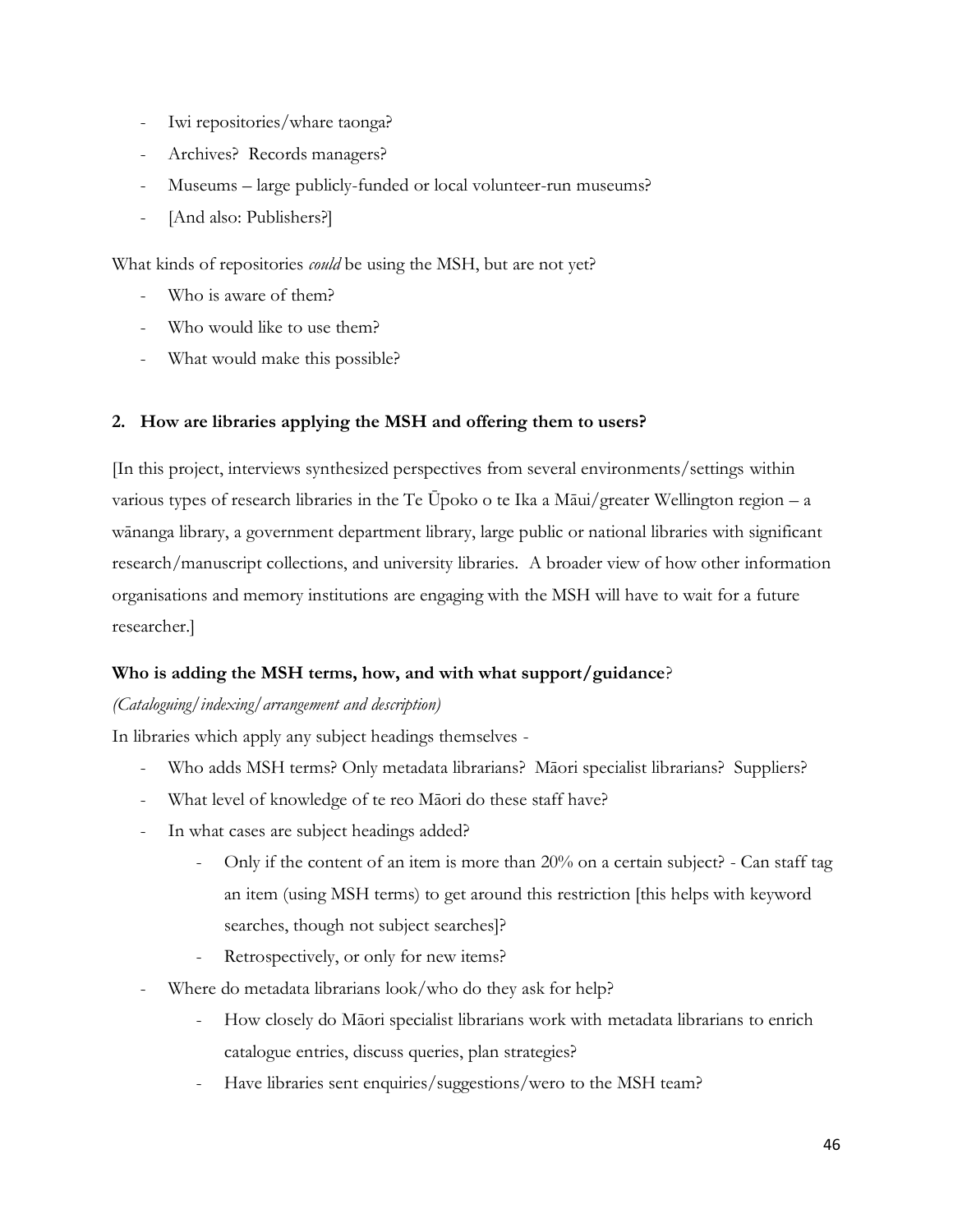- Iwi repositories/whare taonga?
- Archives? Records managers?
- Museums – large publicly-funded or local volunteer-run museums?
- [And also: Publishers?]

What kinds of repositories *could* be using the MSH, but are not yet?

- Who is aware of them?
- Who would like to use them?
- What would make this possible?

**2. How are libraries applying the MSH and offering them to users?**

[In this project, interviews synthesized perspectives from several environments/settings within various types of research libraries in the Te Ūpoko o te Ika a Māui/greater Wellington region – a wānanga library, a government department library, large public or national libraries with significant research/manuscript collections, and university libraries. A broader view of how other information organisations and memory institutions are engaging with the MSH will have to wait for a future researcher.]

**Who is adding the MSH terms, how, and with what support/guidance**?

*(Cataloguing/indexing/arrangement and description)*

In libraries which apply any subject headings themselves -

- Who adds MSH terms? Only metadata librarians? Māori specialist librarians? Suppliers?
- What level of knowledge of te reo Māori do these staff have?
- In what cases are subject headings added?
  - Only if the content of an item is more than 20% on a certain subject? - Can staff tag an item (using MSH terms) to get around this restriction [this helps with keyword searches, though not subject searches]?
  - Retrospectively, or only for new items?
- Where do metadata librarians look/who do they ask for help?
  - How closely do Māori specialist librarians work with metadata librarians to enrich catalogue entries, discuss queries, plan strategies?
  - Have libraries sent enquiries/suggestions/wero to the MSH team?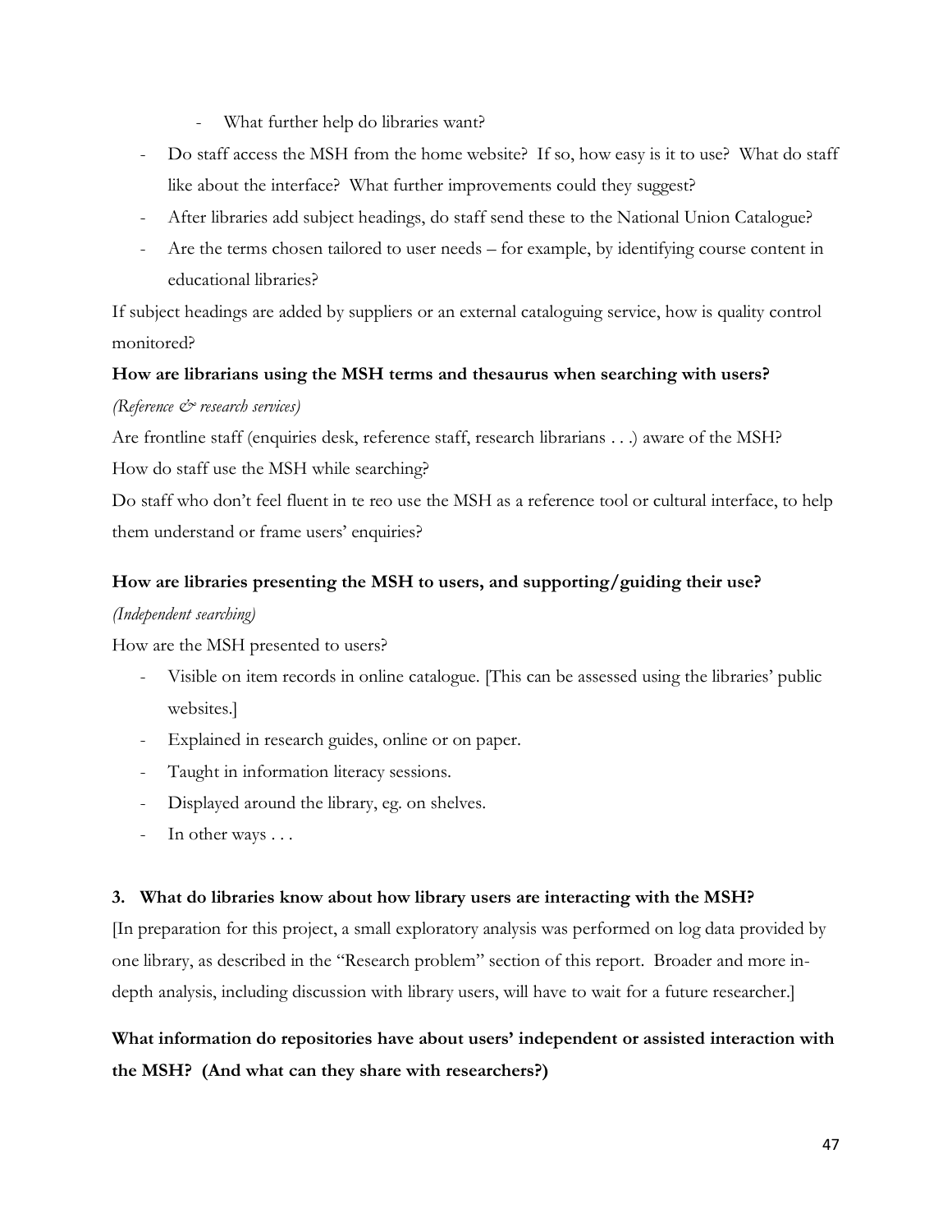- What further help do libraries want?

- Do staff access the MSH from the home website? If so, how easy is it to use? What do staff like about the interface? What further improvements could they suggest?
- After libraries add subject headings, do staff send these to the National Union Catalogue?
- Are the terms chosen tailored to user needs – for example, by identifying course content in educational libraries?

If subject headings are added by suppliers or an external cataloguing service, how is quality control monitored?

**How are librarians using the MSH terms and thesaurus when searching with users?**

*(Reference & research services)*

Are frontline staff (enquiries desk, reference staff, research librarians . . .) aware of the MSH?

How do staff use the MSH while searching?

Do staff who don't feel fluent in te reo use the MSH as a reference tool or cultural interface, to help them understand or frame users' enquiries?

**How are libraries presenting the MSH to users, and supporting/guiding their use?**

*(Independent searching)*

How are the MSH presented to users?

- Visible on item records in online catalogue. [This can be assessed using the libraries' public websites.]
- Explained in research guides, online or on paper.
- Taught in information literacy sessions.
- Displayed around the library, eg. on shelves.
- In other ways . . .

**3. What do libraries know about how library users are interacting with the MSH?**

[In preparation for this project, a small exploratory analysis was performed on log data provided by one library, as described in the "Research problem" section of this report. Broader and more in-depth analysis, including discussion with library users, will have to wait for a future researcher.]

**What information do repositories have about users' independent or assisted interaction with the MSH? (And what can they share with researchers?)**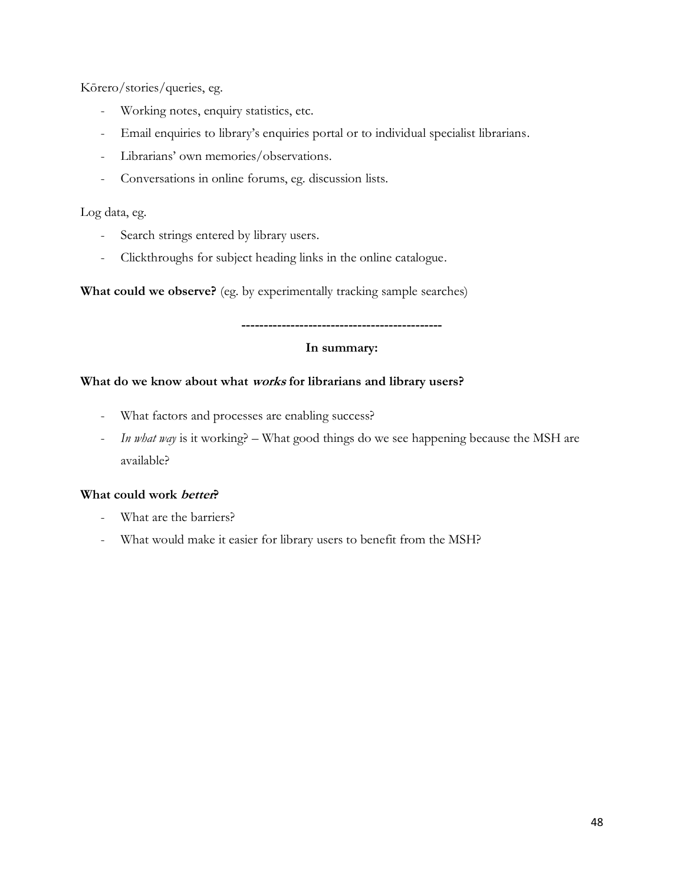Kōrero/stories/queries, eg.

- Working notes, enquiry statistics, etc.
- Email enquiries to library's enquiries portal or to individual specialist librarians.
- Librarians' own memories/observations.
- Conversations in online forums, eg. discussion lists.

Log data, eg.

- Search strings entered by library users.
- Clickthroughs for subject heading links in the online catalogue.

**What could we observe?** (eg. by experimentally tracking sample searches)

**---------------------------------------------**

**In summary:**

**What do we know about what *works* for librarians and library users?**

- What factors and processes are enabling success?
- *In what way* is it working? – What good things do we see happening because the MSH are available?

**What could work *better*?**

- What are the barriers?
- What would make it easier for library users to benefit from the MSH?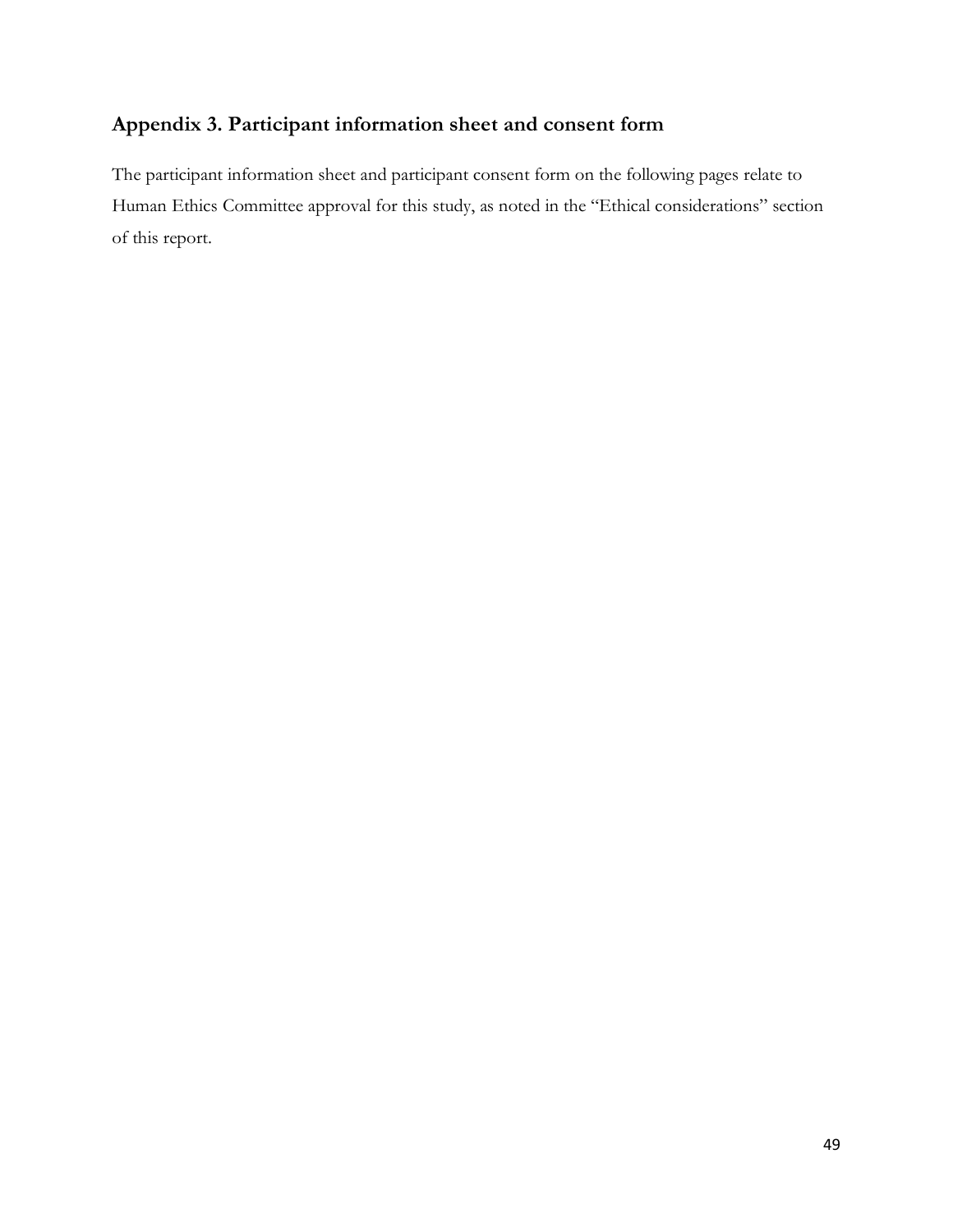## Appendix 3. Participant information sheet and consent form

The participant information sheet and participant consent form on the following pages relate to Human Ethics Committee approval for this study, as noted in the "Ethical considerations" section of this report.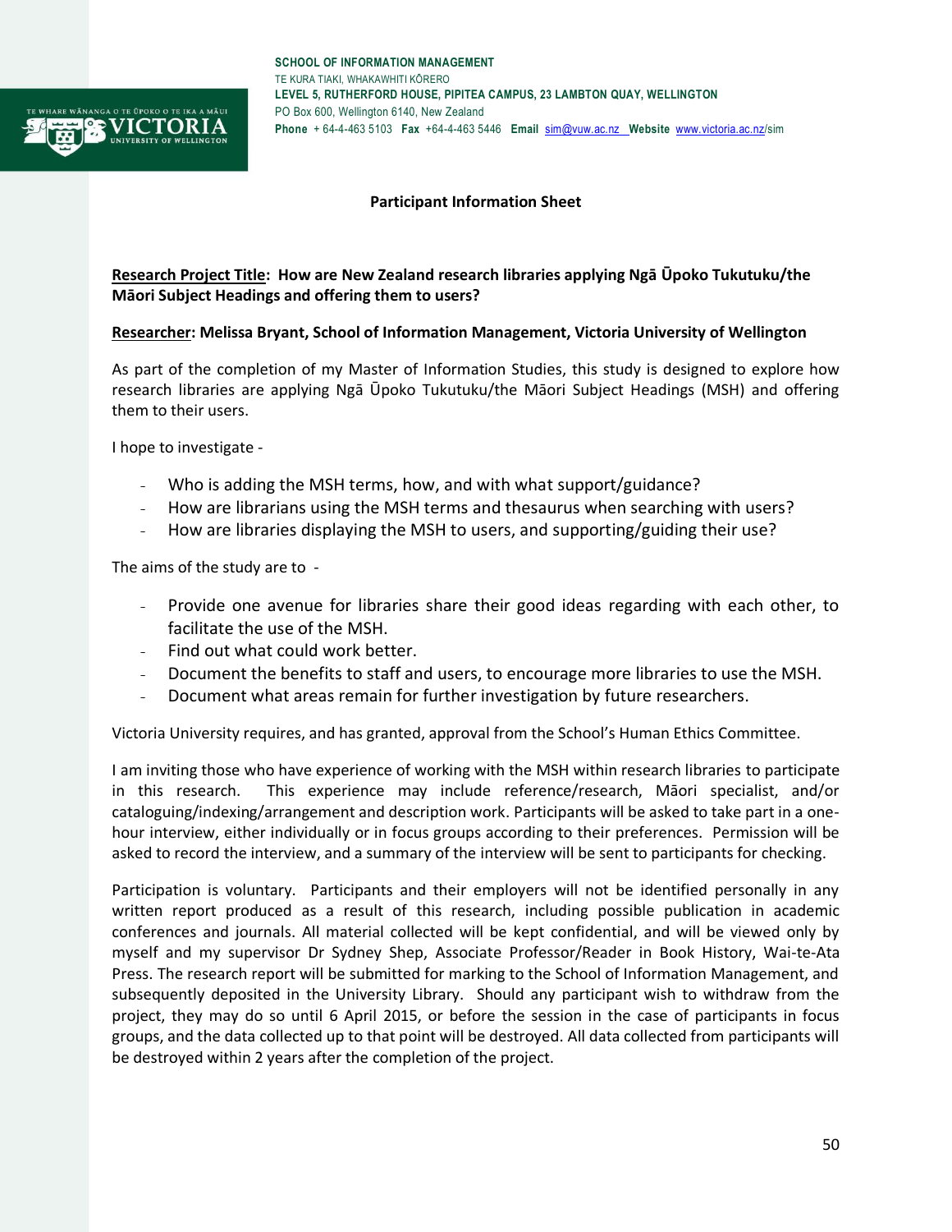SCHOOL OF INFORMATION MANAGEMENT
TE KURA TIAKI, WHAKAWHITI KŌRERO
LEVEL 5, RUTHERFORD HOUSE, PIPITEA CAMPUS, 23 LAMBTON QUAY, WELLINGTON
PO Box 600, Wellington 6140, New Zealand
**Phone** + 64-4-463 5103 **Fax** +64-4-463 5446 **Email** sim@vuw.ac.nz **Website** www.victoria.ac.nz/sim

**Participant Information Sheet**

**Research Project Title: How are New Zealand research libraries applying Ngā Ūpoko Tukutuku/the Māori Subject Headings and offering them to users?**

**Researcher: Melissa Bryant, School of Information Management, Victoria University of Wellington**

As part of the completion of my Master of Information Studies, this study is designed to explore how research libraries are applying Ngā Ūpoko Tukutuku/the Māori Subject Headings (MSH) and offering them to their users.

I hope to investigate -

- Who is adding the MSH terms, how, and with what support/guidance?
- How are librarians using the MSH terms and thesaurus when searching with users?
- How are libraries displaying the MSH to users, and supporting/guiding their use?

The aims of the study are to -

- Provide one avenue for libraries share their good ideas regarding with each other, to facilitate the use of the MSH.
- Find out what could work better.
- Document the benefits to staff and users, to encourage more libraries to use the MSH.
- Document what areas remain for further investigation by future researchers.

Victoria University requires, and has granted, approval from the School's Human Ethics Committee.

I am inviting those who have experience of working with the MSH within research libraries to participate in this research. This experience may include reference/research, Māori specialist, and/or cataloguing/indexing/arrangement and description work. Participants will be asked to take part in a one-hour interview, either individually or in focus groups according to their preferences. Permission will be asked to record the interview, and a summary of the interview will be sent to participants for checking.

Participation is voluntary. Participants and their employers will not be identified personally in any written report produced as a result of this research, including possible publication in academic conferences and journals. All material collected will be kept confidential, and will be viewed only by myself and my supervisor Dr Sydney Shep, Associate Professor/Reader in Book History, Wai-te-Ata Press. The research report will be submitted for marking to the School of Information Management, and subsequently deposited in the University Library. Should any participant wish to withdraw from the project, they may do so until 6 April 2015, or before the session in the case of participants in focus groups, and the data collected up to that point will be destroyed. All data collected from participants will be destroyed within 2 years after the completion of the project.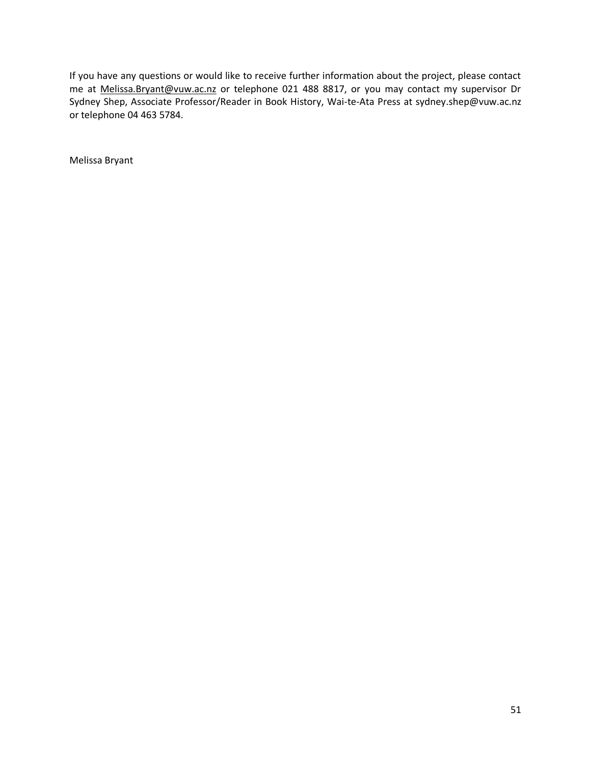If you have any questions or would like to receive further information about the project, please contact me at Melissa.Bryant@vuw.ac.nz or telephone 021 488 8817, or you may contact my supervisor Dr Sydney Shep, Associate Professor/Reader in Book History, Wai-te-Ata Press at sydney.shep@vuw.ac.nz or telephone 04 463 5784.

Melissa Bryant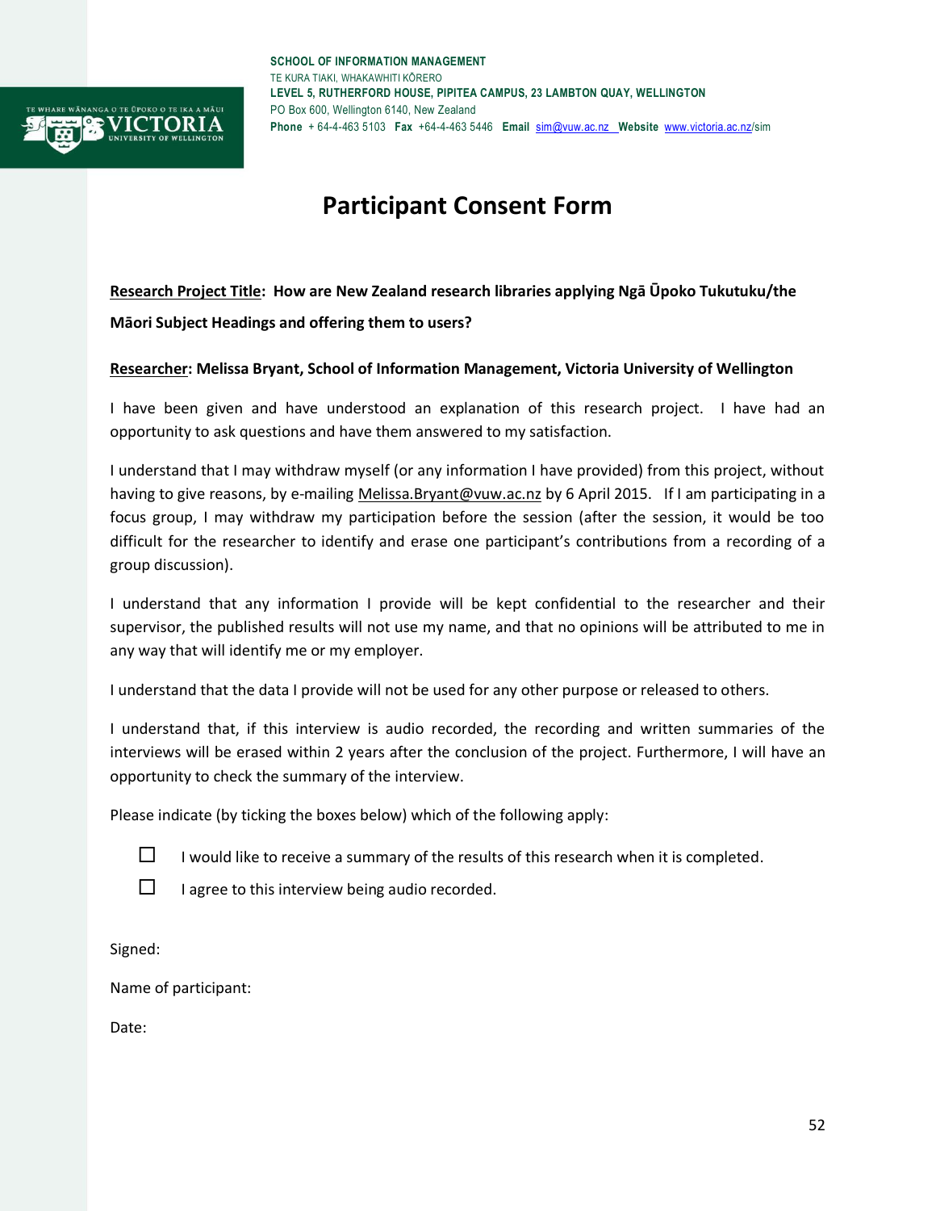**SCHOOL OF INFORMATION MANAGEMENT**
TE KURA TIAKI, WHAKAWHITI KŌRERO
**LEVEL 5, RUTHERFORD HOUSE, PIPITEA CAMPUS, 23 LAMBTON QUAY, WELLINGTON**
PO Box 600, Wellington 6140, New Zealand
**Phone** + 64-4-463 5103 **Fax** +64-4-463 5446 **Email** sim@vuw.ac.nz **Website** www.victoria.ac.nz/sim

# Participant Consent Form

**Research Project Title: How are New Zealand research libraries applying Ngā Ūpoko Tukutuku/the Māori Subject Headings and offering them to users?**

**Researcher: Melissa Bryant, School of Information Management, Victoria University of Wellington**

I have been given and have understood an explanation of this research project. I have had an opportunity to ask questions and have them answered to my satisfaction.

I understand that I may withdraw myself (or any information I have provided) from this project, without having to give reasons, by e-mailing Melissa.Bryant@vuw.ac.nz by 6 April 2015. If I am participating in a focus group, I may withdraw my participation before the session (after the session, it would be too difficult for the researcher to identify and erase one participant's contributions from a recording of a group discussion).

I understand that any information I provide will be kept confidential to the researcher and their supervisor, the published results will not use my name, and that no opinions will be attributed to me in any way that will identify me or my employer.

I understand that the data I provide will not be used for any other purpose or released to others.

I understand that, if this interview is audio recorded, the recording and written summaries of the interviews will be erased within 2 years after the conclusion of the project. Furthermore, I will have an opportunity to check the summary of the interview.

Please indicate (by ticking the boxes below) which of the following apply:

- ☐ I would like to receive a summary of the results of this research when it is completed.
- ☐ I agree to this interview being audio recorded.

Signed:

Name of participant:

Date: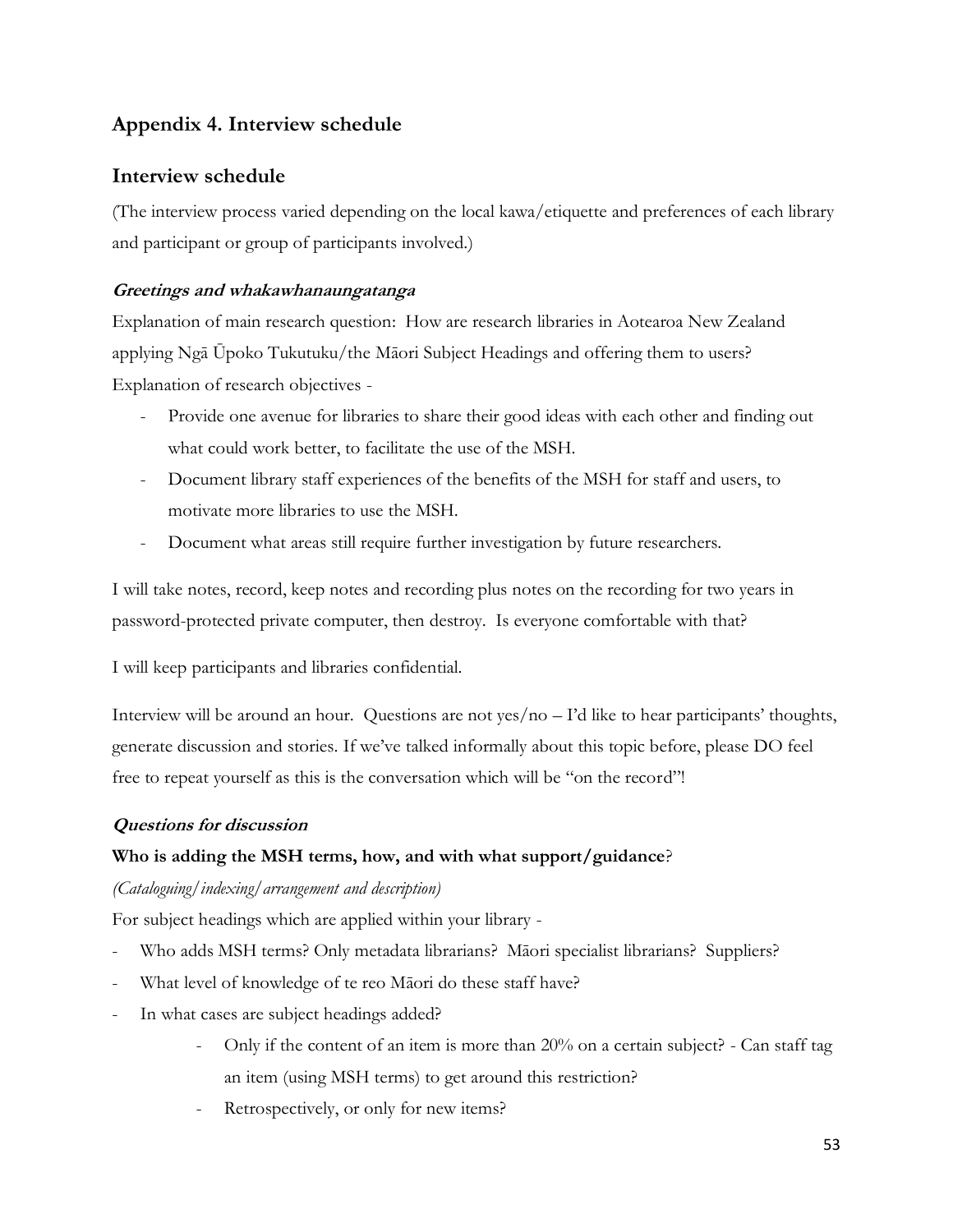## Appendix 4. Interview schedule

### Interview schedule

(The interview process varied depending on the local kawa/etiquette and preferences of each library and participant or group of participants involved.)

***Greetings and whakawhanaungatanga***

Explanation of main research question: How are research libraries in Aotearoa New Zealand applying Ngā Ūpoko Tukutuku/the Māori Subject Headings and offering them to users?

Explanation of research objectives -

- Provide one avenue for libraries to share their good ideas with each other and finding out what could work better, to facilitate the use of the MSH.
- Document library staff experiences of the benefits of the MSH for staff and users, to motivate more libraries to use the MSH.
- Document what areas still require further investigation by future researchers.

I will take notes, record, keep notes and recording plus notes on the recording for two years in password-protected private computer, then destroy. Is everyone comfortable with that?

I will keep participants and libraries confidential.

Interview will be around an hour. Questions are not yes/no – I'd like to hear participants' thoughts, generate discussion and stories. If we've talked informally about this topic before, please DO feel free to repeat yourself as this is the conversation which will be "on the record"!

***Questions for discussion***

**Who is adding the MSH terms, how, and with what support/guidance**?

*(Cataloguing/indexing/arrangement and description)*

For subject headings which are applied within your library -

- Who adds MSH terms? Only metadata librarians? Māori specialist librarians? Suppliers?
- What level of knowledge of te reo Māori do these staff have?
- In what cases are subject headings added?
    - Only if the content of an item is more than 20% on a certain subject? - Can staff tag an item (using MSH terms) to get around this restriction?
    - Retrospectively, or only for new items?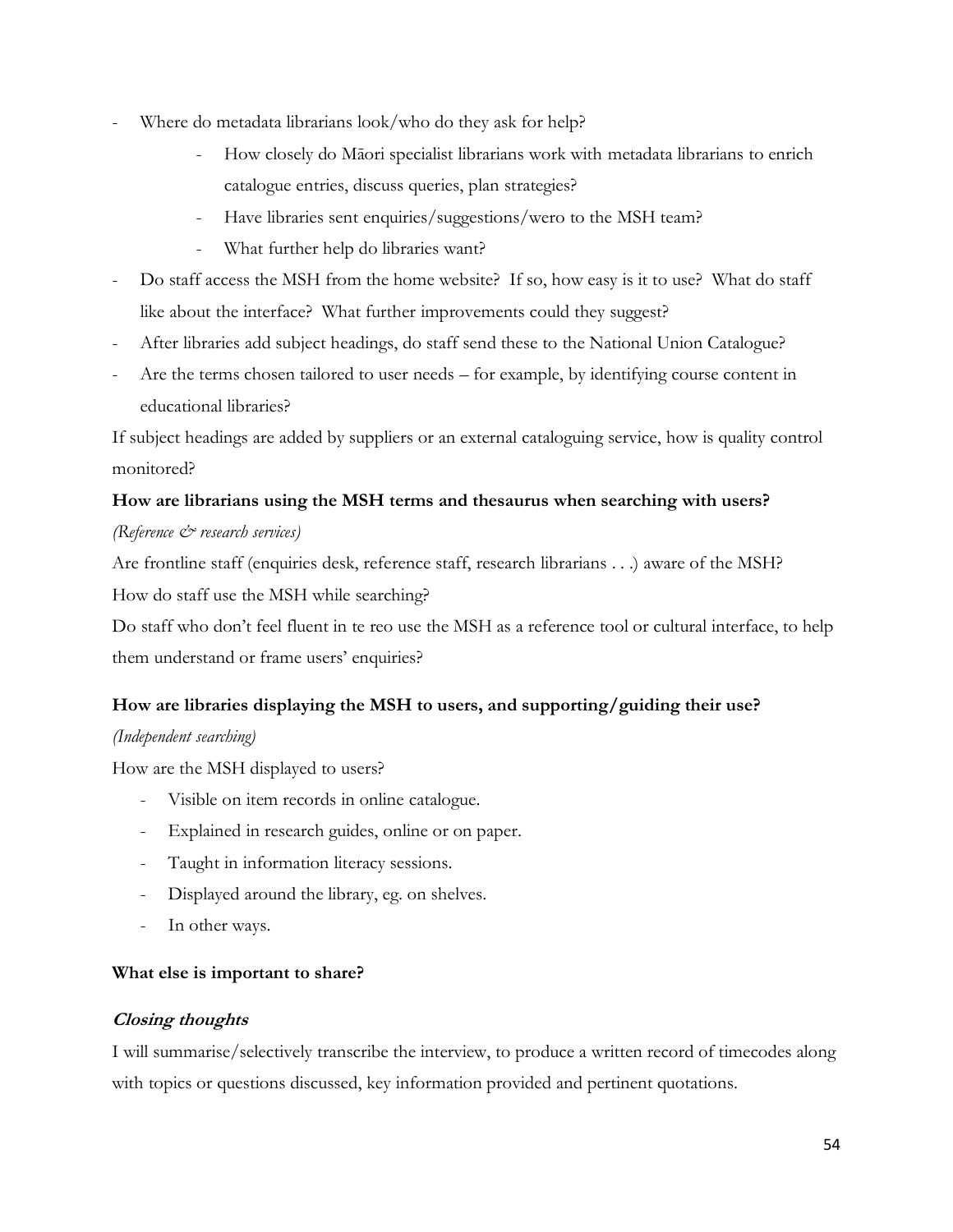- Where do metadata librarians look/who do they ask for help?
    - How closely do Māori specialist librarians work with metadata librarians to enrich catalogue entries, discuss queries, plan strategies?
    - Have libraries sent enquiries/suggestions/wero to the MSH team?
    - What further help do libraries want?
- Do staff access the MSH from the home website? If so, how easy is it to use? What do staff like about the interface? What further improvements could they suggest?
- After libraries add subject headings, do staff send these to the National Union Catalogue?
- Are the terms chosen tailored to user needs – for example, by identifying course content in educational libraries?

If subject headings are added by suppliers or an external cataloguing service, how is quality control monitored?

**How are librarians using the MSH terms and thesaurus when searching with users?**

*(Reference & research services)*

Are frontline staff (enquiries desk, reference staff, research librarians . . .) aware of the MSH?

How do staff use the MSH while searching?

Do staff who don't feel fluent in te reo use the MSH as a reference tool or cultural interface, to help them understand or frame users' enquiries?

**How are libraries displaying the MSH to users, and supporting/guiding their use?**

*(Independent searching)*

How are the MSH displayed to users?

- Visible on item records in online catalogue.
- Explained in research guides, online or on paper.
- Taught in information literacy sessions.
- Displayed around the library, eg. on shelves.
- In other ways.

**What else is important to share?**

***Closing thoughts***

I will summarise/selectively transcribe the interview, to produce a written record of timecodes along with topics or questions discussed, key information provided and pertinent quotations.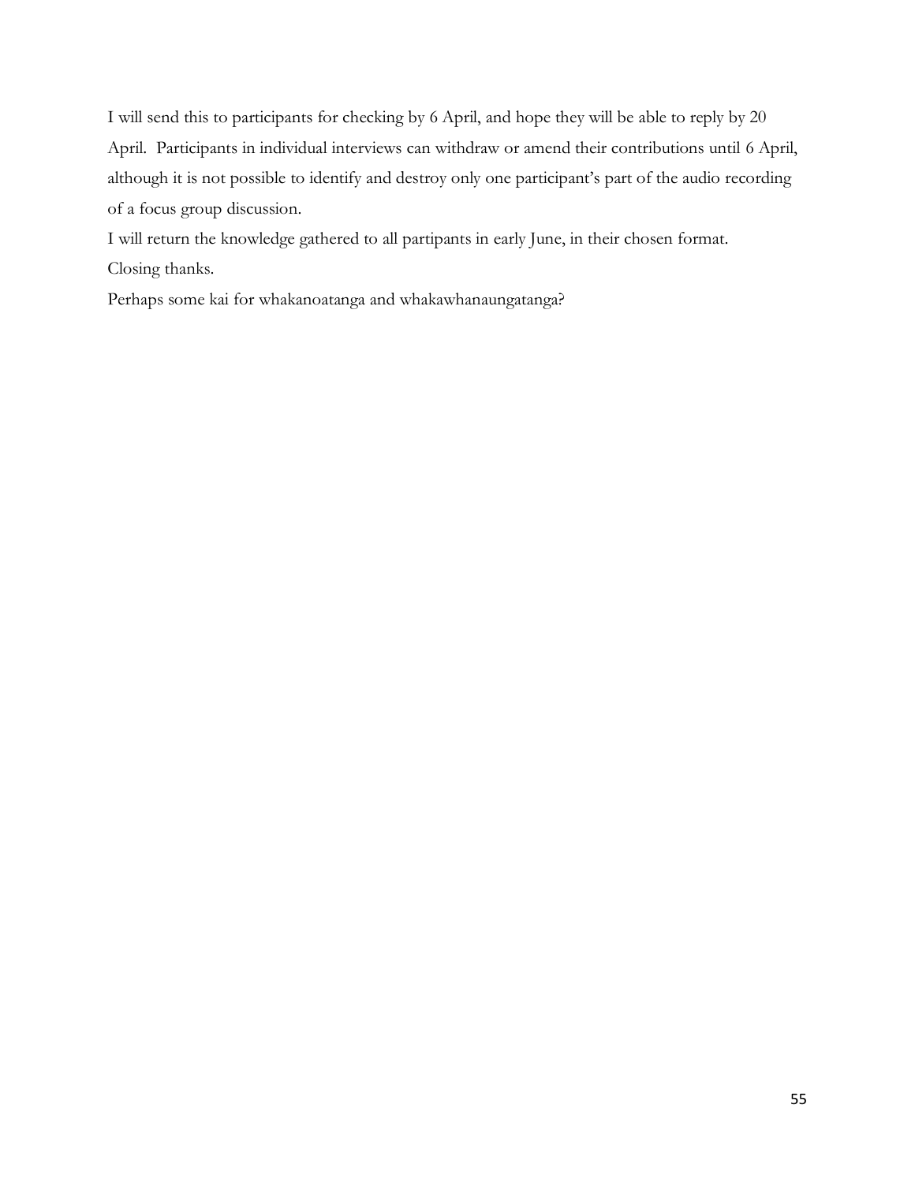I will send this to participants for checking by 6 April, and hope they will be able to reply by 20 April. Participants in individual interviews can withdraw or amend their contributions until 6 April, although it is not possible to identify and destroy only one participant's part of the audio recording of a focus group discussion.

I will return the knowledge gathered to all partipants in early June, in their chosen format.

Closing thanks.

Perhaps some kai for whakanoatanga and whakawhanaungatanga?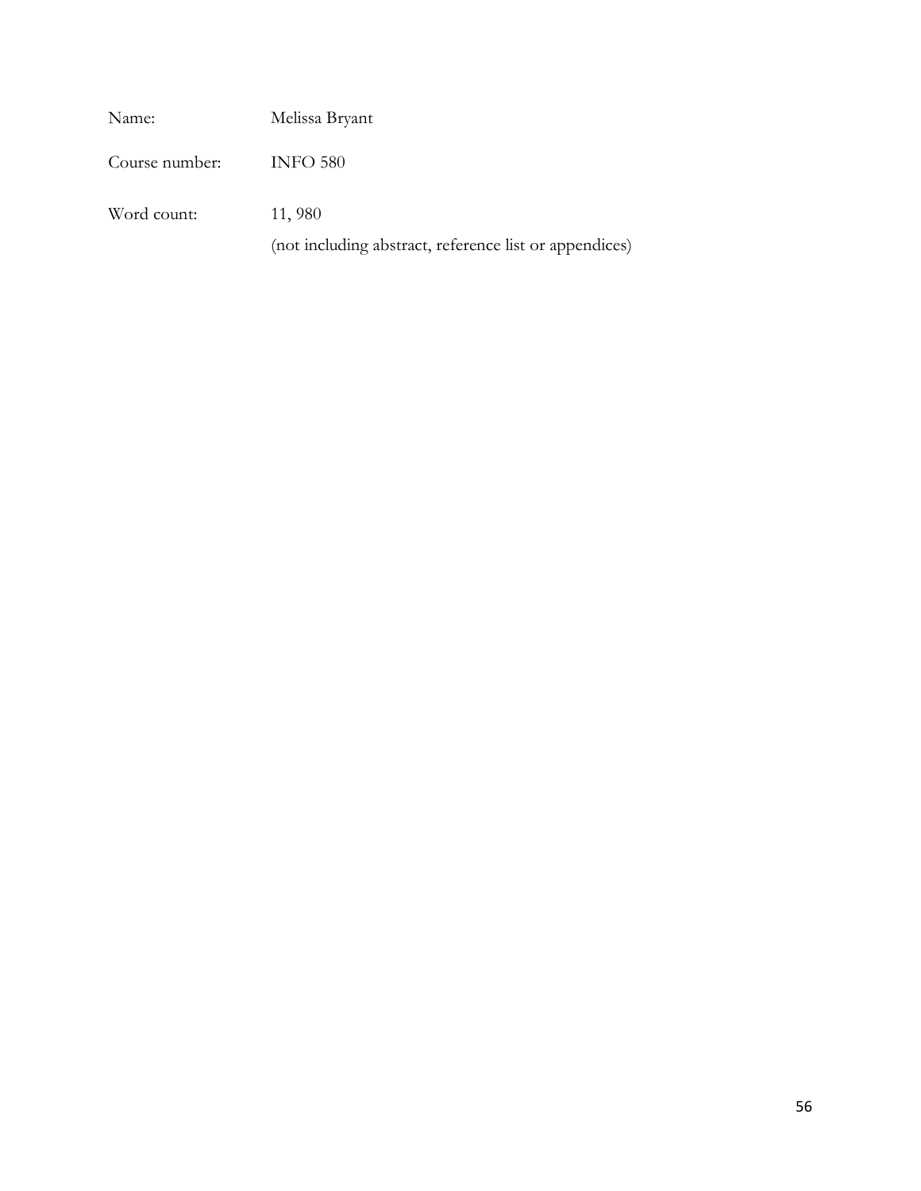| | |
|---|---|
| Name: | Melissa Bryant |
| Course number: | INFO 580 |
| Word count: | 11, 980<br>(not including abstract, reference list or appendices) |